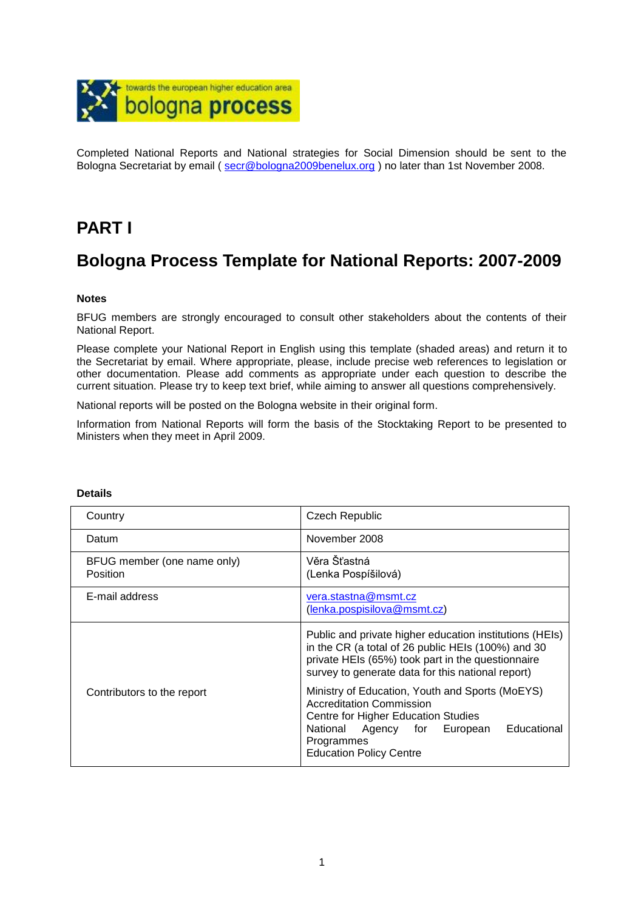Completed National Reports and National strategies for Social Dimension should be sent to the Bologna Secretariat by email ( secr@bologna2009benelux.org ) no later than 1st November 2008.

# PART I

# Bologna Process Template for National Reports: 2007-2009

**Notes**

BFUG members are strongly encouraged to consult other stakeholders about the contents of their National Report.

Please complete your National Report in English using this template (shaded areas) and return it to the Secretariat by email. Where appropriate, please, include precise web references to legislation or other documentation. Please add comments as appropriate under each question to describe the current situation. Please try to keep text brief, while aiming to answer all questions comprehensively.

National reports will be posted on the Bologna website in their original form.

Information from National Reports will form the basis of the Stocktaking Report to be presented to Ministers when they meet in April 2009.

**Details**

| | |
|---|---|
| Country | Czech Republic |
| Datum | November 2008 |
| BFUG member (one name only)<br>Position | Věra Šťastná<br>(Lenka Pospíšilová) |
| E-mail address | vera.stastna@msmt.cz<br>(lenka.pospisilova@msmt.cz) |
| Contributors to the report | Public and private higher education institutions (HEIs) in the CR (a total of 26 public HEIs (100%) and 30 private HEIs (65%) took part in the questionnaire survey to generate data for this national report)<br><br>Ministry of Education, Youth and Sports (MoEYS)<br>Accreditation Commission<br>Centre for Higher Education Studies<br>National Agency for European Educational Programmes<br>Education Policy Centre |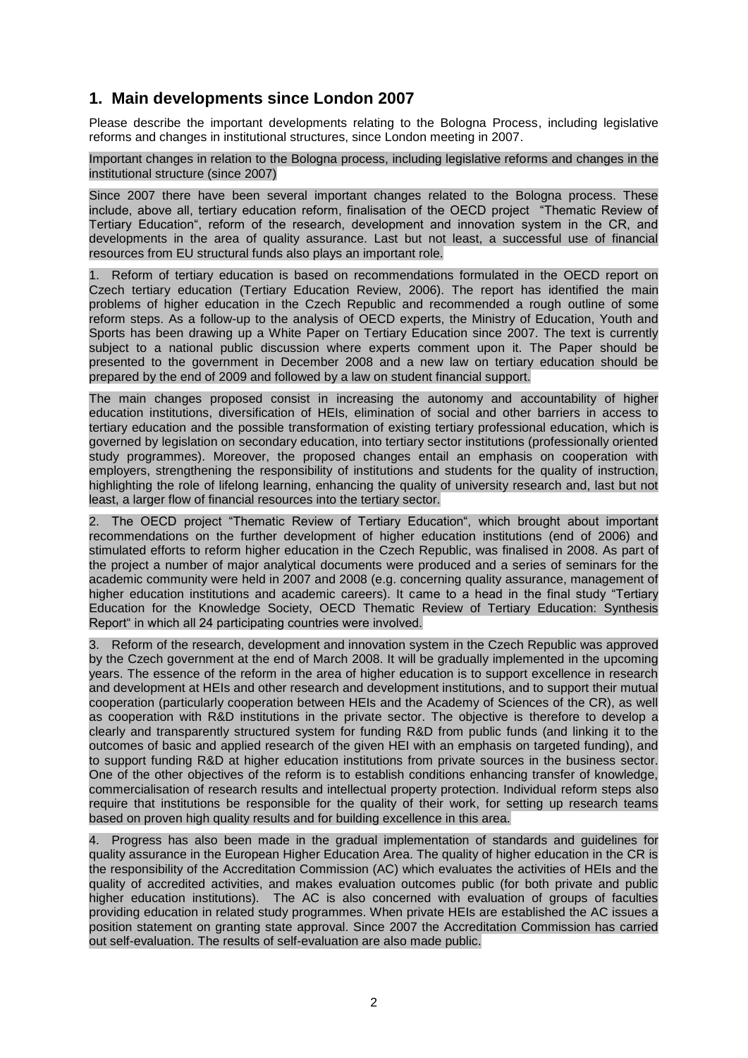## 1. Main developments since London 2007

Please describe the important developments relating to the Bologna Process, including legislative reforms and changes in institutional structures, since London meeting in 2007.

Important changes in relation to the Bologna process, including legislative reforms and changes in the institutional structure (since 2007)

Since 2007 there have been several important changes related to the Bologna process. These include, above all, tertiary education reform, finalisation of the OECD project "Thematic Review of Tertiary Education", reform of the research, development and innovation system in the CR, and developments in the area of quality assurance. Last but not least, a successful use of financial resources from EU structural funds also plays an important role.

1. Reform of tertiary education is based on recommendations formulated in the OECD report on Czech tertiary education (Tertiary Education Review, 2006). The report has identified the main problems of higher education in the Czech Republic and recommended a rough outline of some reform steps. As a follow-up to the analysis of OECD experts, the Ministry of Education, Youth and Sports has been drawing up a White Paper on Tertiary Education since 2007. The text is currently subject to a national public discussion where experts comment upon it. The Paper should be presented to the government in December 2008 and a new law on tertiary education should be prepared by the end of 2009 and followed by a law on student financial support.

The main changes proposed consist in increasing the autonomy and accountability of higher education institutions, diversification of HEIs, elimination of social and other barriers in access to tertiary education and the possible transformation of existing tertiary professional education, which is governed by legislation on secondary education, into tertiary sector institutions (professionally oriented study programmes). Moreover, the proposed changes entail an emphasis on cooperation with employers, strengthening the responsibility of institutions and students for the quality of instruction, highlighting the role of lifelong learning, enhancing the quality of university research and, last but not least, a larger flow of financial resources into the tertiary sector.

2. The OECD project "Thematic Review of Tertiary Education", which brought about important recommendations on the further development of higher education institutions (end of 2006) and stimulated efforts to reform higher education in the Czech Republic, was finalised in 2008. As part of the project a number of major analytical documents were produced and a series of seminars for the academic community were held in 2007 and 2008 (e.g. concerning quality assurance, management of higher education institutions and academic careers). It came to a head in the final study "Tertiary Education for the Knowledge Society, OECD Thematic Review of Tertiary Education: Synthesis Report" in which all 24 participating countries were involved.

3. Reform of the research, development and innovation system in the Czech Republic was approved by the Czech government at the end of March 2008. It will be gradually implemented in the upcoming years. The essence of the reform in the area of higher education is to support excellence in research and development at HEIs and other research and development institutions, and to support their mutual cooperation (particularly cooperation between HEIs and the Academy of Sciences of the CR), as well as cooperation with R&D institutions in the private sector. The objective is therefore to develop a clearly and transparently structured system for funding R&D from public funds (and linking it to the outcomes of basic and applied research of the given HEI with an emphasis on targeted funding), and to support funding R&D at higher education institutions from private sources in the business sector. One of the other objectives of the reform is to establish conditions enhancing transfer of knowledge, commercialisation of research results and intellectual property protection. Individual reform steps also require that institutions be responsible for the quality of their work, for setting up research teams based on proven high quality results and for building excellence in this area.

4. Progress has also been made in the gradual implementation of standards and guidelines for quality assurance in the European Higher Education Area. The quality of higher education in the CR is the responsibility of the Accreditation Commission (AC) which evaluates the activities of HEIs and the quality of accredited activities, and makes evaluation outcomes public (for both private and public higher education institutions). The AC is also concerned with evaluation of groups of faculties providing education in related study programmes. When private HEIs are established the AC issues a position statement on granting state approval. Since 2007 the Accreditation Commission has carried out self-evaluation. The results of self-evaluation are also made public.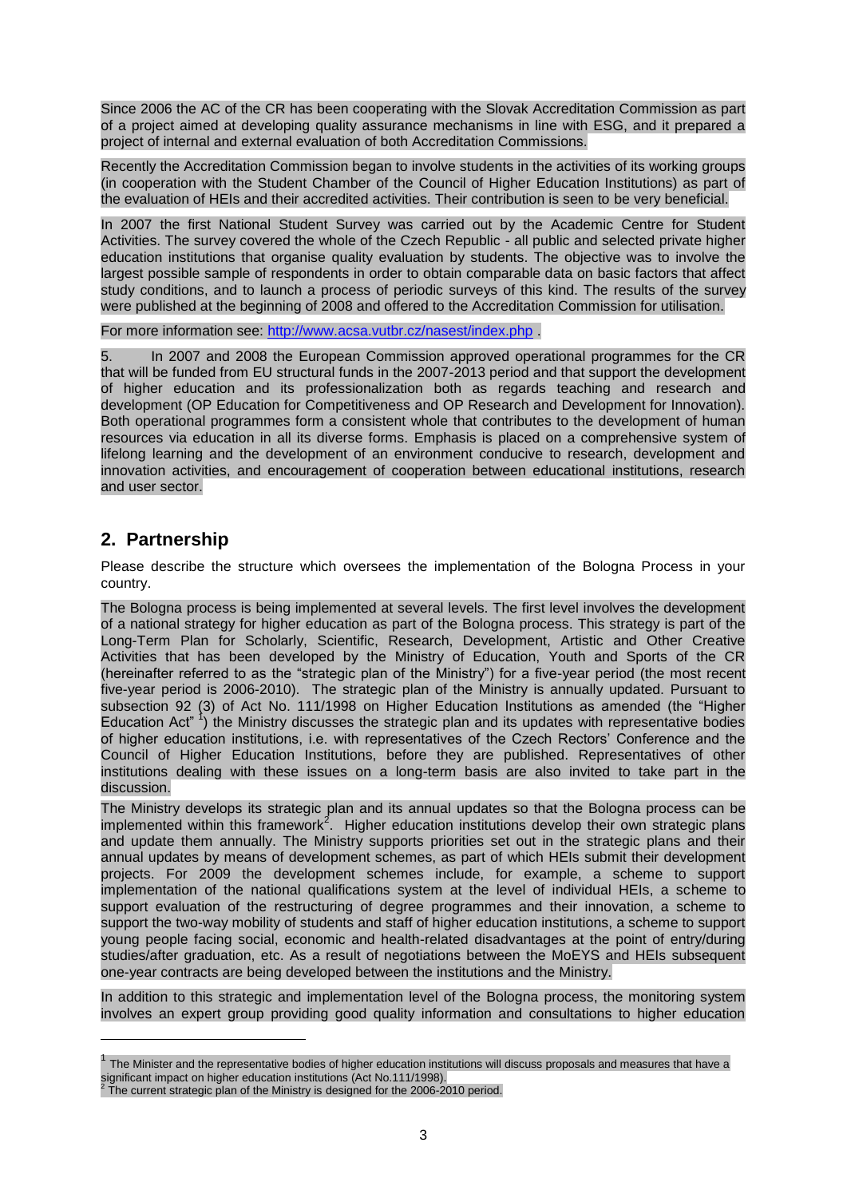Since 2006 the AC of the CR has been cooperating with the Slovak Accreditation Commission as part of a project aimed at developing quality assurance mechanisms in line with ESG, and it prepared a project of internal and external evaluation of both Accreditation Commissions.

Recently the Accreditation Commission began to involve students in the activities of its working groups (in cooperation with the Student Chamber of the Council of Higher Education Institutions) as part of the evaluation of HEIs and their accredited activities. Their contribution is seen to be very beneficial.

In 2007 the first National Student Survey was carried out by the Academic Centre for Student Activities. The survey covered the whole of the Czech Republic - all public and selected private higher education institutions that organise quality evaluation by students. The objective was to involve the largest possible sample of respondents in order to obtain comparable data on basic factors that affect study conditions, and to launch a process of periodic surveys of this kind. The results of the survey were published at the beginning of 2008 and offered to the Accreditation Commission for utilisation.

For more information see: http://www.acsa.vutbr.cz/nasest/index.php .

5. In 2007 and 2008 the European Commission approved operational programmes for the CR that will be funded from EU structural funds in the 2007-2013 period and that support the development of higher education and its professionalization both as regards teaching and research and development (OP Education for Competitiveness and OP Research and Development for Innovation). Both operational programmes form a consistent whole that contributes to the development of human resources via education in all its diverse forms. Emphasis is placed on a comprehensive system of lifelong learning and the development of an environment conducive to research, development and innovation activities, and encouragement of cooperation between educational institutions, research and user sector.

## 2. Partnership

Please describe the structure which oversees the implementation of the Bologna Process in your country.

The Bologna process is being implemented at several levels. The first level involves the development of a national strategy for higher education as part of the Bologna process. This strategy is part of the Long-Term Plan for Scholarly, Scientific, Research, Development, Artistic and Other Creative Activities that has been developed by the Ministry of Education, Youth and Sports of the CR (hereinafter referred to as the "strategic plan of the Ministry") for a five-year period (the most recent five-year period is 2006-2010). The strategic plan of the Ministry is annually updated. Pursuant to subsection 92 (3) of Act No. 111/1998 on Higher Education Institutions as amended (the "Higher Education Act" [1]) the Ministry discusses the strategic plan and its updates with representative bodies of higher education institutions, i.e. with representatives of the Czech Rectors' Conference and the Council of Higher Education Institutions, before they are published. Representatives of other institutions dealing with these issues on a long-term basis are also invited to take part in the discussion.

The Ministry develops its strategic plan and its annual updates so that the Bologna process can be implemented within this framework[2]. Higher education institutions develop their own strategic plans and update them annually. The Ministry supports priorities set out in the strategic plans and their annual updates by means of development schemes, as part of which HEIs submit their development projects. For 2009 the development schemes include, for example, a scheme to support implementation of the national qualifications system at the level of individual HEIs, a scheme to support evaluation of the restructuring of degree programmes and their innovation, a scheme to support the two-way mobility of students and staff of higher education institutions, a scheme to support young people facing social, economic and health-related disadvantages at the point of entry/during studies/after graduation, etc. As a result of negotiations between the MoEYS and HEIs subsequent one-year contracts are being developed between the institutions and the Ministry.

In addition to this strategic and implementation level of the Bologna process, the monitoring system involves an expert group providing good quality information and consultations to higher education

[1] The Minister and the representative bodies of higher education institutions will discuss proposals and measures that have a significant impact on higher education institutions (Act No.111/1998).

[2] The current strategic plan of the Ministry is designed for the 2006-2010 period.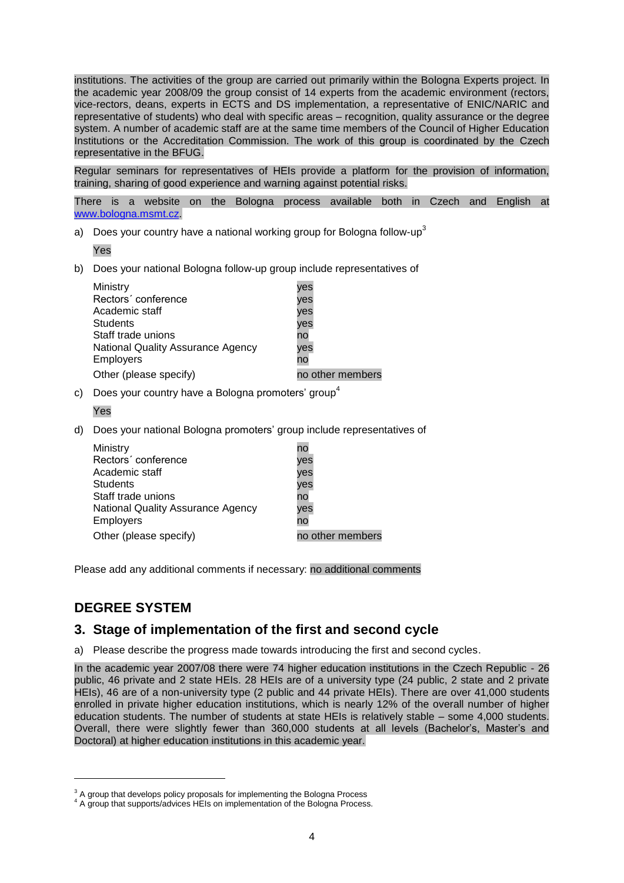institutions. The activities of the group are carried out primarily within the Bologna Experts project. In the academic year 2008/09 the group consist of 14 experts from the academic environment (rectors, vice-rectors, deans, experts in ECTS and DS implementation, a representative of ENIC/NARIC and representative of students) who deal with specific areas – recognition, quality assurance or the degree system. A number of academic staff are at the same time members of the Council of Higher Education Institutions or the Accreditation Commission. The work of this group is coordinated by the Czech representative in the BFUG.

Regular seminars for representatives of HEIs provide a platform for the provision of information, training, sharing of good experience and warning against potential risks.

There is a website on the Bologna process available both in Czech and English at www.bologna.msmt.cz.

a) Does your country have a national working group for Bologna follow-up[3]

Yes

b) Does your national Bologna follow-up group include representatives of

| | |
|---|---|
| Ministry | yes |
| Rectors´ conference | yes |
| Academic staff | yes |
| Students | yes |
| Staff trade unions | no |
| National Quality Assurance Agency | yes |
| Employers | no |
| Other (please specify) | no other members |

c) Does your country have a Bologna promoters' group[4]

Yes

d) Does your national Bologna promoters' group include representatives of

| | |
|---|---|
| Ministry | no |
| Rectors´ conference | yes |
| Academic staff | yes |
| Students | yes |
| Staff trade unions | no |
| National Quality Assurance Agency | yes |
| Employers | no |
| Other (please specify) | no other members |

Please add any additional comments if necessary: no additional comments

## DEGREE SYSTEM

## 3. Stage of implementation of the first and second cycle

a) Please describe the progress made towards introducing the first and second cycles.

In the academic year 2007/08 there were 74 higher education institutions in the Czech Republic - 26 public, 46 private and 2 state HEIs. 28 HEIs are of a university type (24 public, 2 state and 2 private HEIs), 46 are of a non-university type (2 public and 44 private HEIs). There are over 41,000 students enrolled in private higher education institutions, which is nearly 12% of the overall number of higher education students. The number of students at state HEIs is relatively stable – some 4,000 students. Overall, there were slightly fewer than 360,000 students at all levels (Bachelor's, Master's and Doctoral) at higher education institutions in this academic year.

[3] A group that develops policy proposals for implementing the Bologna Process

[4] A group that supports/advices HEIs on implementation of the Bologna Process.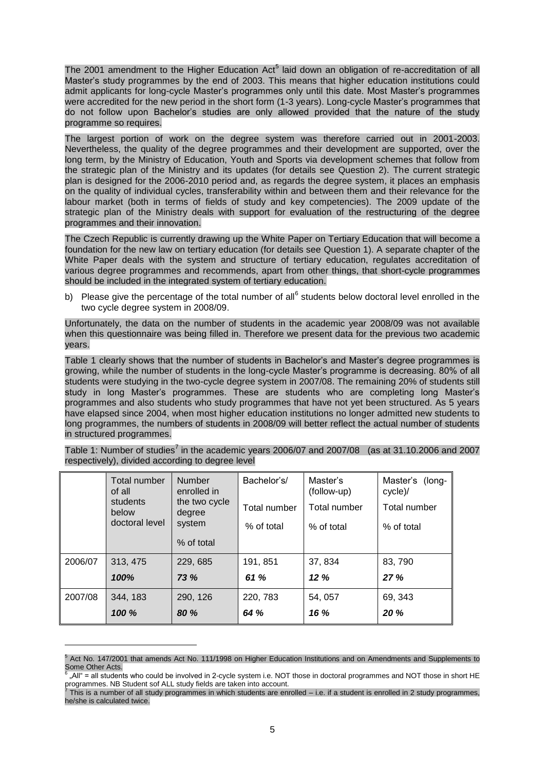The 2001 amendment to the Higher Education Act[5] laid down an obligation of re-accreditation of all Master's study programmes by the end of 2003. This means that higher education institutions could admit applicants for long-cycle Master's programmes only until this date. Most Master's programmes were accredited for the new period in the short form (1-3 years). Long-cycle Master's programmes that do not follow upon Bachelor's studies are only allowed provided that the nature of the study programme so requires.

The largest portion of work on the degree system was therefore carried out in 2001-2003. Nevertheless, the quality of the degree programmes and their development are supported, over the long term, by the Ministry of Education, Youth and Sports via development schemes that follow from the strategic plan of the Ministry and its updates (for details see Question 2). The current strategic plan is designed for the 2006-2010 period and, as regards the degree system, it places an emphasis on the quality of individual cycles, transferability within and between them and their relevance for the labour market (both in terms of fields of study and key competencies). The 2009 update of the strategic plan of the Ministry deals with support for evaluation of the restructuring of the degree programmes and their innovation.

The Czech Republic is currently drawing up the White Paper on Tertiary Education that will become a foundation for the new law on tertiary education (for details see Question 1). A separate chapter of the White Paper deals with the system and structure of tertiary education, regulates accreditation of various degree programmes and recommends, apart from other things, that short-cycle programmes should be included in the integrated system of tertiary education.

b) Please give the percentage of the total number of all[6] students below doctoral level enrolled in the two cycle degree system in 2008/09.

Unfortunately, the data on the number of students in the academic year 2008/09 was not available when this questionnaire was being filled in. Therefore we present data for the previous two academic years.

Table 1 clearly shows that the number of students in Bachelor's and Master's degree programmes is growing, while the number of students in the long-cycle Master's programme is decreasing. 80% of all students were studying in the two-cycle degree system in 2007/08. The remaining 20% of students still study in long Master's programmes. These are students who are completing long Master's programmes and also students who study programmes that have not yet been structured. As 5 years have elapsed since 2004, when most higher education institutions no longer admitted new students to long programmes, the numbers of students in 2008/09 will better reflect the actual number of students in structured programmes.

Table 1: Number of studies[7] in the academic years 2006/07 and 2007/08 (as at 31.10.2006 and 2007 respectively), divided according to degree level

| | Total number of all students below doctoral level | Number enrolled in the two cycle degree system<br>% of total | Bachelor's/<br>Total number<br>% of total | Master's (follow-up)<br>Total number<br>% of total | Master's (long-cycle)/<br>Total number<br>% of total |
|---|---|---|---|---|---|
| 2006/07 | 313, 475<br>***100%*** | 229, 685<br>***73 %*** | 191, 851<br>***61 %*** | 37, 834<br>***12 %*** | 83, 790<br>***27 %*** |
| 2007/08 | 344, 183<br>***100 %*** | 290, 126<br>***80 %*** | 220, 783<br>***64 %*** | 54, 057<br>***16 %*** | 69, 343<br>***20 %*** |

[5] Act No. 147/2001 that amends Act No. 111/1998 on Higher Education Institutions and on Amendments and Supplements to Some Other Acts.

[6] „All" = all students who could be involved in 2-cycle system i.e. NOT those in doctoral programmes and NOT those in short HE programmes. NB Student sof ALL study fields are taken into account.

[7] This is a number of all study programmes in which students are enrolled – i.e. if a student is enrolled in 2 study programmes, he/she is calculated twice.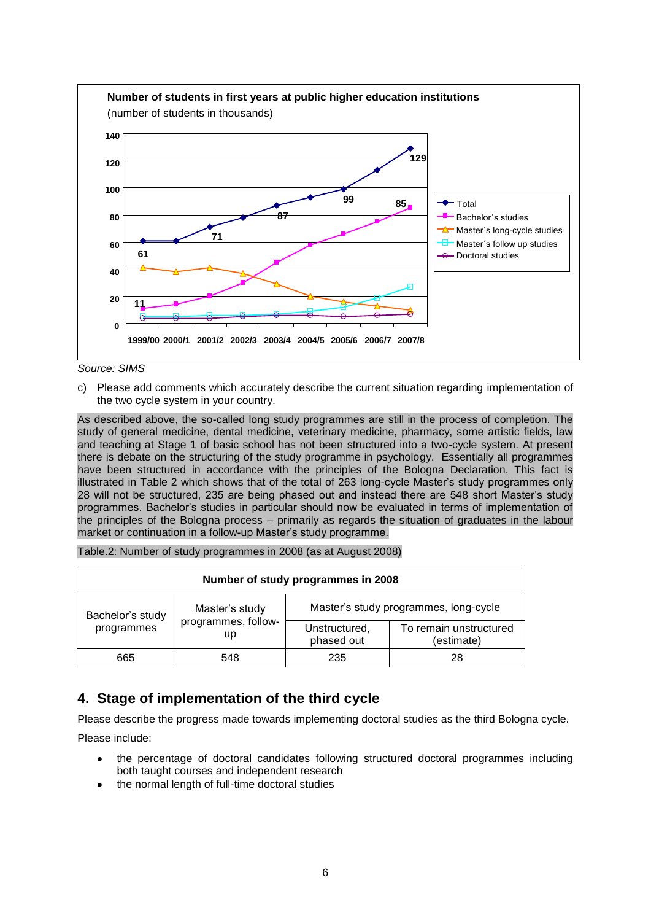Number of students in first years at public higher education institutions

(number of students in thousands)

140
120
100
80
60
40
20
0

1999/00 2000/1 2001/2 2002/3 2003/4 2004/5 2005/6 2006/7 2007/8

61
71
87
99
129
85
11

Total
Bachelor´s studies
Master´s long-cycle studies
Master´s follow up studies
Doctoral studies

*Source: SIMS*

c) Please add comments which accurately describe the current situation regarding implementation of the two cycle system in your country.

As described above, the so-called long study programmes are still in the process of completion. The study of general medicine, dental medicine, veterinary medicine, pharmacy, some artistic fields, law and teaching at Stage 1 of basic school has not been structured into a two-cycle system. At present there is debate on the structuring of the study programme in psychology. Essentially all programmes have been structured in accordance with the principles of the Bologna Declaration. This fact is illustrated in Table 2 which shows that of the total of 263 long-cycle Master's study programmes only 28 will not be structured, 235 are being phased out and instead there are 548 short Master's study programmes. Bachelor's studies in particular should now be evaluated in terms of implementation of the principles of the Bologna process – primarily as regards the situation of graduates in the labour market or continuation in a follow-up Master's study programme.

Table.2: Number of study programmes in 2008 (as at August 2008)

| Number of study programmes in 2008 | | | |
|---|---|---|---|
| Bachelor's study programmes | Master's study programmes, follow-up | Master's study programmes, long-cycle | |
| | | Unstructured, phased out | To remain unstructured (estimate) |
| 665 | 548 | 235 | 28 |

## 4. Stage of implementation of the third cycle

Please describe the progress made towards implementing doctoral studies as the third Bologna cycle.

Please include:

- the percentage of doctoral candidates following structured doctoral programmes including both taught courses and independent research
- the normal length of full-time doctoral studies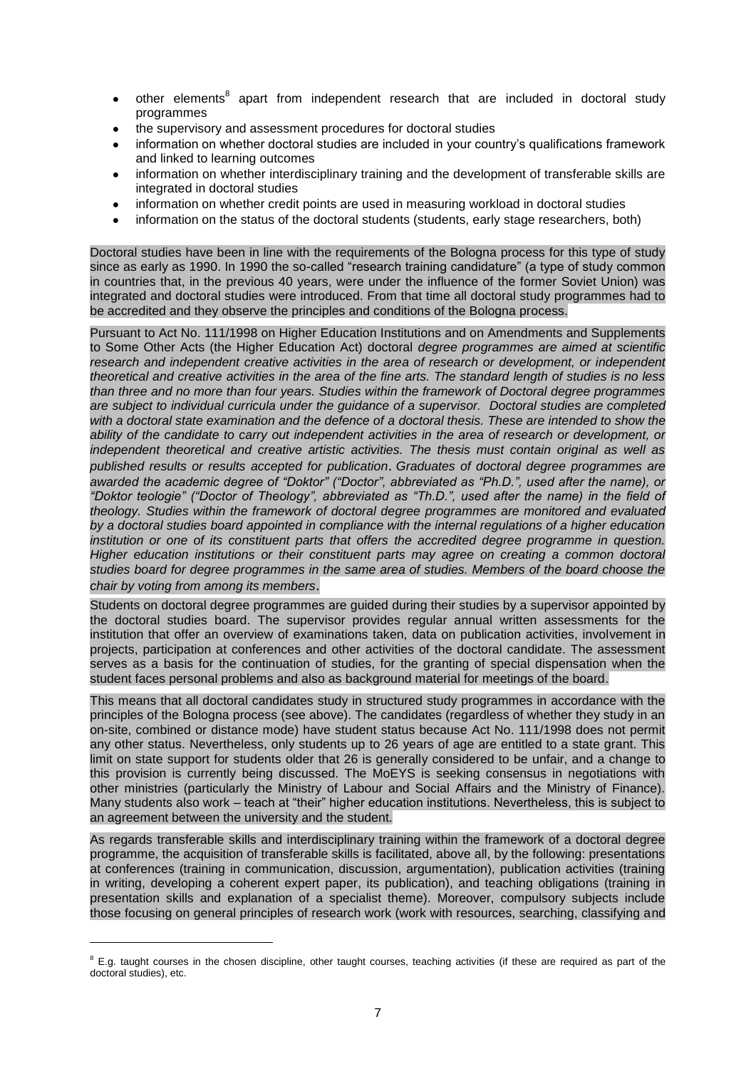- other elements[8] apart from independent research that are included in doctoral study programmes
- the supervisory and assessment procedures for doctoral studies
- information on whether doctoral studies are included in your country's qualifications framework and linked to learning outcomes
- information on whether interdisciplinary training and the development of transferable skills are integrated in doctoral studies
- information on whether credit points are used in measuring workload in doctoral studies
- information on the status of the doctoral students (students, early stage researchers, both)

Doctoral studies have been in line with the requirements of the Bologna process for this type of study since as early as 1990. In 1990 the so-called "research training candidature" (a type of study common in countries that, in the previous 40 years, were under the influence of the former Soviet Union) was integrated and doctoral studies were introduced. From that time all doctoral study programmes had to be accredited and they observe the principles and conditions of the Bologna process.

Pursuant to Act No. 111/1998 on Higher Education Institutions and on Amendments and Supplements to Some Other Acts (the Higher Education Act) doctoral *degree programmes are aimed at scientific research and independent creative activities in the area of research or development, or independent theoretical and creative activities in the area of the fine arts. The standard length of studies is no less than three and no more than four years. Studies within the framework of Doctoral degree programmes are subject to individual curricula under the guidance of a supervisor. Doctoral studies are completed with a doctoral state examination and the defence of a doctoral thesis. These are intended to show the ability of the candidate to carry out independent activities in the area of research or development, or independent theoretical and creative artistic activities. The thesis must contain original as well as published results or results accepted for publication. Graduates of doctoral degree programmes are awarded the academic degree of "Doktor" ("Doctor", abbreviated as "Ph.D.", used after the name), or "Doktor teologie" ("Doctor of Theology", abbreviated as "Th.D.", used after the name) in the field of theology. Studies within the framework of doctoral degree programmes are monitored and evaluated by a doctoral studies board appointed in compliance with the internal regulations of a higher education institution or one of its constituent parts that offers the accredited degree programme in question. Higher education institutions or their constituent parts may agree on creating a common doctoral studies board for degree programmes in the same area of studies. Members of the board choose the chair by voting from among its members*.

Students on doctoral degree programmes are guided during their studies by a supervisor appointed by the doctoral studies board. The supervisor provides regular annual written assessments for the institution that offer an overview of examinations taken, data on publication activities, involvement in projects, participation at conferences and other activities of the doctoral candidate. The assessment serves as a basis for the continuation of studies, for the granting of special dispensation when the student faces personal problems and also as background material for meetings of the board.

This means that all doctoral candidates study in structured study programmes in accordance with the principles of the Bologna process (see above). The candidates (regardless of whether they study in an on-site, combined or distance mode) have student status because Act No. 111/1998 does not permit any other status. Nevertheless, only students up to 26 years of age are entitled to a state grant. This limit on state support for students older that 26 is generally considered to be unfair, and a change to this provision is currently being discussed. The MoEYS is seeking consensus in negotiations with other ministries (particularly the Ministry of Labour and Social Affairs and the Ministry of Finance). Many students also work – teach at "their" higher education institutions. Nevertheless, this is subject to an agreement between the university and the student.

As regards transferable skills and interdisciplinary training within the framework of a doctoral degree programme, the acquisition of transferable skills is facilitated, above all, by the following: presentations at conferences (training in communication, discussion, argumentation), publication activities (training in writing, developing a coherent expert paper, its publication), and teaching obligations (training in presentation skills and explanation of a specialist theme). Moreover, compulsory subjects include those focusing on general principles of research work (work with resources, searching, classifying and

[8] E.g. taught courses in the chosen discipline, other taught courses, teaching activities (if these are required as part of the doctoral studies), etc.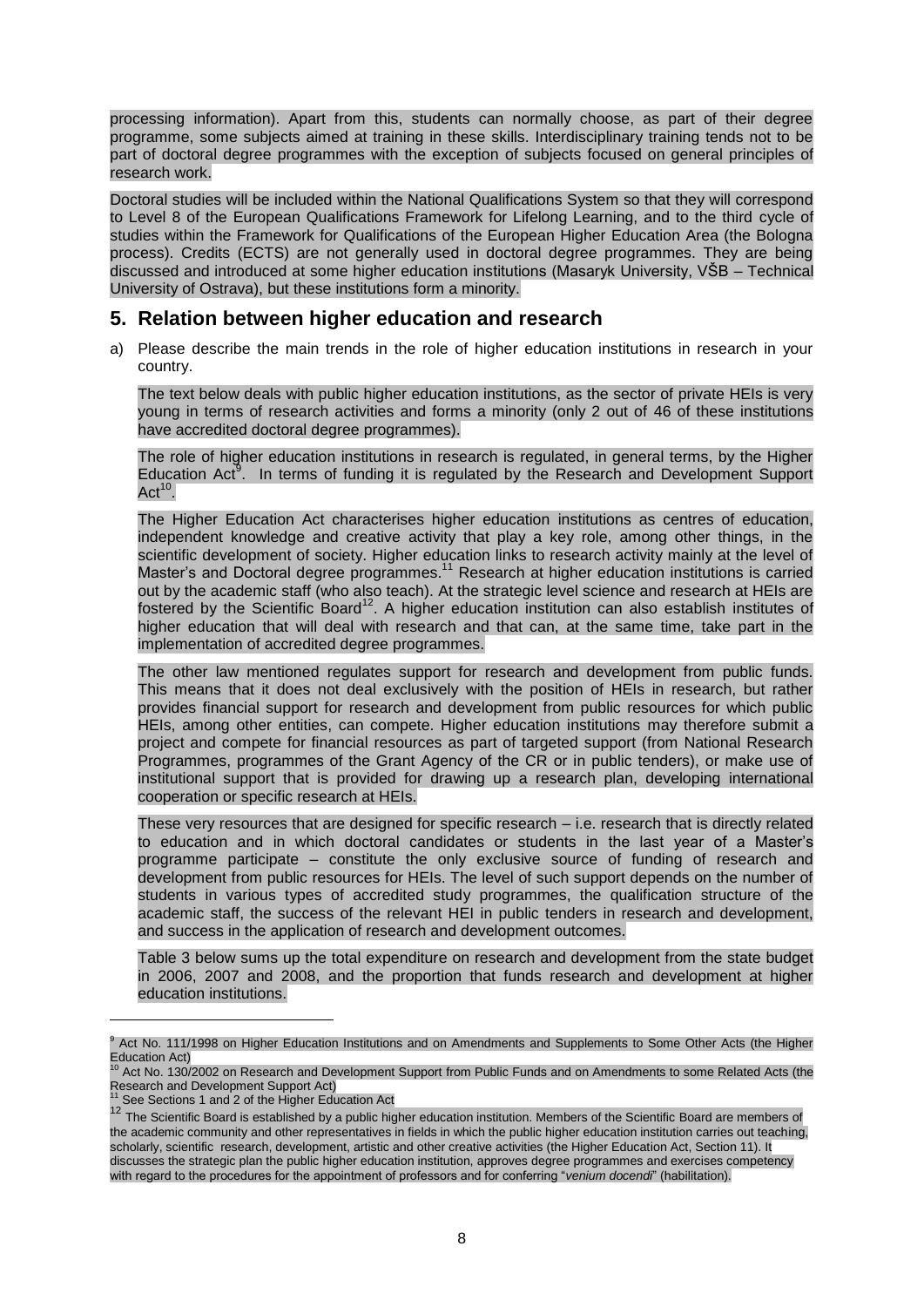processing information). Apart from this, students can normally choose, as part of their degree programme, some subjects aimed at training in these skills. Interdisciplinary training tends not to be part of doctoral degree programmes with the exception of subjects focused on general principles of research work.

Doctoral studies will be included within the National Qualifications System so that they will correspond to Level 8 of the European Qualifications Framework for Lifelong Learning, and to the third cycle of studies within the Framework for Qualifications of the European Higher Education Area (the Bologna process). Credits (ECTS) are not generally used in doctoral degree programmes. They are being discussed and introduced at some higher education institutions (Masaryk University, VŠB – Technical University of Ostrava), but these institutions form a minority.

## 5. Relation between higher education and research

a) Please describe the main trends in the role of higher education institutions in research in your country.

The text below deals with public higher education institutions, as the sector of private HEIs is very young in terms of research activities and forms a minority (only 2 out of 46 of these institutions have accredited doctoral degree programmes).

The role of higher education institutions in research is regulated, in general terms, by the Higher Education Act[9]. In terms of funding it is regulated by the Research and Development Support Act[10].

The Higher Education Act characterises higher education institutions as centres of education, independent knowledge and creative activity that play a key role, among other things, in the scientific development of society. Higher education links to research activity mainly at the level of Master's and Doctoral degree programmes.[11] Research at higher education institutions is carried out by the academic staff (who also teach). At the strategic level science and research at HEIs are fostered by the Scientific Board[12]. A higher education institution can also establish institutes of higher education that will deal with research and that can, at the same time, take part in the implementation of accredited degree programmes.

The other law mentioned regulates support for research and development from public funds. This means that it does not deal exclusively with the position of HEIs in research, but rather provides financial support for research and development from public resources for which public HEIs, among other entities, can compete. Higher education institutions may therefore submit a project and compete for financial resources as part of targeted support (from National Research Programmes, programmes of the Grant Agency of the CR or in public tenders), or make use of institutional support that is provided for drawing up a research plan, developing international cooperation or specific research at HEIs.

These very resources that are designed for specific research – i.e. research that is directly related to education and in which doctoral candidates or students in the last year of a Master's programme participate – constitute the only exclusive source of funding of research and development from public resources for HEIs. The level of such support depends on the number of students in various types of accredited study programmes, the qualification structure of the academic staff, the success of the relevant HEI in public tenders in research and development, and success in the application of research and development outcomes.

Table 3 below sums up the total expenditure on research and development from the state budget in 2006, 2007 and 2008, and the proportion that funds research and development at higher education institutions.

---

[9] Act No. 111/1998 on Higher Education Institutions and on Amendments and Supplements to Some Other Acts (the Higher Education Act)

[10] Act No. 130/2002 on Research and Development Support from Public Funds and on Amendments to some Related Acts (the Research and Development Support Act)

[11] See Sections 1 and 2 of the Higher Education Act

[12] The Scientific Board is established by a public higher education institution. Members of the Scientific Board are members of the academic community and other representatives in fields in which the public higher education institution carries out teaching, scholarly, scientific research, development, artistic and other creative activities (the Higher Education Act, Section 11). It discusses the strategic plan the public higher education institution, approves degree programmes and exercises competency with regard to the procedures for the appointment of professors and for conferring "*venium docendi*" (habilitation).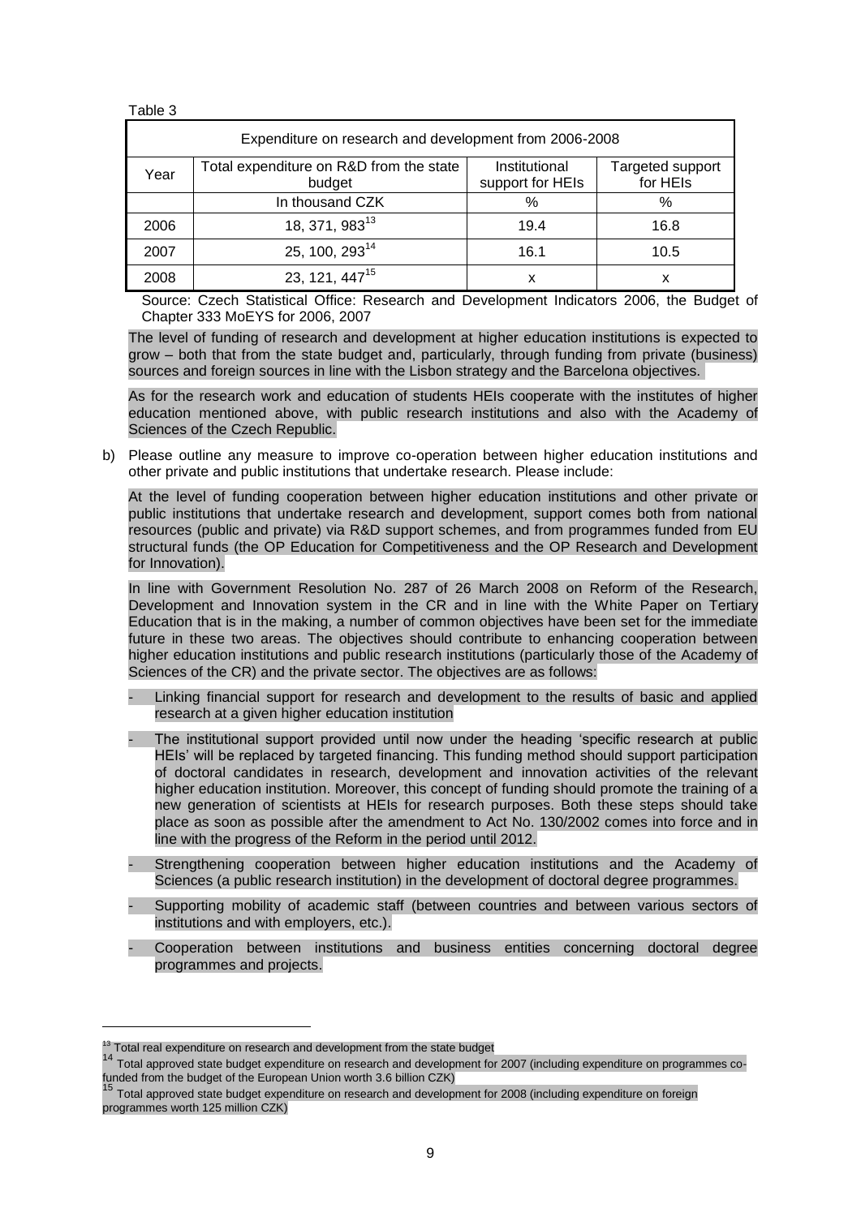Table 3

| Expenditure on research and development from 2006-2008 | | | |
|---|---|---|---|
| Year | Total expenditure on R&D from the state budget | Institutional support for HEIs | Targeted support for HEIs |
| | In thousand CZK | % | % |
| 2006 | 18, 371, 983[13] | 19.4 | 16.8 |
| 2007 | 25, 100, 293[14] | 16.1 | 10.5 |
| 2008 | 23, 121, 447[15] | x | x |

Source: Czech Statistical Office: Research and Development Indicators 2006, the Budget of Chapter 333 MoEYS for 2006, 2007

The level of funding of research and development at higher education institutions is expected to grow – both that from the state budget and, particularly, through funding from private (business) sources and foreign sources in line with the Lisbon strategy and the Barcelona objectives.

As for the research work and education of students HEIs cooperate with the institutes of higher education mentioned above, with public research institutions and also with the Academy of Sciences of the Czech Republic.

b) Please outline any measure to improve co-operation between higher education institutions and other private and public institutions that undertake research. Please include:

At the level of funding cooperation between higher education institutions and other private or public institutions that undertake research and development, support comes both from national resources (public and private) via R&D support schemes, and from programmes funded from EU structural funds (the OP Education for Competitiveness and the OP Research and Development for Innovation).

In line with Government Resolution No. 287 of 26 March 2008 on Reform of the Research, Development and Innovation system in the CR and in line with the White Paper on Tertiary Education that is in the making, a number of common objectives have been set for the immediate future in these two areas. The objectives should contribute to enhancing cooperation between higher education institutions and public research institutions (particularly those of the Academy of Sciences of the CR) and the private sector. The objectives are as follows:

- Linking financial support for research and development to the results of basic and applied research at a given higher education institution
- The institutional support provided until now under the heading 'specific research at public HEIs' will be replaced by targeted financing. This funding method should support participation of doctoral candidates in research, development and innovation activities of the relevant higher education institution. Moreover, this concept of funding should promote the training of a new generation of scientists at HEIs for research purposes. Both these steps should take place as soon as possible after the amendment to Act No. 130/2002 comes into force and in line with the progress of the Reform in the period until 2012.
- Strengthening cooperation between higher education institutions and the Academy of Sciences (a public research institution) in the development of doctoral degree programmes.
- Supporting mobility of academic staff (between countries and between various sectors of institutions and with employers, etc.).
- Cooperation between institutions and business entities concerning doctoral degree programmes and projects.

[13] Total real expenditure on research and development from the state budget

[14] Total approved state budget expenditure on research and development for 2007 (including expenditure on programmes co-funded from the budget of the European Union worth 3.6 billion CZK)

[15] Total approved state budget expenditure on research and development for 2008 (including expenditure on foreign programmes worth 125 million CZK)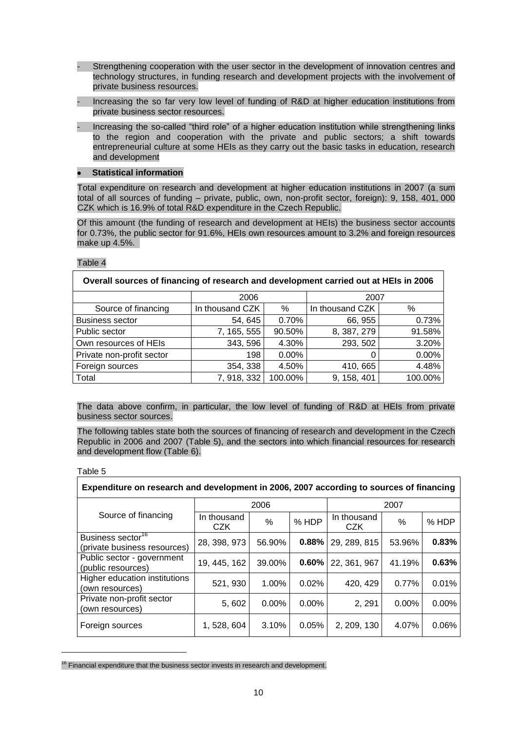- Strengthening cooperation with the user sector in the development of innovation centres and technology structures, in funding research and development projects with the involvement of private business resources.
- Increasing the so far very low level of funding of R&D at higher education institutions from private business sector resources.
- Increasing the so-called "third role" of a higher education institution while strengthening links to the region and cooperation with the private and public sectors; a shift towards entrepreneurial culture at some HEIs as they carry out the basic tasks in education, research and development

- **Statistical information**

Total expenditure on research and development at higher education institutions in 2007 (a sum total of all sources of funding – private, public, own, non-profit sector, foreign): 9, 158, 401, 000 CZK which is 16.9% of total R&D expenditure in the Czech Republic.

Of this amount (the funding of research and development at HEIs) the business sector accounts for 0.73%, the public sector for 91.6%, HEIs own resources amount to 3.2% and foreign resources make up 4.5%.

Table 4

**Overall sources of financing of research and development carried out at HEIs in 2006**

| | 2006 | | 2007 | |
|---|---|---|---|---|
| Source of financing | In thousand CZK | % | In thousand CZK | % |
| Business sector | 54, 645 | 0.70% | 66, 955 | 0.73% |
| Public sector | 7, 165, 555 | 90.50% | 8, 387, 279 | 91.58% |
| Own resources of HEIs | 343, 596 | 4.30% | 293, 502 | 3.20% |
| Private non-profit sector | 198 | 0.00% | 0 | 0.00% |
| Foreign sources | 354, 338 | 4.50% | 410, 665 | 4.48% |
| Total | 7, 918, 332 | 100.00% | 9, 158, 401 | 100.00% |

The data above confirm, in particular, the low level of funding of R&D at HEIs from private business sector sources.

The following tables state both the sources of financing of research and development in the Czech Republic in 2006 and 2007 (Table 5), and the sectors into which financial resources for research and development flow (Table 6).

Table 5

**Expenditure on research and development in 2006, 2007 according to sources of financing**

| Source of financing | 2006 | | | 2007 | | |
|---|---|---|---|---|---|---|
| | In thousand CZK | % | % HDP | In thousand CZK | % | % HDP |
| Business sector[16] (private business resources) | 28, 398, 973 | 56.90% | **0.88%** | 29, 289, 815 | 53.96% | **0.83%** |
| Public sector - government (public resources) | 19, 445, 162 | 39.00% | **0.60%** | 22, 361, 967 | 41.19% | **0.63%** |
| Higher education institutions (own resources) | 521, 930 | 1.00% | 0.02% | 420, 429 | 0.77% | 0.01% |
| Private non-profit sector (own resources) | 5, 602 | 0.00% | 0.00% | 2, 291 | 0.00% | 0.00% |
| Foreign sources | 1, 528, 604 | 3.10% | 0.05% | 2, 209, 130 | 4.07% | 0.06% |

[16] Financial expenditure that the business sector invests in research and development.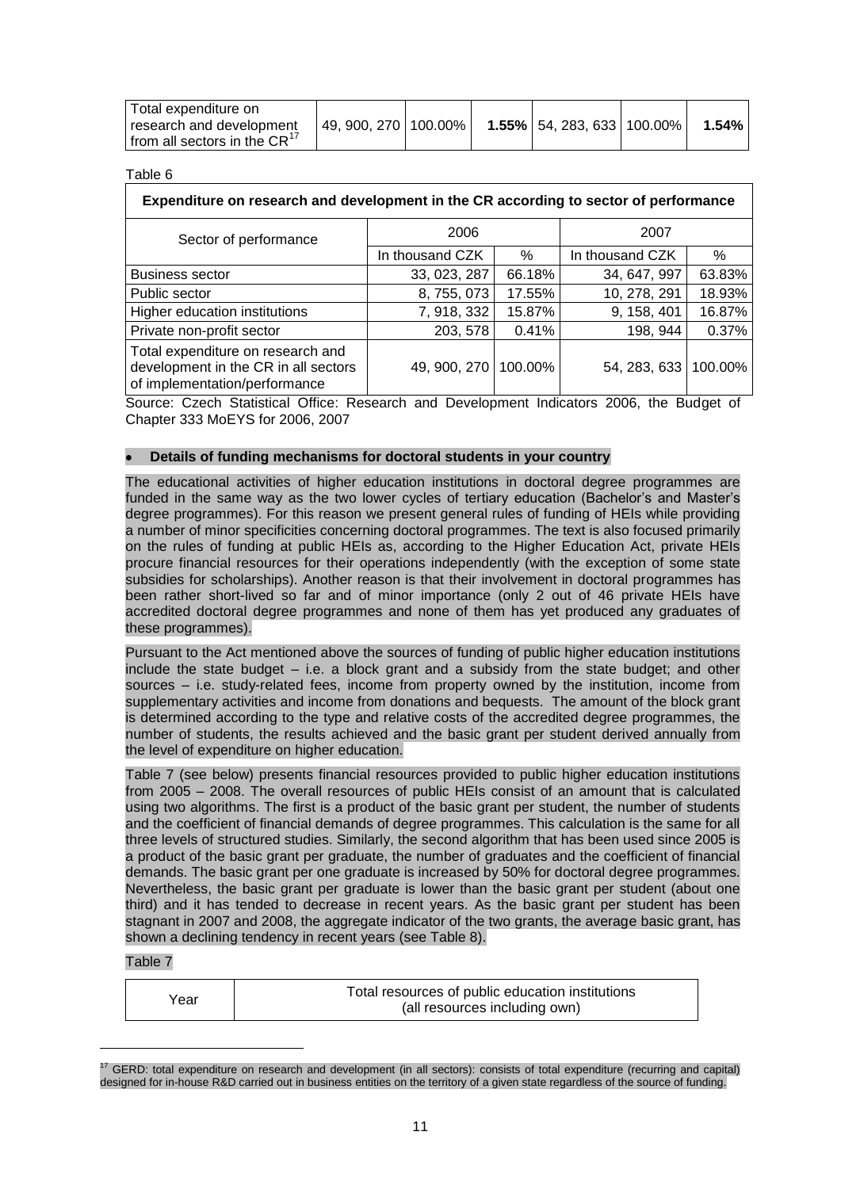| Total expenditure on research and development from all sectors in the CR[17] | 49, 900, 270 | 100.00% | **1.55%** | 54, 283, 633 | 100.00% | **1.54%** |
|---|---|---|---|---|---|---|

Table 6

| Expenditure on research and development in the CR according to sector of performance | | | | |
|---|---|---|---|---|
| Sector of performance | 2006 | | 2007 | |
| | In thousand CZK | % | In thousand CZK | % |
| Business sector | 33, 023, 287 | 66.18% | 34, 647, 997 | 63.83% |
| Public sector | 8, 755, 073 | 17.55% | 10, 278, 291 | 18.93% |
| Higher education institutions | 7, 918, 332 | 15.87% | 9, 158, 401 | 16.87% |
| Private non-profit sector | 203, 578 | 0.41% | 198, 944 | 0.37% |
| Total expenditure on research and development in the CR in all sectors of implementation/performance | 49, 900, 270 | 100.00% | 54, 283, 633 | 100.00% |

Source: Czech Statistical Office: Research and Development Indicators 2006, the Budget of Chapter 333 MoEYS for 2006, 2007

- **Details of funding mechanisms for doctoral students in your country**

The educational activities of higher education institutions in doctoral degree programmes are funded in the same way as the two lower cycles of tertiary education (Bachelor's and Master's degree programmes). For this reason we present general rules of funding of HEIs while providing a number of minor specificities concerning doctoral programmes. The text is also focused primarily on the rules of funding at public HEIs as, according to the Higher Education Act, private HEIs procure financial resources for their operations independently (with the exception of some state subsidies for scholarships). Another reason is that their involvement in doctoral programmes has been rather short-lived so far and of minor importance (only 2 out of 46 private HEIs have accredited doctoral degree programmes and none of them has yet produced any graduates of these programmes).

Pursuant to the Act mentioned above the sources of funding of public higher education institutions include the state budget – i.e. a block grant and a subsidy from the state budget; and other sources – i.e. study-related fees, income from property owned by the institution, income from supplementary activities and income from donations and bequests. The amount of the block grant is determined according to the type and relative costs of the accredited degree programmes, the number of students, the results achieved and the basic grant per student derived annually from the level of expenditure on higher education.

Table 7 (see below) presents financial resources provided to public higher education institutions from 2005 – 2008. The overall resources of public HEIs consist of an amount that is calculated using two algorithms. The first is a product of the basic grant per student, the number of students and the coefficient of financial demands of degree programmes. This calculation is the same for all three levels of structured studies. Similarly, the second algorithm that has been used since 2005 is a product of the basic grant per graduate, the number of graduates and the coefficient of financial demands. The basic grant per one graduate is increased by 50% for doctoral degree programmes. Nevertheless, the basic grant per graduate is lower than the basic grant per student (about one third) and it has tended to decrease in recent years. As the basic grant per student has been stagnant in 2007 and 2008, the aggregate indicator of the two grants, the average basic grant, has shown a declining tendency in recent years (see Table 8).

Table 7

| Year | Total resources of public education institutions (all resources including own) |
|---|---|

[17] GERD: total expenditure on research and development (in all sectors): consists of total expenditure (recurring and capital) designed for in-house R&D carried out in business entities on the territory of a given state regardless of the source of funding.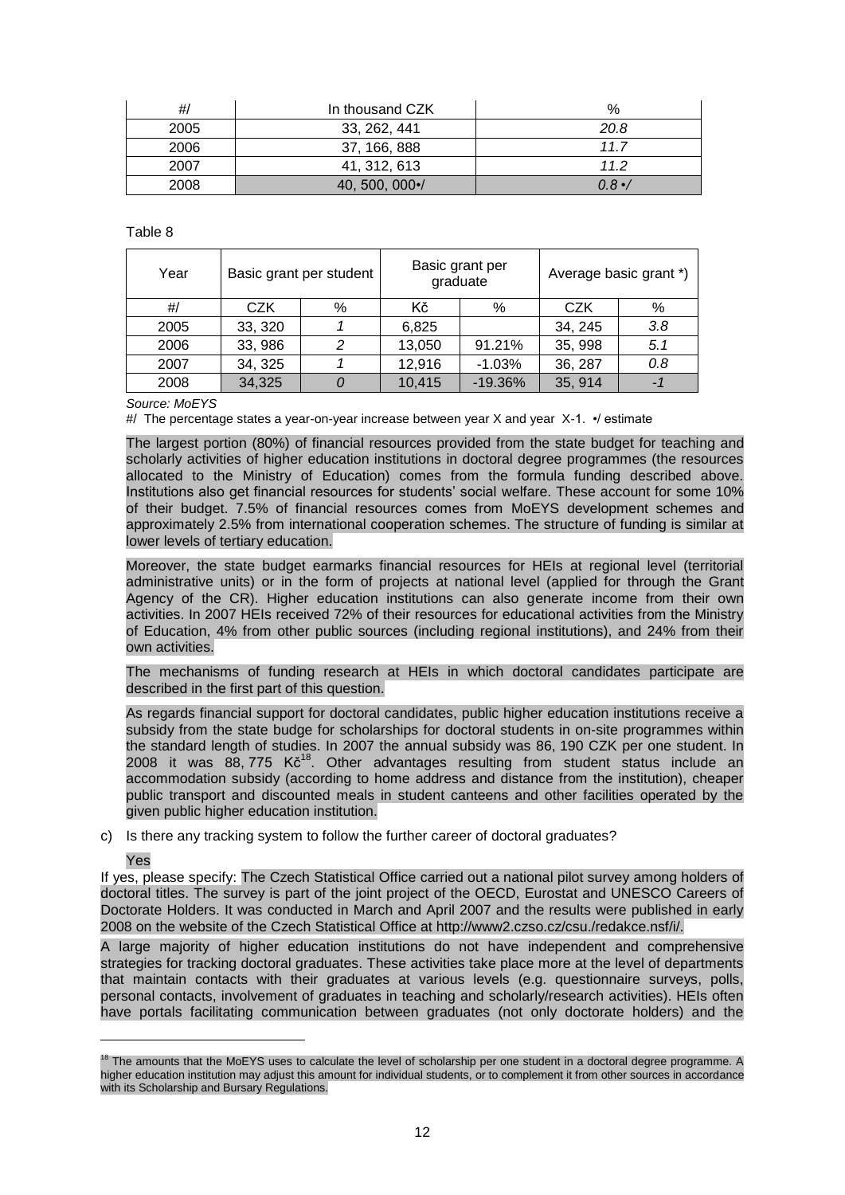| #/ | In thousand CZK | % |
| --- | --- | --- |
| 2005 | 33, 262, 441 | *20.8* |
| 2006 | 37, 166, 888 | *11.7* |
| 2007 | 41, 312, 613 | *11.2* |
| 2008 | 40, 500, 000•/ | *0.8 •/* |

Table 8

| Year | Basic grant per student | | Basic grant per graduate | | Average basic grant *) | |
| --- | --- | --- | --- | --- | --- | --- |
| #/ | CZK | % | Kč | % | CZK | % |
| 2005 | 33, 320 | *1* | 6,825 | | 34, 245 | *3.8* |
| 2006 | 33, 986 | *2* | 13,050 | 91.21% | 35, 998 | *5.1* |
| 2007 | 34, 325 | *1* | 12,916 | -1.03% | 36, 287 | *0.8* |
| 2008 | 34,325 | *0* | 10,415 | -19.36% | 35, 914 | *-1* |

*Source: MoEYS*

#/ The percentage states a year-on-year increase between year X and year X-1. •/ estimate

The largest portion (80%) of financial resources provided from the state budget for teaching and scholarly activities of higher education institutions in doctoral degree programmes (the resources allocated to the Ministry of Education) comes from the formula funding described above. Institutions also get financial resources for students' social welfare. These account for some 10% of their budget. 7.5% of financial resources comes from MoEYS development schemes and approximately 2.5% from international cooperation schemes. The structure of funding is similar at lower levels of tertiary education.

Moreover, the state budget earmarks financial resources for HEIs at regional level (territorial administrative units) or in the form of projects at national level (applied for through the Grant Agency of the CR). Higher education institutions can also generate income from their own activities. In 2007 HEIs received 72% of their resources for educational activities from the Ministry of Education, 4% from other public sources (including regional institutions), and 24% from their own activities.

The mechanisms of funding research at HEIs in which doctoral candidates participate are described in the first part of this question.

As regards financial support for doctoral candidates, public higher education institutions receive a subsidy from the state budge for scholarships for doctoral students in on-site programmes within the standard length of studies. In 2007 the annual subsidy was 86, 190 CZK per one student. In 2008 it was 88, 775 Kč[18]. Other advantages resulting from student status include an accommodation subsidy (according to home address and distance from the institution), cheaper public transport and discounted meals in student canteens and other facilities operated by the given public higher education institution.

c) Is there any tracking system to follow the further career of doctoral graduates?

Yes

If yes, please specify: The Czech Statistical Office carried out a national pilot survey among holders of doctoral titles. The survey is part of the joint project of the OECD, Eurostat and UNESCO Careers of Doctorate Holders. It was conducted in March and April 2007 and the results were published in early 2008 on the website of the Czech Statistical Office at http://www2.czso.cz/csu./redakce.nsf/i/.

A large majority of higher education institutions do not have independent and comprehensive strategies for tracking doctoral graduates. These activities take place more at the level of departments that maintain contacts with their graduates at various levels (e.g. questionnaire surveys, polls, personal contacts, involvement of graduates in teaching and scholarly/research activities). HEIs often have portals facilitating communication between graduates (not only doctorate holders) and the

[18] The amounts that the MoEYS uses to calculate the level of scholarship per one student in a doctoral degree programme. A higher education institution may adjust this amount for individual students, or to complement it from other sources in accordance with its Scholarship and Bursary Regulations.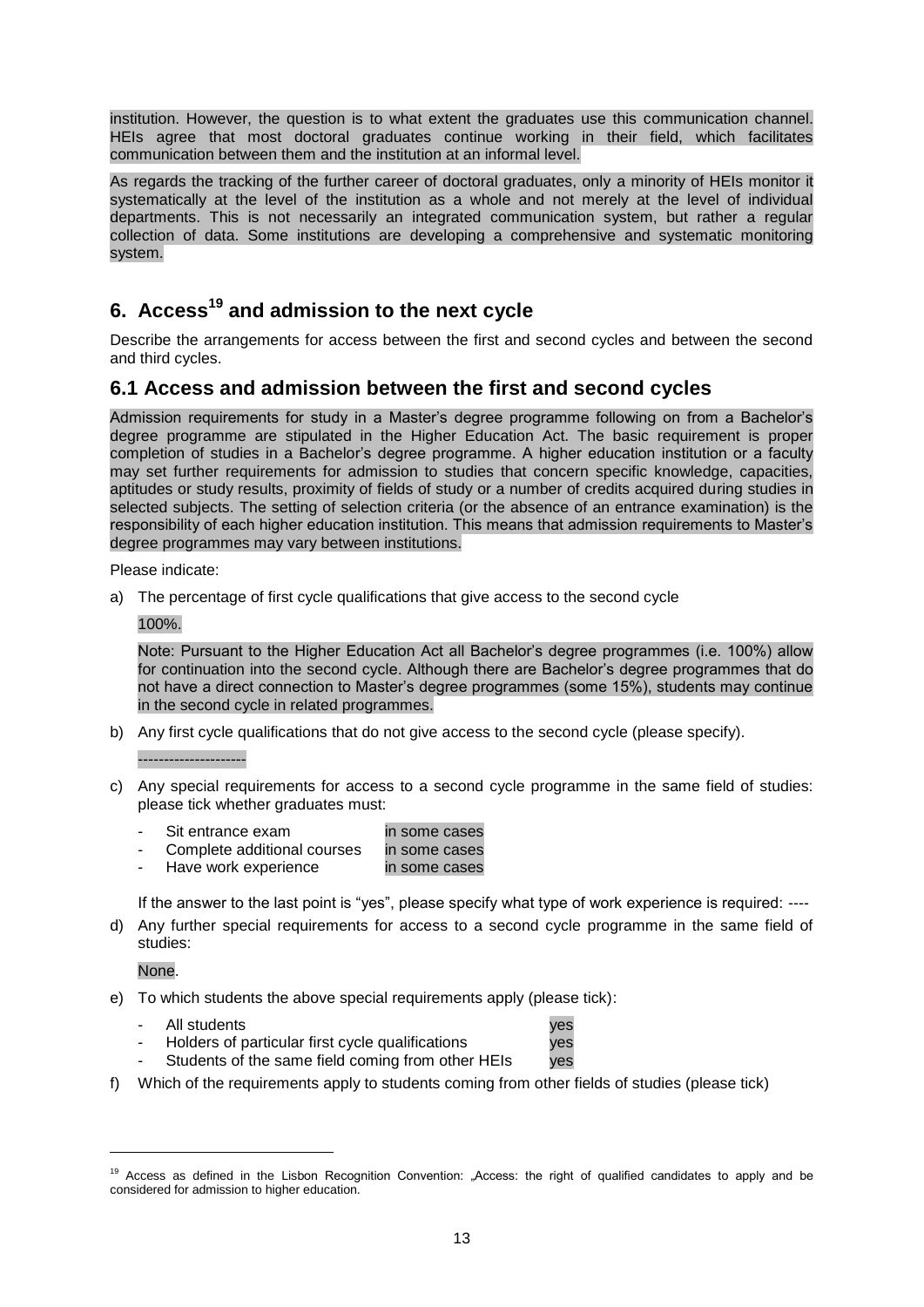institution. However, the question is to what extent the graduates use this communication channel. HEIs agree that most doctoral graduates continue working in their field, which facilitates communication between them and the institution at an informal level.

As regards the tracking of the further career of doctoral graduates, only a minority of HEIs monitor it systematically at the level of the institution as a whole and not merely at the level of individual departments. This is not necessarily an integrated communication system, but rather a regular collection of data. Some institutions are developing a comprehensive and systematic monitoring system.

# 6. Access[19] and admission to the next cycle

Describe the arrangements for access between the first and second cycles and between the second and third cycles.

## 6.1 Access and admission between the first and second cycles

Admission requirements for study in a Master's degree programme following on from a Bachelor's degree programme are stipulated in the Higher Education Act. The basic requirement is proper completion of studies in a Bachelor's degree programme. A higher education institution or a faculty may set further requirements for admission to studies that concern specific knowledge, capacities, aptitudes or study results, proximity of fields of study or a number of credits acquired during studies in selected subjects. The setting of selection criteria (or the absence of an entrance examination) is the responsibility of each higher education institution. This means that admission requirements to Master's degree programmes may vary between institutions.

Please indicate:

a) The percentage of first cycle qualifications that give access to the second cycle

   100%.

   Note: Pursuant to the Higher Education Act all Bachelor's degree programmes (i.e. 100%) allow for continuation into the second cycle. Although there are Bachelor's degree programmes that do not have a direct connection to Master's degree programmes (some 15%), students may continue in the second cycle in related programmes.

b) Any first cycle qualifications that do not give access to the second cycle (please specify).

   ---------------------

c) Any special requirements for access to a second cycle programme in the same field of studies: please tick whether graduates must:

   - Sit entrance exam — in some cases
   - Complete additional courses — in some cases
   - Have work experience — in some cases

   If the answer to the last point is "yes", please specify what type of work experience is required: ----

d) Any further special requirements for access to a second cycle programme in the same field of studies:

   None.

e) To which students the above special requirements apply (please tick):

   - All students — yes
   - Holders of particular first cycle qualifications — yes
   - Students of the same field coming from other HEIs — yes

f) Which of the requirements apply to students coming from other fields of studies (please tick)

[19] Access as defined in the Lisbon Recognition Convention: „Access: the right of qualified candidates to apply and be considered for admission to higher education.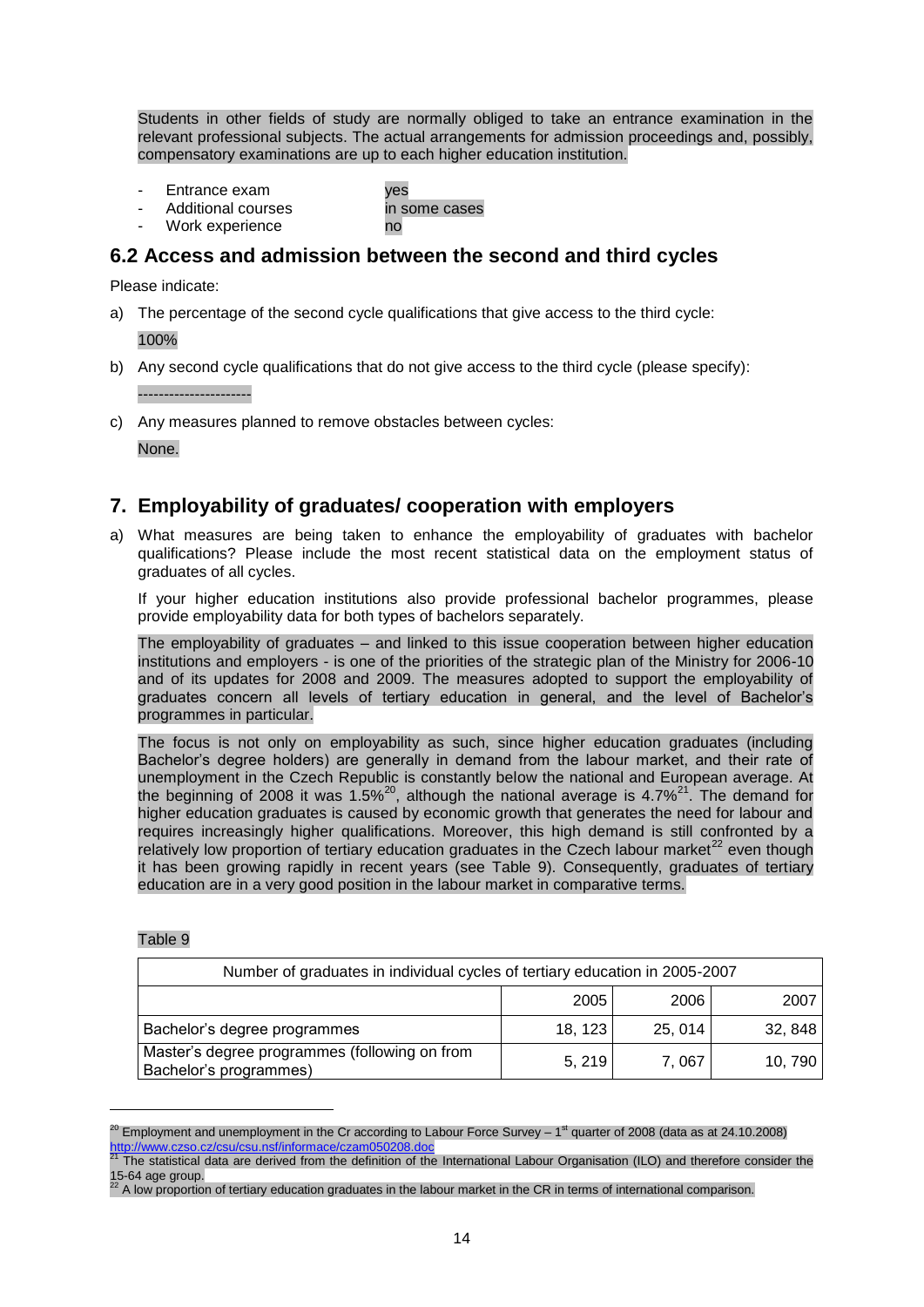Students in other fields of study are normally obliged to take an entrance examination in the relevant professional subjects. The actual arrangements for admission proceedings and, possibly, compensatory examinations are up to each higher education institution.

- Entrance exam yes
- Additional courses in some cases
- Work experience no

## 6.2 Access and admission between the second and third cycles

Please indicate:

a) The percentage of the second cycle qualifications that give access to the third cycle:

   100%

b) Any second cycle qualifications that do not give access to the third cycle (please specify):

   ----------------------

c) Any measures planned to remove obstacles between cycles:

   None.

# 7. Employability of graduates/ cooperation with employers

a) What measures are being taken to enhance the employability of graduates with bachelor qualifications? Please include the most recent statistical data on the employment status of graduates of all cycles.

   If your higher education institutions also provide professional bachelor programmes, please provide employability data for both types of bachelors separately.

   The employability of graduates – and linked to this issue cooperation between higher education institutions and employers - is one of the priorities of the strategic plan of the Ministry for 2006-10 and of its updates for 2008 and 2009. The measures adopted to support the employability of graduates concern all levels of tertiary education in general, and the level of Bachelor's programmes in particular.

   The focus is not only on employability as such, since higher education graduates (including Bachelor's degree holders) are generally in demand from the labour market, and their rate of unemployment in the Czech Republic is constantly below the national and European average. At the beginning of 2008 it was 1.5%[20], although the national average is 4.7%[21]. The demand for higher education graduates is caused by economic growth that generates the need for labour and requires increasingly higher qualifications. Moreover, this high demand is still confronted by a relatively low proportion of tertiary education graduates in the Czech labour market[22] even though it has been growing rapidly in recent years (see Table 9). Consequently, graduates of tertiary education are in a very good position in the labour market in comparative terms.

Table 9

| Number of graduates in individual cycles of tertiary education in 2005-2007 | | | |
|---|---|---|---|
| | 2005 | 2006 | 2007 |
| Bachelor's degree programmes | 18, 123 | 25, 014 | 32, 848 |
| Master's degree programmes (following on from Bachelor's programmes) | 5, 219 | 7, 067 | 10, 790 |

[20] Employment and unemployment in the Cr according to Labour Force Survey – 1st quarter of 2008 (data as at 24.10.2008) http://www.czso.cz/csu/csu.nsf/informace/czam050208.doc

[21] The statistical data are derived from the definition of the International Labour Organisation (ILO) and therefore consider the 15-64 age group.

[22] A low proportion of tertiary education graduates in the labour market in the CR in terms of international comparison.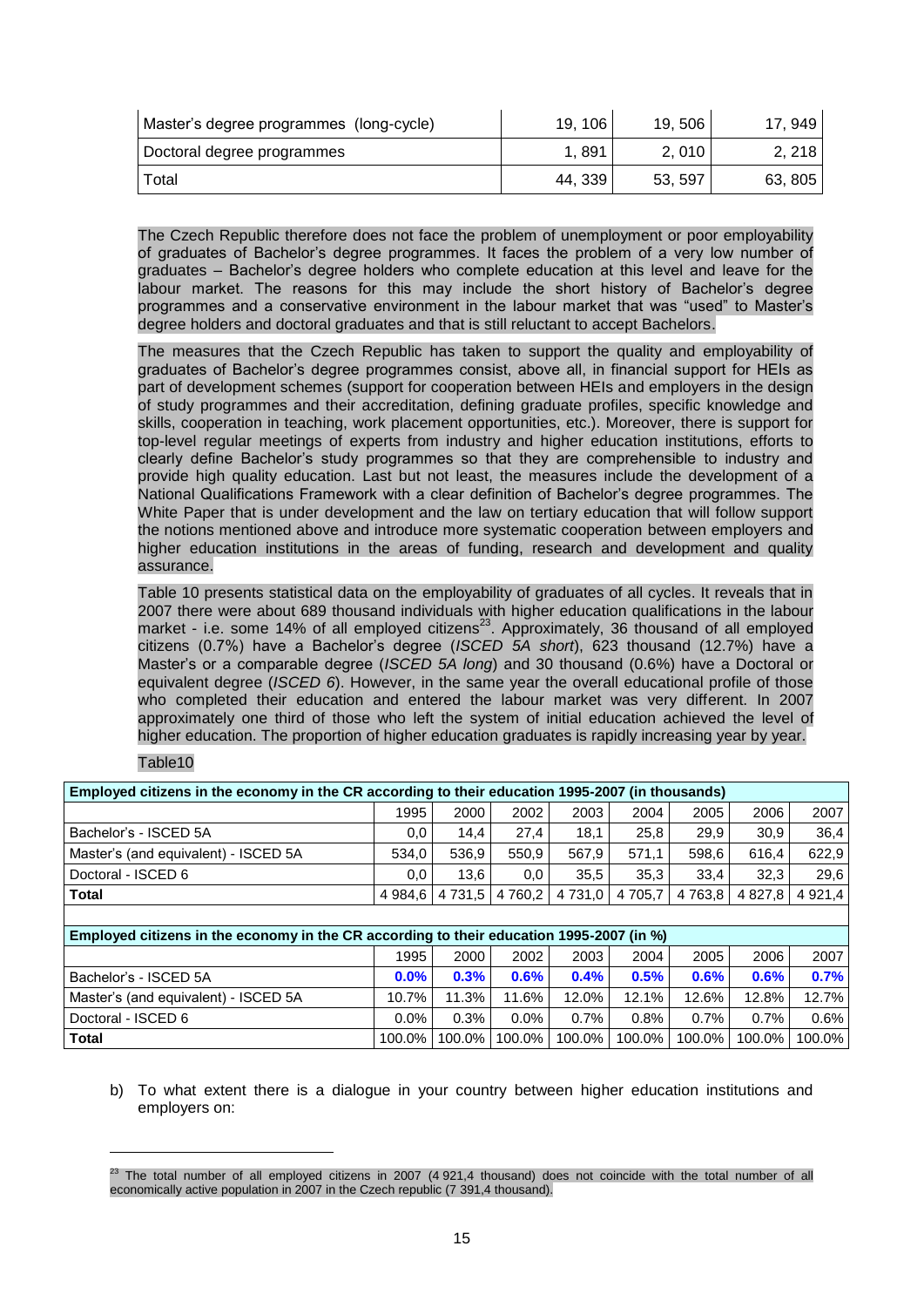| Master's degree programmes (long-cycle) | 19, 106 | 19, 506 | 17, 949 |
|---|---|---|---|
| Doctoral degree programmes | 1, 891 | 2, 010 | 2, 218 |
| Total | 44, 339 | 53, 597 | 63, 805 |

The Czech Republic therefore does not face the problem of unemployment or poor employability of graduates of Bachelor's degree programmes. It faces the problem of a very low number of graduates – Bachelor's degree holders who complete education at this level and leave for the labour market. The reasons for this may include the short history of Bachelor's degree programmes and a conservative environment in the labour market that was "used" to Master's degree holders and doctoral graduates and that is still reluctant to accept Bachelors.

The measures that the Czech Republic has taken to support the quality and employability of graduates of Bachelor's degree programmes consist, above all, in financial support for HEIs as part of development schemes (support for cooperation between HEIs and employers in the design of study programmes and their accreditation, defining graduate profiles, specific knowledge and skills, cooperation in teaching, work placement opportunities, etc.). Moreover, there is support for top-level regular meetings of experts from industry and higher education institutions, efforts to clearly define Bachelor's study programmes so that they are comprehensible to industry and provide high quality education. Last but not least, the measures include the development of a National Qualifications Framework with a clear definition of Bachelor's degree programmes. The White Paper that is under development and the law on tertiary education that will follow support the notions mentioned above and introduce more systematic cooperation between employers and higher education institutions in the areas of funding, research and development and quality assurance.

Table 10 presents statistical data on the employability of graduates of all cycles. It reveals that in 2007 there were about 689 thousand individuals with higher education qualifications in the labour market - i.e. some 14% of all employed citizens[23]. Approximately, 36 thousand of all employed citizens (0.7%) have a Bachelor's degree (*ISCED 5A short*), 623 thousand (12.7%) have a Master's or a comparable degree (*ISCED 5A long*) and 30 thousand (0.6%) have a Doctoral or equivalent degree (*ISCED 6*). However, in the same year the overall educational profile of those who completed their education and entered the labour market was very different. In 2007 approximately one third of those who left the system of initial education achieved the level of higher education. The proportion of higher education graduates is rapidly increasing year by year.

Table10

| Employed citizens in the economy in the CR according to their education 1995-2007 (in thousands) | | | | | | | | |
|---|---|---|---|---|---|---|---|---|
| | 1995 | 2000 | 2002 | 2003 | 2004 | 2005 | 2006 | 2007 |
| Bachelor's - ISCED 5A | 0,0 | 14,4 | 27,4 | 18,1 | 25,8 | 29,9 | 30,9 | 36,4 |
| Master's (and equivalent) - ISCED 5A | 534,0 | 536,9 | 550,9 | 567,9 | 571,1 | 598,6 | 616,4 | 622,9 |
| Doctoral - ISCED 6 | 0,0 | 13,6 | 0,0 | 35,5 | 35,3 | 33,4 | 32,3 | 29,6 |
| **Total** | 4 984,6 | 4 731,5 | 4 760,2 | 4 731,0 | 4 705,7 | 4 763,8 | 4 827,8 | 4 921,4 |

| Employed citizens in the economy in the CR according to their education 1995-2007 (in %) | | | | | | | | |
|---|---|---|---|---|---|---|---|---|
| | 1995 | 2000 | 2002 | 2003 | 2004 | 2005 | 2006 | 2007 |
| Bachelor's - ISCED 5A | **0.0%** | **0.3%** | **0.6%** | **0.4%** | **0.5%** | **0.6%** | **0.6%** | **0.7%** |
| Master's (and equivalent) - ISCED 5A | 10.7% | 11.3% | 11.6% | 12.0% | 12.1% | 12.6% | 12.8% | 12.7% |
| Doctoral - ISCED 6 | 0.0% | 0.3% | 0.0% | 0.7% | 0.8% | 0.7% | 0.7% | 0.6% |
| **Total** | 100.0% | 100.0% | 100.0% | 100.0% | 100.0% | 100.0% | 100.0% | 100.0% |

b) To what extent there is a dialogue in your country between higher education institutions and employers on:

[23] The total number of all employed citizens in 2007 (4 921,4 thousand) does not coincide with the total number of all economically active population in 2007 in the Czech republic (7 391,4 thousand).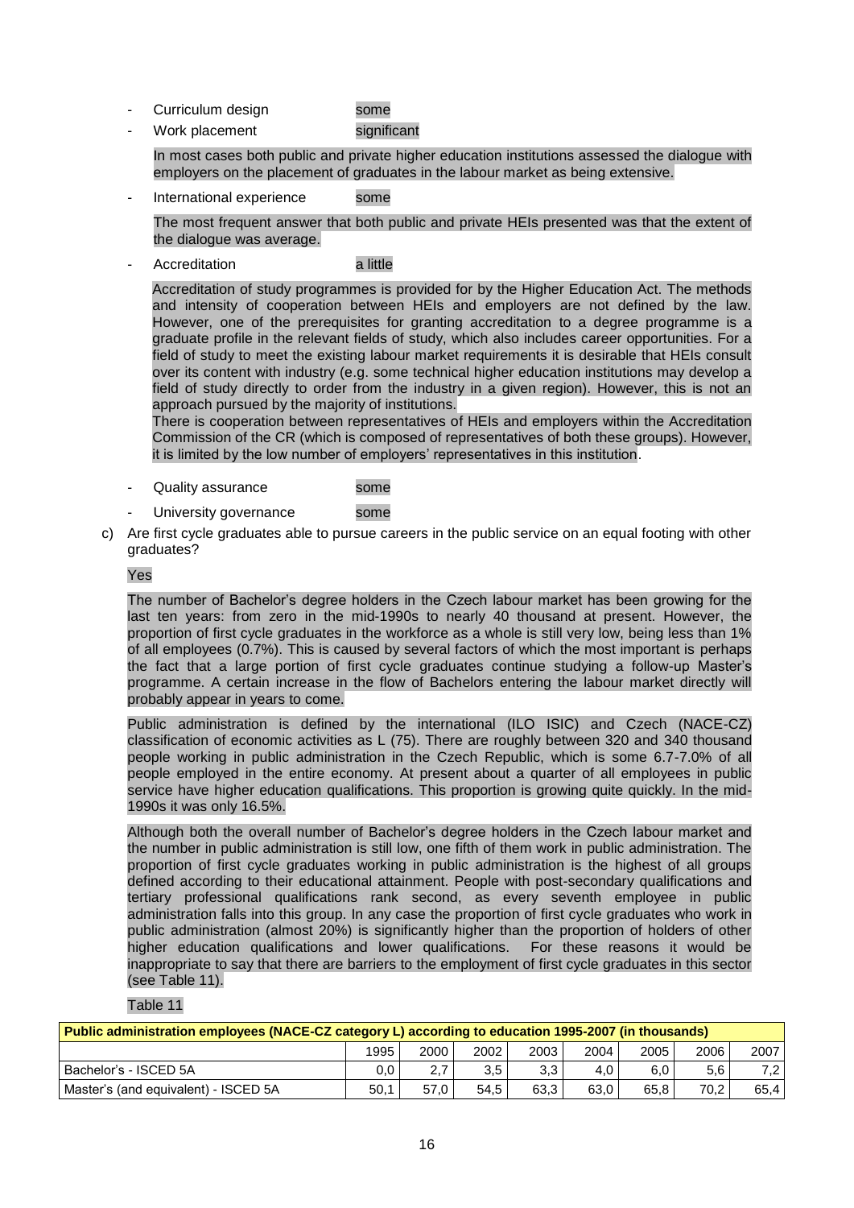- Curriculum design some
- Work placement significant

  In most cases both public and private higher education institutions assessed the dialogue with employers on the placement of graduates in the labour market as being extensive.

- International experience some

  The most frequent answer that both public and private HEIs presented was that the extent of the dialogue was average.

- Accreditation a little

  Accreditation of study programmes is provided for by the Higher Education Act. The methods and intensity of cooperation between HEIs and employers are not defined by the law. However, one of the prerequisites for granting accreditation to a degree programme is a graduate profile in the relevant fields of study, which also includes career opportunities. For a field of study to meet the existing labour market requirements it is desirable that HEIs consult over its content with industry (e.g. some technical higher education institutions may develop a field of study directly to order from the industry in a given region). However, this is not an approach pursued by the majority of institutions.

  There is cooperation between representatives of HEIs and employers within the Accreditation Commission of the CR (which is composed of representatives of both these groups). However, it is limited by the low number of employers' representatives in this institution.

- Quality assurance some
- University governance some

c) Are first cycle graduates able to pursue careers in the public service on an equal footing with other graduates?

Yes

The number of Bachelor's degree holders in the Czech labour market has been growing for the last ten years: from zero in the mid-1990s to nearly 40 thousand at present. However, the proportion of first cycle graduates in the workforce as a whole is still very low, being less than 1% of all employees (0.7%). This is caused by several factors of which the most important is perhaps the fact that a large portion of first cycle graduates continue studying a follow-up Master's programme. A certain increase in the flow of Bachelors entering the labour market directly will probably appear in years to come.

Public administration is defined by the international (ILO ISIC) and Czech (NACE-CZ) classification of economic activities as L (75). There are roughly between 320 and 340 thousand people working in public administration in the Czech Republic, which is some 6.7-7.0% of all people employed in the entire economy. At present about a quarter of all employees in public service have higher education qualifications. This proportion is growing quite quickly. In the mid-1990s it was only 16.5%.

Although both the overall number of Bachelor's degree holders in the Czech labour market and the number in public administration is still low, one fifth of them work in public administration. The proportion of first cycle graduates working in public administration is the highest of all groups defined according to their educational attainment. People with post-secondary qualifications and tertiary professional qualifications rank second, as every seventh employee in public administration falls into this group. In any case the proportion of first cycle graduates who work in public administration (almost 20%) is significantly higher than the proportion of holders of other higher education qualifications and lower qualifications. For these reasons it would be inappropriate to say that there are barriers to the employment of first cycle graduates in this sector (see Table 11).

Table 11

| Public administration employees (NACE-CZ category L) according to education 1995-2007 (in thousands) | | | | | | | | |
|---|---|---|---|---|---|---|---|---|
| | 1995 | 2000 | 2002 | 2003 | 2004 | 2005 | 2006 | 2007 |
| Bachelor's - ISCED 5A | 0,0 | 2,7 | 3,5 | 3,3 | 4,0 | 6,0 | 5,6 | 7,2 |
| Master's (and equivalent) - ISCED 5A | 50,1 | 57,0 | 54,5 | 63,3 | 63,0 | 65,8 | 70,2 | 65,4 |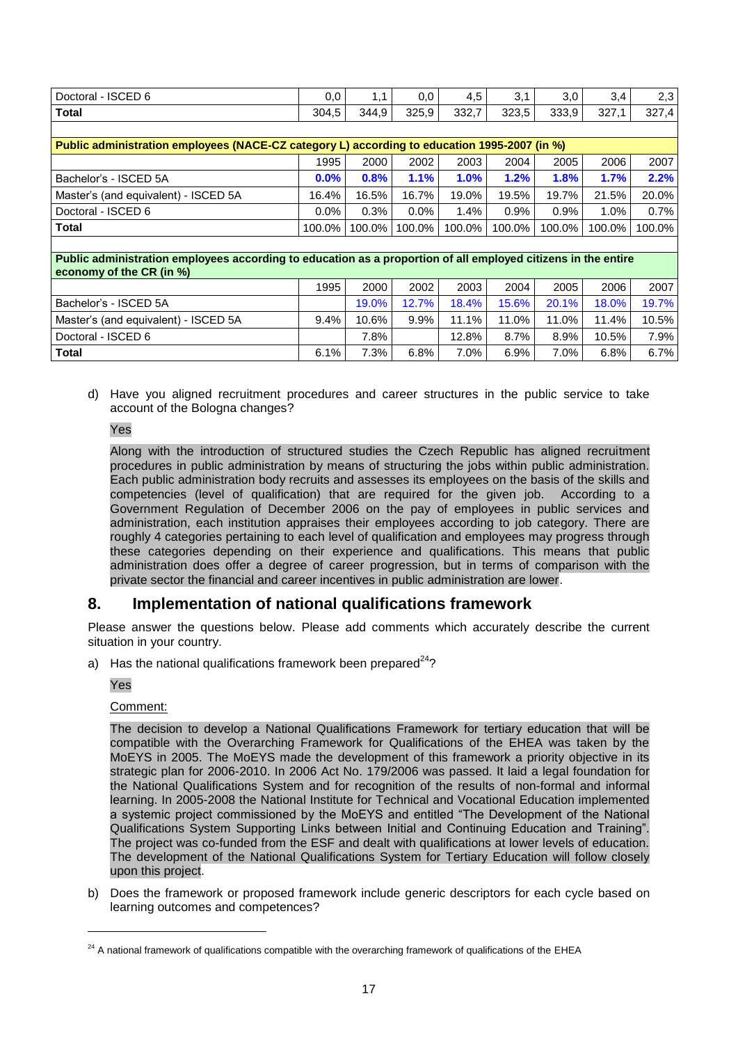| | | | | | | | | |
|---|---|---|---|---|---|---|---|---|
| Doctoral - ISCED 6 | 0,0 | 1,1 | 0,0 | 4,5 | 3,1 | 3,0 | 3,4 | 2,3 |
| **Total** | 304,5 | 344,9 | 325,9 | 332,7 | 323,5 | 333,9 | 327,1 | 327,4 |

| **Public administration employees (NACE-CZ category L) according to education 1995-2007 (in %)** | | | | | | | | |
|---|---|---|---|---|---|---|---|---|
| | 1995 | 2000 | 2002 | 2003 | 2004 | 2005 | 2006 | 2007 |
| Bachelor's - ISCED 5A | **0.0%** | **0.8%** | **1.1%** | **1.0%** | **1.2%** | **1.8%** | **1.7%** | **2.2%** |
| Master's (and equivalent) - ISCED 5A | 16.4% | 16.5% | 16.7% | 19.0% | 19.5% | 19.7% | 21.5% | 20.0% |
| Doctoral - ISCED 6 | 0.0% | 0.3% | 0.0% | 1.4% | 0.9% | 0.9% | 1.0% | 0.7% |
| **Total** | 100.0% | 100.0% | 100.0% | 100.0% | 100.0% | 100.0% | 100.0% | 100.0% |

| **Public administration employees according to education as a proportion of all employed citizens in the entire economy of the CR (in %)** | | | | | | | | |
|---|---|---|---|---|---|---|---|---|
| | 1995 | 2000 | 2002 | 2003 | 2004 | 2005 | 2006 | 2007 |
| Bachelor's - ISCED 5A | | 19.0% | 12.7% | 18.4% | 15.6% | 20.1% | 18.0% | 19.7% |
| Master's (and equivalent) - ISCED 5A | 9.4% | 10.6% | 9.9% | 11.1% | 11.0% | 11.0% | 11.4% | 10.5% |
| Doctoral - ISCED 6 | | 7.8% | | 12.8% | 8.7% | 8.9% | 10.5% | 7.9% |
| **Total** | 6.1% | 7.3% | 6.8% | 7.0% | 6.9% | 7.0% | 6.8% | 6.7% |

d) Have you aligned recruitment procedures and career structures in the public service to take account of the Bologna changes?

Yes

Along with the introduction of structured studies the Czech Republic has aligned recruitment procedures in public administration by means of structuring the jobs within public administration. Each public administration body recruits and assesses its employees on the basis of the skills and competencies (level of qualification) that are required for the given job. According to a Government Regulation of December 2006 on the pay of employees in public services and administration, each institution appraises their employees according to job category. There are roughly 4 categories pertaining to each level of qualification and employees may progress through these categories depending on their experience and qualifications. This means that public administration does offer a degree of career progression, but in terms of comparison with the private sector the financial and career incentives in public administration are lower.

## 8. Implementation of national qualifications framework

Please answer the questions below. Please add comments which accurately describe the current situation in your country.

a) Has the national qualifications framework been prepared[24]?

Yes

Comment:

The decision to develop a National Qualifications Framework for tertiary education that will be compatible with the Overarching Framework for Qualifications of the EHEA was taken by the MoEYS in 2005. The MoEYS made the development of this framework a priority objective in its strategic plan for 2006-2010. In 2006 Act No. 179/2006 was passed. It laid a legal foundation for the National Qualifications System and for recognition of the results of non-formal and informal learning. In 2005-2008 the National Institute for Technical and Vocational Education implemented a systemic project commissioned by the MoEYS and entitled "The Development of the National Qualifications System Supporting Links between Initial and Continuing Education and Training". The project was co-funded from the ESF and dealt with qualifications at lower levels of education. The development of the National Qualifications System for Tertiary Education will follow closely upon this project.

b) Does the framework or proposed framework include generic descriptors for each cycle based on learning outcomes and competences?

[24] A national framework of qualifications compatible with the overarching framework of qualifications of the EHEA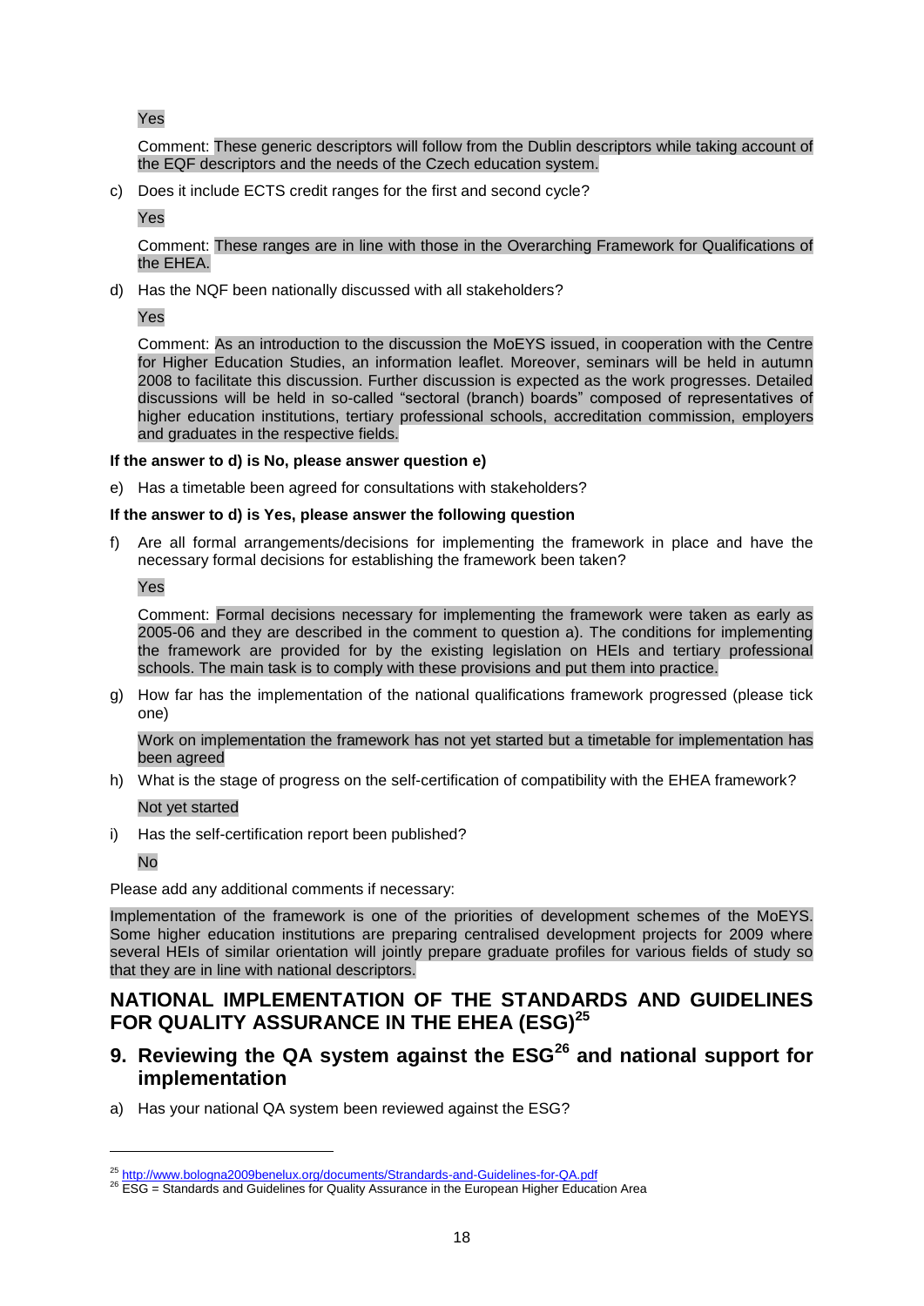Yes

Comment: These generic descriptors will follow from the Dublin descriptors while taking account of the EQF descriptors and the needs of the Czech education system.

c) Does it include ECTS credit ranges for the first and second cycle?

Yes

Comment: These ranges are in line with those in the Overarching Framework for Qualifications of the EHEA.

d) Has the NQF been nationally discussed with all stakeholders?

Yes

Comment: As an introduction to the discussion the MoEYS issued, in cooperation with the Centre for Higher Education Studies, an information leaflet. Moreover, seminars will be held in autumn 2008 to facilitate this discussion. Further discussion is expected as the work progresses. Detailed discussions will be held in so-called "sectoral (branch) boards" composed of representatives of higher education institutions, tertiary professional schools, accreditation commission, employers and graduates in the respective fields.

**If the answer to d) is No, please answer question e)**

e) Has a timetable been agreed for consultations with stakeholders?

**If the answer to d) is Yes, please answer the following question**

f) Are all formal arrangements/decisions for implementing the framework in place and have the necessary formal decisions for establishing the framework been taken?

Yes

Comment: Formal decisions necessary for implementing the framework were taken as early as 2005-06 and they are described in the comment to question a). The conditions for implementing the framework are provided for by the existing legislation on HEIs and tertiary professional schools. The main task is to comply with these provisions and put them into practice.

g) How far has the implementation of the national qualifications framework progressed (please tick one)

Work on implementation the framework has not yet started but a timetable for implementation has been agreed

h) What is the stage of progress on the self-certification of compatibility with the EHEA framework?

Not yet started

i) Has the self-certification report been published?

No

Please add any additional comments if necessary:

Implementation of the framework is one of the priorities of development schemes of the MoEYS. Some higher education institutions are preparing centralised development projects for 2009 where several HEIs of similar orientation will jointly prepare graduate profiles for various fields of study so that they are in line with national descriptors.

## NATIONAL IMPLEMENTATION OF THE STANDARDS AND GUIDELINES FOR QUALITY ASSURANCE IN THE EHEA (ESG)[25]

## 9. Reviewing the QA system against the ESG[26] and national support for implementation

a) Has your national QA system been reviewed against the ESG?

[25] http://www.bologna2009benelux.org/documents/Strandards-and-Guidelines-for-QA.pdf

[26] ESG = Standards and Guidelines for Quality Assurance in the European Higher Education Area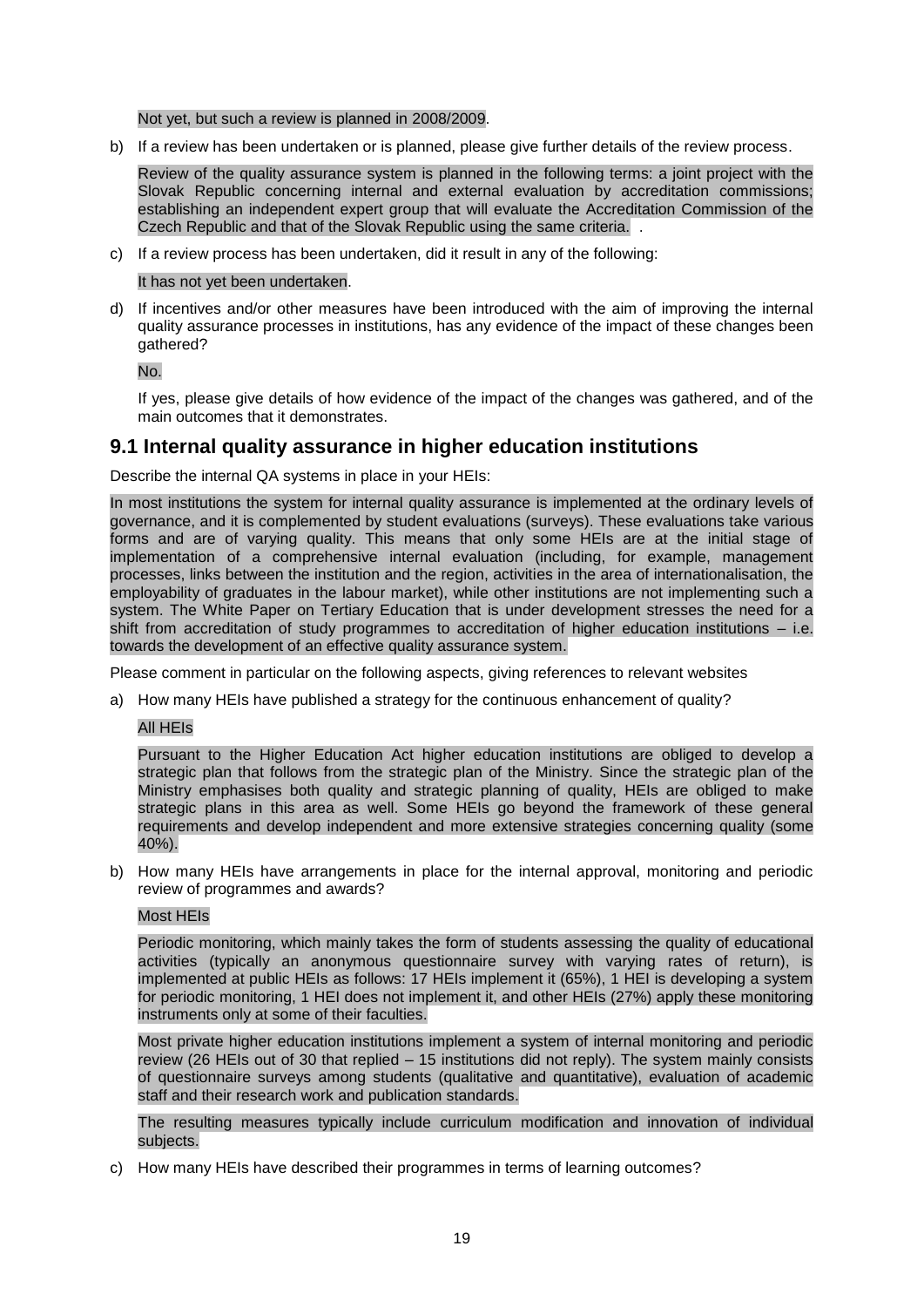Not yet, but such a review is planned in 2008/2009.

b) If a review has been undertaken or is planned, please give further details of the review process.

Review of the quality assurance system is planned in the following terms: a joint project with the Slovak Republic concerning internal and external evaluation by accreditation commissions; establishing an independent expert group that will evaluate the Accreditation Commission of the Czech Republic and that of the Slovak Republic using the same criteria. .

c) If a review process has been undertaken, did it result in any of the following:

It has not yet been undertaken.

d) If incentives and/or other measures have been introduced with the aim of improving the internal quality assurance processes in institutions, has any evidence of the impact of these changes been gathered?

No.

If yes, please give details of how evidence of the impact of the changes was gathered, and of the main outcomes that it demonstrates.

## 9.1 Internal quality assurance in higher education institutions

Describe the internal QA systems in place in your HEIs:

In most institutions the system for internal quality assurance is implemented at the ordinary levels of governance, and it is complemented by student evaluations (surveys). These evaluations take various forms and are of varying quality. This means that only some HEIs are at the initial stage of implementation of a comprehensive internal evaluation (including, for example, management processes, links between the institution and the region, activities in the area of internationalisation, the employability of graduates in the labour market), while other institutions are not implementing such a system. The White Paper on Tertiary Education that is under development stresses the need for a shift from accreditation of study programmes to accreditation of higher education institutions – i.e. towards the development of an effective quality assurance system.

Please comment in particular on the following aspects, giving references to relevant websites

a) How many HEIs have published a strategy for the continuous enhancement of quality?

All HEIs

Pursuant to the Higher Education Act higher education institutions are obliged to develop a strategic plan that follows from the strategic plan of the Ministry. Since the strategic plan of the Ministry emphasises both quality and strategic planning of quality, HEIs are obliged to make strategic plans in this area as well. Some HEIs go beyond the framework of these general requirements and develop independent and more extensive strategies concerning quality (some 40%).

b) How many HEIs have arrangements in place for the internal approval, monitoring and periodic review of programmes and awards?

Most HEIs

Periodic monitoring, which mainly takes the form of students assessing the quality of educational activities (typically an anonymous questionnaire survey with varying rates of return), is implemented at public HEIs as follows: 17 HEIs implement it (65%), 1 HEI is developing a system for periodic monitoring, 1 HEI does not implement it, and other HEIs (27%) apply these monitoring instruments only at some of their faculties.

Most private higher education institutions implement a system of internal monitoring and periodic review (26 HEIs out of 30 that replied – 15 institutions did not reply). The system mainly consists of questionnaire surveys among students (qualitative and quantitative), evaluation of academic staff and their research work and publication standards.

The resulting measures typically include curriculum modification and innovation of individual subjects.

c) How many HEIs have described their programmes in terms of learning outcomes?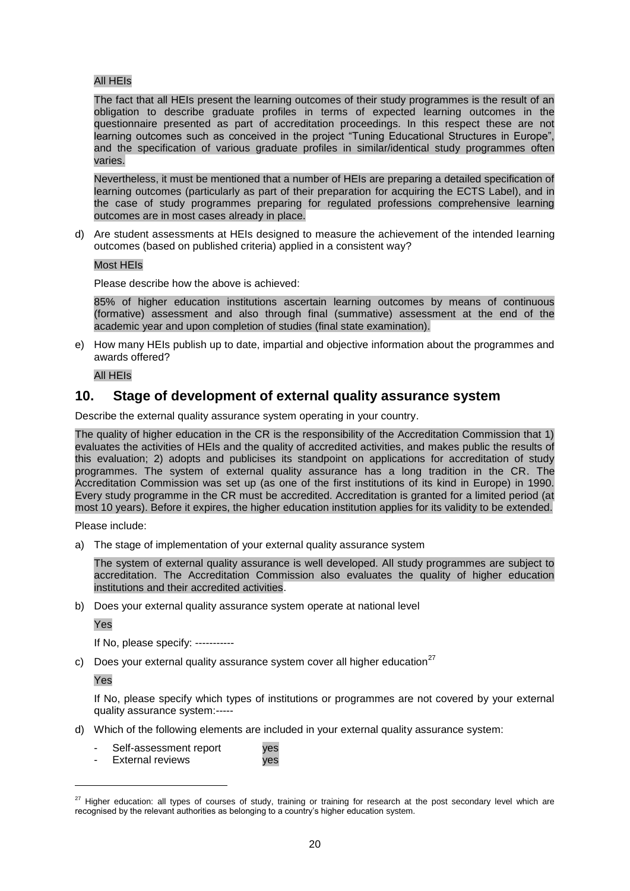All HEIs

The fact that all HEIs present the learning outcomes of their study programmes is the result of an obligation to describe graduate profiles in terms of expected learning outcomes in the questionnaire presented as part of accreditation proceedings. In this respect these are not learning outcomes such as conceived in the project "Tuning Educational Structures in Europe", and the specification of various graduate profiles in similar/identical study programmes often varies.

Nevertheless, it must be mentioned that a number of HEIs are preparing a detailed specification of learning outcomes (particularly as part of their preparation for acquiring the ECTS Label), and in the case of study programmes preparing for regulated professions comprehensive learning outcomes are in most cases already in place.

d) Are student assessments at HEIs designed to measure the achievement of the intended learning outcomes (based on published criteria) applied in a consistent way?

Most HEIs

Please describe how the above is achieved:

85% of higher education institutions ascertain learning outcomes by means of continuous (formative) assessment and also through final (summative) assessment at the end of the academic year and upon completion of studies (final state examination).

e) How many HEIs publish up to date, impartial and objective information about the programmes and awards offered?

All HEIs

## 10. Stage of development of external quality assurance system

Describe the external quality assurance system operating in your country.

The quality of higher education in the CR is the responsibility of the Accreditation Commission that 1) evaluates the activities of HEIs and the quality of accredited activities, and makes public the results of this evaluation; 2) adopts and publicises its standpoint on applications for accreditation of study programmes. The system of external quality assurance has a long tradition in the CR. The Accreditation Commission was set up (as one of the first institutions of its kind in Europe) in 1990. Every study programme in the CR must be accredited. Accreditation is granted for a limited period (at most 10 years). Before it expires, the higher education institution applies for its validity to be extended.

Please include:

a) The stage of implementation of your external quality assurance system

The system of external quality assurance is well developed. All study programmes are subject to accreditation. The Accreditation Commission also evaluates the quality of higher education institutions and their accredited activities.

b) Does your external quality assurance system operate at national level

Yes

If No, please specify: -----------

c) Does your external quality assurance system cover all higher education[27]

Yes

If No, please specify which types of institutions or programmes are not covered by your external quality assurance system:-----

d) Which of the following elements are included in your external quality assurance system:

- Self-assessment report yes
- External reviews yes

[27] Higher education: all types of courses of study, training or training for research at the post secondary level which are recognised by the relevant authorities as belonging to a country's higher education system.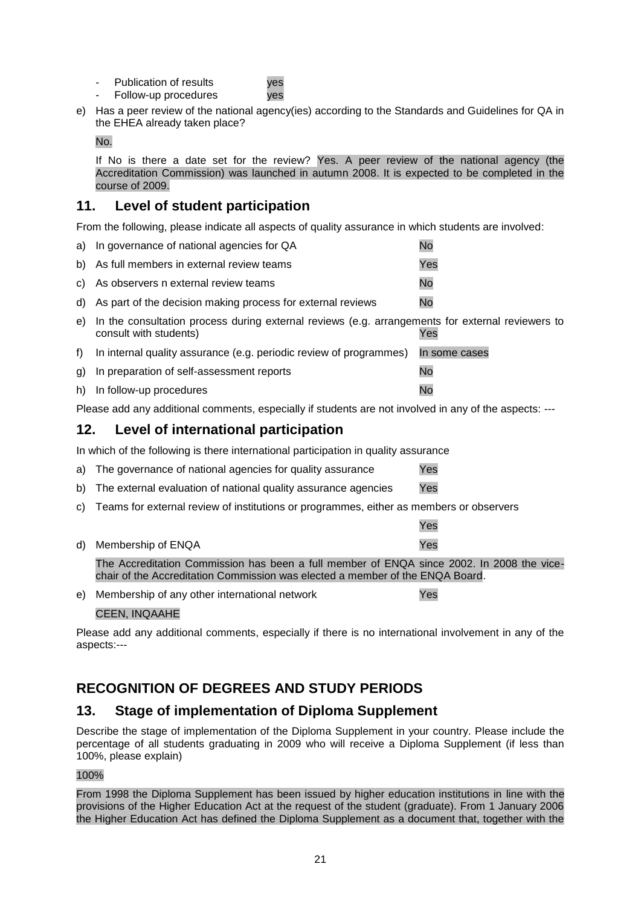- Publication of results yes
- Follow-up procedures yes

e) Has a peer review of the national agency(ies) according to the Standards and Guidelines for QA in the EHEA already taken place?

No.

If No is there a date set for the review? Yes. A peer review of the national agency (the Accreditation Commission) was launched in autumn 2008. It is expected to be completed in the course of 2009.

## 11. Level of student participation

From the following, please indicate all aspects of quality assurance in which students are involved:

a) In governance of national agencies for QA No

b) As full members in external review teams Yes

c) As observers n external review teams No

d) As part of the decision making process for external reviews No

e) In the consultation process during external reviews (e.g. arrangements for external reviewers to consult with students) Yes

f) In internal quality assurance (e.g. periodic review of programmes) In some cases

g) In preparation of self-assessment reports No

h) In follow-up procedures No

Please add any additional comments, especially if students are not involved in any of the aspects: ---

## 12. Level of international participation

In which of the following is there international participation in quality assurance

a) The governance of national agencies for quality assurance Yes

b) The external evaluation of national quality assurance agencies Yes

c) Teams for external review of institutions or programmes, either as members or observers

Yes

d) Membership of ENQA Yes

The Accreditation Commission has been a full member of ENQA since 2002. In 2008 the vice-chair of the Accreditation Commission was elected a member of the ENQA Board.

e) Membership of any other international network Yes

CEEN, INQAAHE

Please add any additional comments, especially if there is no international involvement in any of the aspects:---

## RECOGNITION OF DEGREES AND STUDY PERIODS

## 13. Stage of implementation of Diploma Supplement

Describe the stage of implementation of the Diploma Supplement in your country. Please include the percentage of all students graduating in 2009 who will receive a Diploma Supplement (if less than 100%, please explain)

100%

From 1998 the Diploma Supplement has been issued by higher education institutions in line with the provisions of the Higher Education Act at the request of the student (graduate). From 1 January 2006 the Higher Education Act has defined the Diploma Supplement as a document that, together with the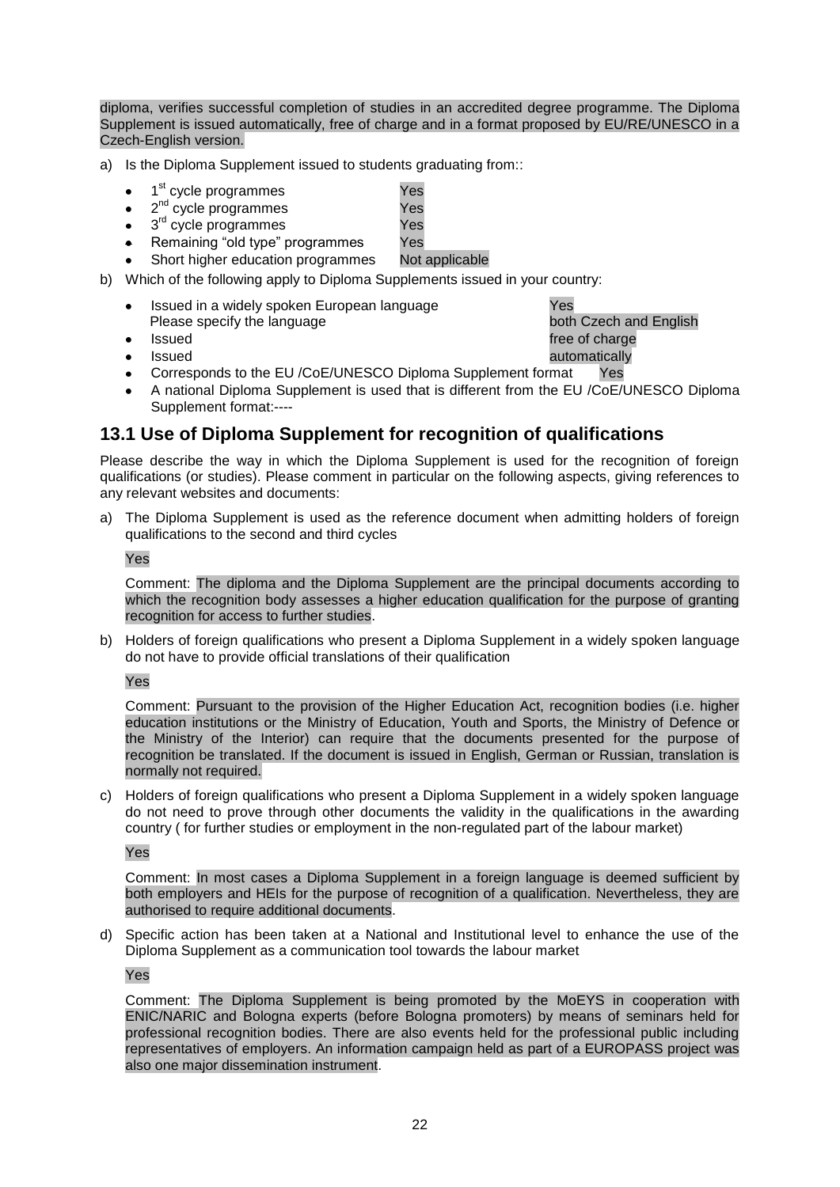diploma, verifies successful completion of studies in an accredited degree programme. The Diploma Supplement is issued automatically, free of charge and in a format proposed by EU/RE/UNESCO in a Czech-English version.

a) Is the Diploma Supplement issued to students graduating from::

- 1st cycle programmes Yes
- 2nd cycle programmes Yes
- 3rd cycle programmes Yes
- Remaining "old type" programmes Yes
- Short higher education programmes Not applicable

b) Which of the following apply to Diploma Supplements issued in your country:

- Issued in a widely spoken European language Yes
  Please specify the language both Czech and English
- Issued free of charge
- Issued automatically
- Corresponds to the EU /CoE/UNESCO Diploma Supplement format Yes
- A national Diploma Supplement is used that is different from the EU /CoE/UNESCO Diploma Supplement format:----

## 13.1 Use of Diploma Supplement for recognition of qualifications

Please describe the way in which the Diploma Supplement is used for the recognition of foreign qualifications (or studies). Please comment in particular on the following aspects, giving references to any relevant websites and documents:

a) The Diploma Supplement is used as the reference document when admitting holders of foreign qualifications to the second and third cycles

Yes

Comment: The diploma and the Diploma Supplement are the principal documents according to which the recognition body assesses a higher education qualification for the purpose of granting recognition for access to further studies.

b) Holders of foreign qualifications who present a Diploma Supplement in a widely spoken language do not have to provide official translations of their qualification

Yes

Comment: Pursuant to the provision of the Higher Education Act, recognition bodies (i.e. higher education institutions or the Ministry of Education, Youth and Sports, the Ministry of Defence or the Ministry of the Interior) can require that the documents presented for the purpose of recognition be translated. If the document is issued in English, German or Russian, translation is normally not required.

c) Holders of foreign qualifications who present a Diploma Supplement in a widely spoken language do not need to prove through other documents the validity in the qualifications in the awarding country ( for further studies or employment in the non-regulated part of the labour market)

Yes

Comment: In most cases a Diploma Supplement in a foreign language is deemed sufficient by both employers and HEIs for the purpose of recognition of a qualification. Nevertheless, they are authorised to require additional documents.

d) Specific action has been taken at a National and Institutional level to enhance the use of the Diploma Supplement as a communication tool towards the labour market

Yes

Comment: The Diploma Supplement is being promoted by the MoEYS in cooperation with ENIC/NARIC and Bologna experts (before Bologna promoters) by means of seminars held for professional recognition bodies. There are also events held for the professional public including representatives of employers. An information campaign held as part of a EUROPASS project was also one major dissemination instrument.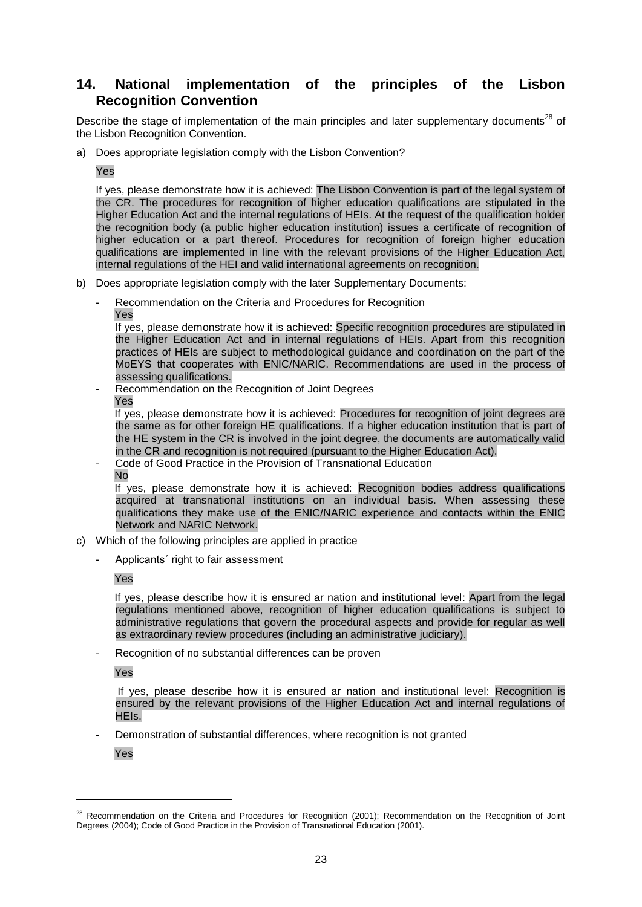## 14. National implementation of the principles of the Lisbon Recognition Convention

Describe the stage of implementation of the main principles and later supplementary documents[28] of the Lisbon Recognition Convention.

a) Does appropriate legislation comply with the Lisbon Convention?

   Yes

   If yes, please demonstrate how it is achieved: The Lisbon Convention is part of the legal system of the CR. The procedures for recognition of higher education qualifications are stipulated in the Higher Education Act and the internal regulations of HEIs. At the request of the qualification holder the recognition body (a public higher education institution) issues a certificate of recognition of higher education or a part thereof. Procedures for recognition of foreign higher education qualifications are implemented in line with the relevant provisions of the Higher Education Act, internal regulations of the HEI and valid international agreements on recognition.

b) Does appropriate legislation comply with the later Supplementary Documents:

   - Recommendation on the Criteria and Procedures for Recognition
     Yes
     If yes, please demonstrate how it is achieved: Specific recognition procedures are stipulated in the Higher Education Act and in internal regulations of HEIs. Apart from this recognition practices of HEIs are subject to methodological guidance and coordination on the part of the MoEYS that cooperates with ENIC/NARIC. Recommendations are used in the process of assessing qualifications.
   - Recommendation on the Recognition of Joint Degrees
     Yes
     If yes, please demonstrate how it is achieved: Procedures for recognition of joint degrees are the same as for other foreign HE qualifications. If a higher education institution that is part of the HE system in the CR is involved in the joint degree, the documents are automatically valid in the CR and recognition is not required (pursuant to the Higher Education Act).
   - Code of Good Practice in the Provision of Transnational Education
     No
     If yes, please demonstrate how it is achieved: Recognition bodies address qualifications acquired at transnational institutions on an individual basis. When assessing these qualifications they make use of the ENIC/NARIC experience and contacts within the ENIC Network and NARIC Network.

c) Which of the following principles are applied in practice

   - Applicants´ right to fair assessment

     Yes

     If yes, please describe how it is ensured ar nation and institutional level: Apart from the legal regulations mentioned above, recognition of higher education qualifications is subject to administrative regulations that govern the procedural aspects and provide for regular as well as extraordinary review procedures (including an administrative judiciary).

   - Recognition of no substantial differences can be proven

     Yes

     If yes, please describe how it is ensured ar nation and institutional level: Recognition is ensured by the relevant provisions of the Higher Education Act and internal regulations of HEIs.

   - Demonstration of substantial differences, where recognition is not granted

     Yes

[28] Recommendation on the Criteria and Procedures for Recognition (2001); Recommendation on the Recognition of Joint Degrees (2004); Code of Good Practice in the Provision of Transnational Education (2001).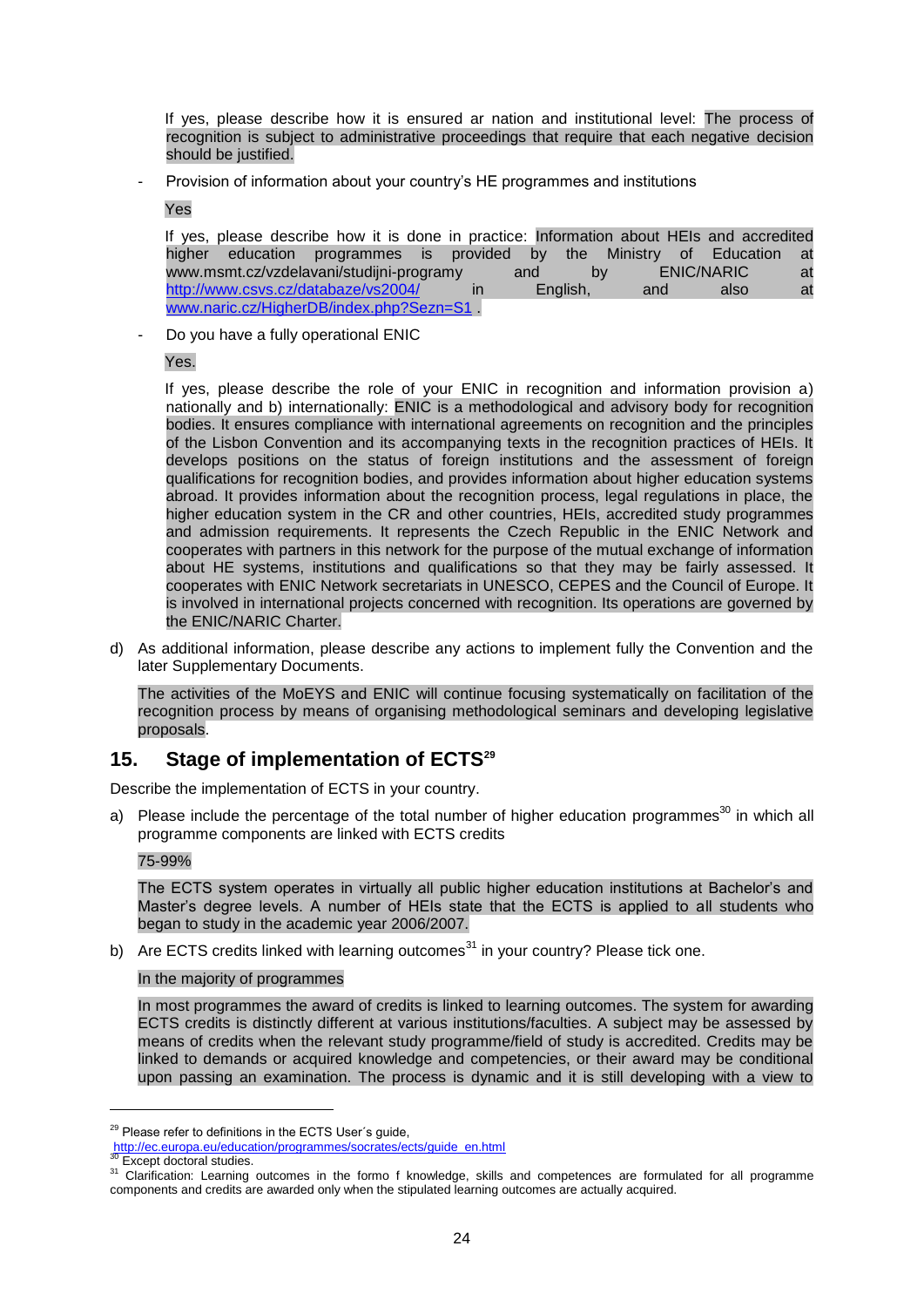If yes, please describe how it is ensured ar nation and institutional level: The process of recognition is subject to administrative proceedings that require that each negative decision should be justified.

- Provision of information about your country's HE programmes and institutions

  Yes

  If yes, please describe how it is done in practice: Information about HEIs and accredited higher education programmes is provided by the Ministry of Education at www.msmt.cz/vzdelavani/studijni-programy and by ENIC/NARIC at http://www.csvs.cz/databaze/vs2004/ in English, and also at www.naric.cz/HigherDB/index.php?Sezn=S1 .

- Do you have a fully operational ENIC

  Yes.

  If yes, please describe the role of your ENIC in recognition and information provision a) nationally and b) internationally: ENIC is a methodological and advisory body for recognition bodies. It ensures compliance with international agreements on recognition and the principles of the Lisbon Convention and its accompanying texts in the recognition practices of HEIs. It develops positions on the status of foreign institutions and the assessment of foreign qualifications for recognition bodies, and provides information about higher education systems abroad. It provides information about the recognition process, legal regulations in place, the higher education system in the CR and other countries, HEIs, accredited study programmes and admission requirements. It represents the Czech Republic in the ENIC Network and cooperates with partners in this network for the purpose of the mutual exchange of information about HE systems, institutions and qualifications so that they may be fairly assessed. It cooperates with ENIC Network secretariats in UNESCO, CEPES and the Council of Europe. It is involved in international projects concerned with recognition. Its operations are governed by the ENIC/NARIC Charter.

d) As additional information, please describe any actions to implement fully the Convention and the later Supplementary Documents.

   The activities of the MoEYS and ENIC will continue focusing systematically on facilitation of the recognition process by means of organising methodological seminars and developing legislative proposals.

## 15. Stage of implementation of ECTS[29]

Describe the implementation of ECTS in your country.

a) Please include the percentage of the total number of higher education programmes[30] in which all programme components are linked with ECTS credits

   75-99%

   The ECTS system operates in virtually all public higher education institutions at Bachelor's and Master's degree levels. A number of HEIs state that the ECTS is applied to all students who began to study in the academic year 2006/2007.

b) Are ECTS credits linked with learning outcomes[31] in your country? Please tick one.

   In the majority of programmes

   In most programmes the award of credits is linked to learning outcomes. The system for awarding ECTS credits is distinctly different at various institutions/faculties. A subject may be assessed by means of credits when the relevant study programme/field of study is accredited. Credits may be linked to demands or acquired knowledge and competencies, or their award may be conditional upon passing an examination. The process is dynamic and it is still developing with a view to

---

[29] Please refer to definitions in the ECTS User´s guide, http://ec.europa.eu/education/programmes/socrates/ects/guide_en.html

[30] Except doctoral studies.

[31] Clarification: Learning outcomes in the formo f knowledge, skills and competences are formulated for all programme components and credits are awarded only when the stipulated learning outcomes are actually acquired.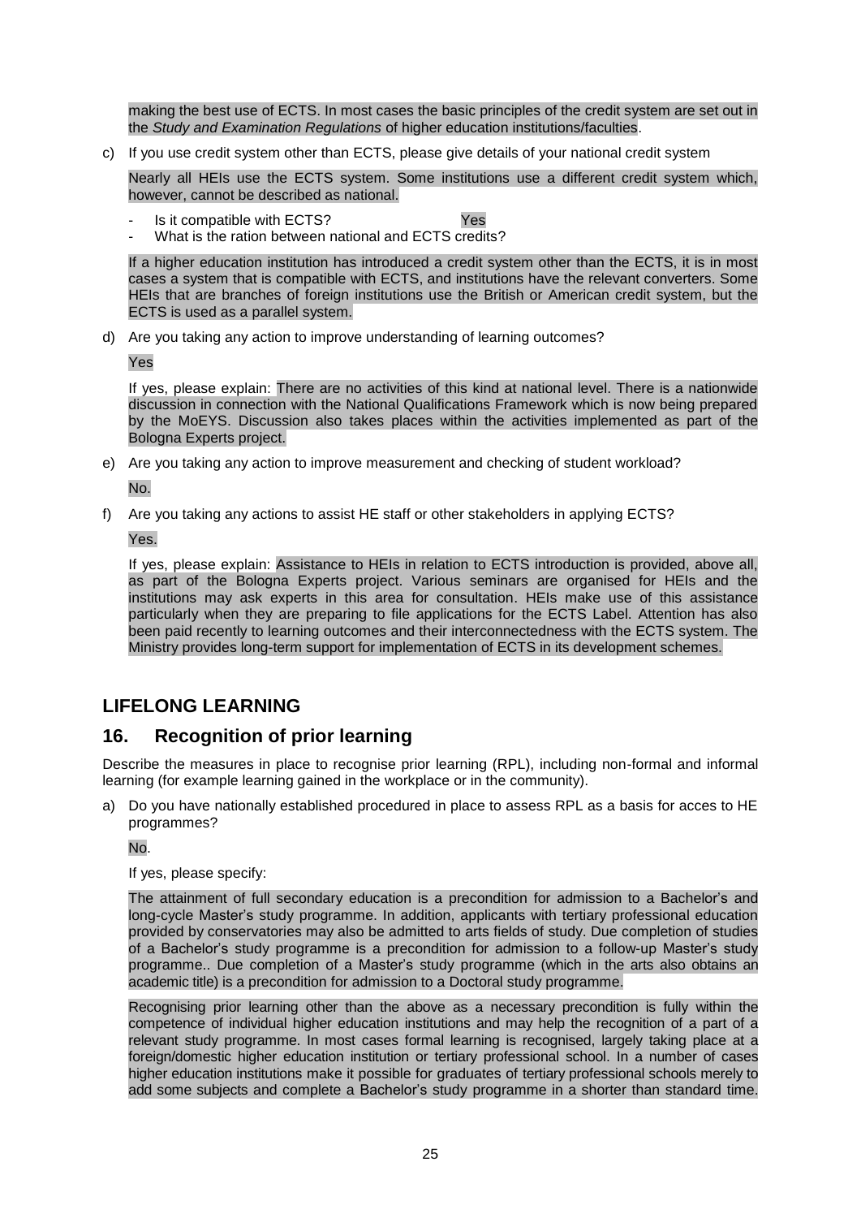making the best use of ECTS. In most cases the basic principles of the credit system are set out in the *Study and Examination Regulations* of higher education institutions/faculties.

c) If you use credit system other than ECTS, please give details of your national credit system

Nearly all HEIs use the ECTS system. Some institutions use a different credit system which, however, cannot be described as national.

- Is it compatible with ECTS? Yes
- What is the ration between national and ECTS credits?

If a higher education institution has introduced a credit system other than the ECTS, it is in most cases a system that is compatible with ECTS, and institutions have the relevant converters. Some HEIs that are branches of foreign institutions use the British or American credit system, but the ECTS is used as a parallel system.

d) Are you taking any action to improve understanding of learning outcomes?

Yes

If yes, please explain: There are no activities of this kind at national level. There is a nationwide discussion in connection with the National Qualifications Framework which is now being prepared by the MoEYS. Discussion also takes places within the activities implemented as part of the Bologna Experts project.

e) Are you taking any action to improve measurement and checking of student workload?

No.

f) Are you taking any actions to assist HE staff or other stakeholders in applying ECTS?

Yes.

If yes, please explain: Assistance to HEIs in relation to ECTS introduction is provided, above all, as part of the Bologna Experts project. Various seminars are organised for HEIs and the institutions may ask experts in this area for consultation. HEIs make use of this assistance particularly when they are preparing to file applications for the ECTS Label. Attention has also been paid recently to learning outcomes and their interconnectedness with the ECTS system. The Ministry provides long-term support for implementation of ECTS in its development schemes.

## LIFELONG LEARNING

## 16. Recognition of prior learning

Describe the measures in place to recognise prior learning (RPL), including non-formal and informal learning (for example learning gained in the workplace or in the community).

a) Do you have nationally established procedured in place to assess RPL as a basis for acces to HE programmes?

No.

If yes, please specify:

The attainment of full secondary education is a precondition for admission to a Bachelor's and long-cycle Master's study programme. In addition, applicants with tertiary professional education provided by conservatories may also be admitted to arts fields of study. Due completion of studies of a Bachelor's study programme is a precondition for admission to a follow-up Master's study programme.. Due completion of a Master's study programme (which in the arts also obtains an academic title) is a precondition for admission to a Doctoral study programme.

Recognising prior learning other than the above as a necessary precondition is fully within the competence of individual higher education institutions and may help the recognition of a part of a relevant study programme. In most cases formal learning is recognised, largely taking place at a foreign/domestic higher education institution or tertiary professional school. In a number of cases higher education institutions make it possible for graduates of tertiary professional schools merely to add some subjects and complete a Bachelor's study programme in a shorter than standard time.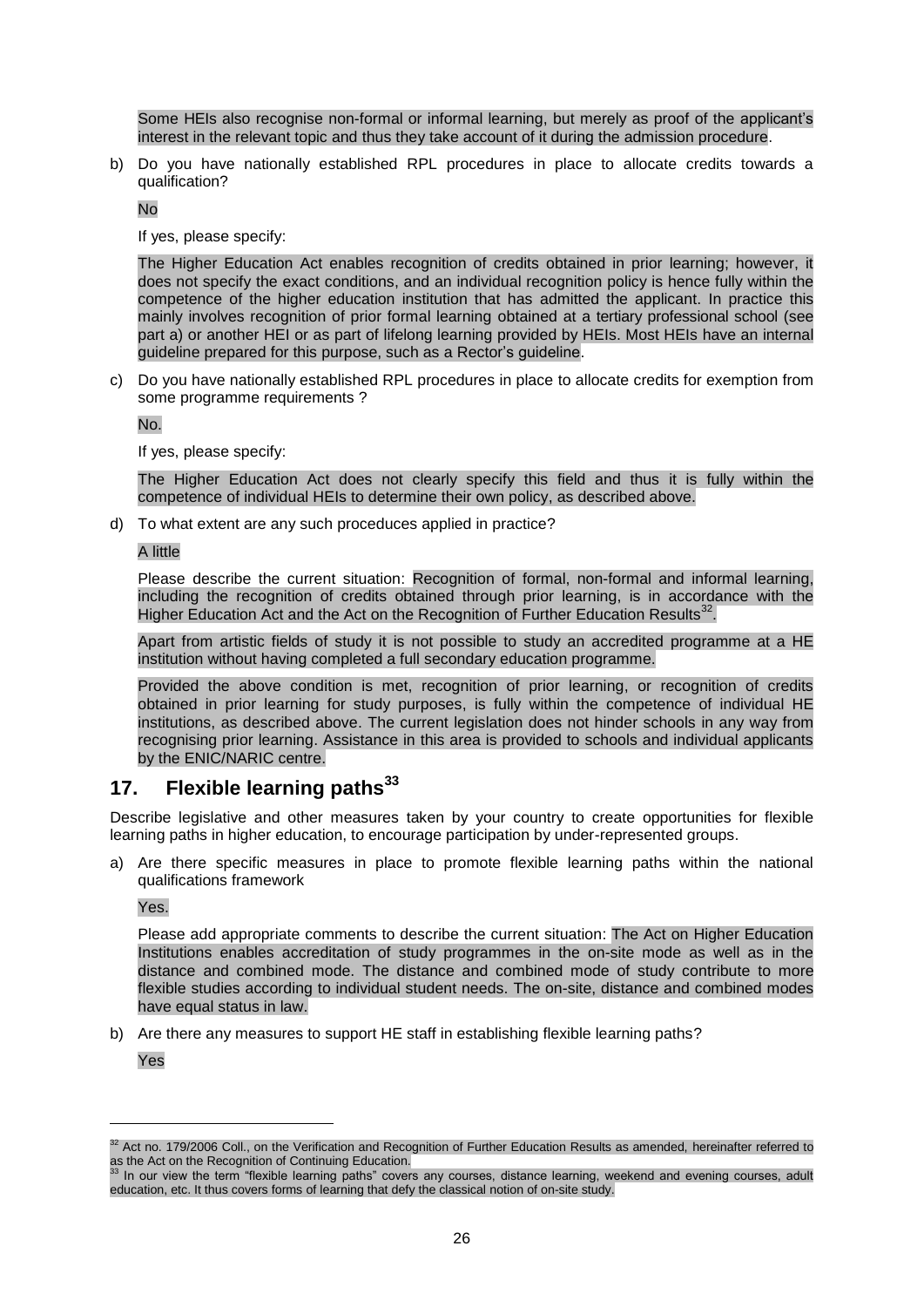Some HEIs also recognise non-formal or informal learning, but merely as proof of the applicant's interest in the relevant topic and thus they take account of it during the admission procedure.

b) Do you have nationally established RPL procedures in place to allocate credits towards a qualification?

No

If yes, please specify:

The Higher Education Act enables recognition of credits obtained in prior learning; however, it does not specify the exact conditions, and an individual recognition policy is hence fully within the competence of the higher education institution that has admitted the applicant. In practice this mainly involves recognition of prior formal learning obtained at a tertiary professional school (see part a) or another HEI or as part of lifelong learning provided by HEIs. Most HEIs have an internal guideline prepared for this purpose, such as a Rector's guideline.

c) Do you have nationally established RPL procedures in place to allocate credits for exemption from some programme requirements ?

No.

If yes, please specify:

The Higher Education Act does not clearly specify this field and thus it is fully within the competence of individual HEIs to determine their own policy, as described above.

d) To what extent are any such proceduces applied in practice?

A little

Please describe the current situation: Recognition of formal, non-formal and informal learning, including the recognition of credits obtained through prior learning, is in accordance with the Higher Education Act and the Act on the Recognition of Further Education Results[32].

Apart from artistic fields of study it is not possible to study an accredited programme at a HE institution without having completed a full secondary education programme.

Provided the above condition is met, recognition of prior learning, or recognition of credits obtained in prior learning for study purposes, is fully within the competence of individual HE institutions, as described above. The current legislation does not hinder schools in any way from recognising prior learning. Assistance in this area is provided to schools and individual applicants by the ENIC/NARIC centre.

## 17. Flexible learning paths[33]

Describe legislative and other measures taken by your country to create opportunities for flexible learning paths in higher education, to encourage participation by under-represented groups.

a) Are there specific measures in place to promote flexible learning paths within the national qualifications framework

Yes.

Please add appropriate comments to describe the current situation: The Act on Higher Education Institutions enables accreditation of study programmes in the on-site mode as well as in the distance and combined mode. The distance and combined mode of study contribute to more flexible studies according to individual student needs. The on-site, distance and combined modes have equal status in law.

b) Are there any measures to support HE staff in establishing flexible learning paths?

Yes

---

[32] Act no. 179/2006 Coll., on the Verification and Recognition of Further Education Results as amended, hereinafter referred to as the Act on the Recognition of Continuing Education.

[33] In our view the term "flexible learning paths" covers any courses, distance learning, weekend and evening courses, adult education, etc. It thus covers forms of learning that defy the classical notion of on-site study.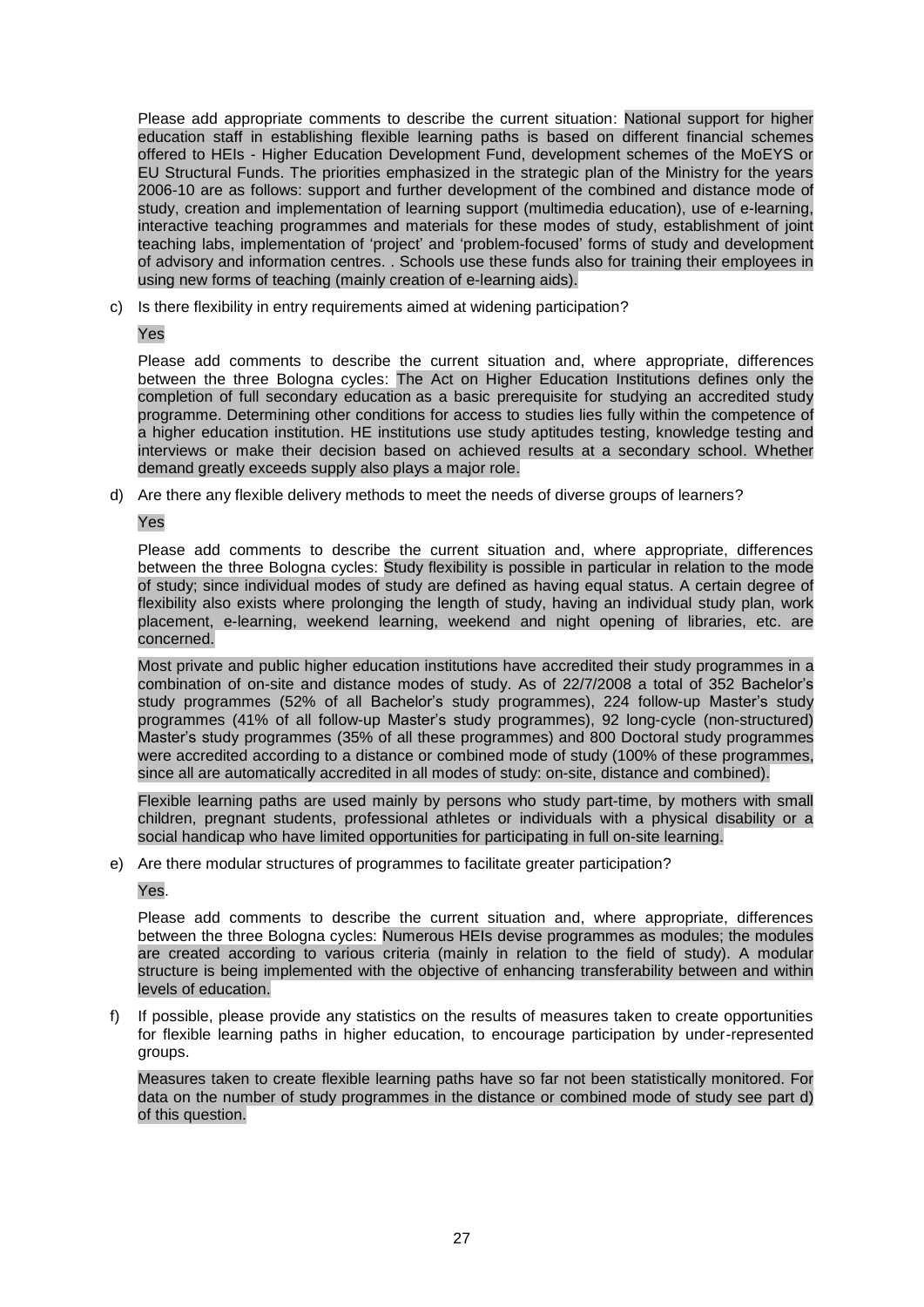Please add appropriate comments to describe the current situation: National support for higher education staff in establishing flexible learning paths is based on different financial schemes offered to HEIs - Higher Education Development Fund, development schemes of the MoEYS or EU Structural Funds. The priorities emphasized in the strategic plan of the Ministry for the years 2006-10 are as follows: support and further development of the combined and distance mode of study, creation and implementation of learning support (multimedia education), use of e-learning, interactive teaching programmes and materials for these modes of study, establishment of joint teaching labs, implementation of 'project' and 'problem-focused' forms of study and development of advisory and information centres. . Schools use these funds also for training their employees in using new forms of teaching (mainly creation of e-learning aids).

c) Is there flexibility in entry requirements aimed at widening participation?

Yes

Please add comments to describe the current situation and, where appropriate, differences between the three Bologna cycles: The Act on Higher Education Institutions defines only the completion of full secondary education as a basic prerequisite for studying an accredited study programme. Determining other conditions for access to studies lies fully within the competence of a higher education institution. HE institutions use study aptitudes testing, knowledge testing and interviews or make their decision based on achieved results at a secondary school. Whether demand greatly exceeds supply also plays a major role.

d) Are there any flexible delivery methods to meet the needs of diverse groups of learners?

Yes

Please add comments to describe the current situation and, where appropriate, differences between the three Bologna cycles: Study flexibility is possible in particular in relation to the mode of study; since individual modes of study are defined as having equal status. A certain degree of flexibility also exists where prolonging the length of study, having an individual study plan, work placement, e-learning, weekend learning, weekend and night opening of libraries, etc. are concerned.

Most private and public higher education institutions have accredited their study programmes in a combination of on-site and distance modes of study. As of 22/7/2008 a total of 352 Bachelor's study programmes (52% of all Bachelor's study programmes), 224 follow-up Master's study programmes (41% of all follow-up Master's study programmes), 92 long-cycle (non-structured) Master's study programmes (35% of all these programmes) and 800 Doctoral study programmes were accredited according to a distance or combined mode of study (100% of these programmes, since all are automatically accredited in all modes of study: on-site, distance and combined).

Flexible learning paths are used mainly by persons who study part-time, by mothers with small children, pregnant students, professional athletes or individuals with a physical disability or a social handicap who have limited opportunities for participating in full on-site learning.

e) Are there modular structures of programmes to facilitate greater participation?

Yes.

Please add comments to describe the current situation and, where appropriate, differences between the three Bologna cycles: Numerous HEIs devise programmes as modules; the modules are created according to various criteria (mainly in relation to the field of study). A modular structure is being implemented with the objective of enhancing transferability between and within levels of education.

f) If possible, please provide any statistics on the results of measures taken to create opportunities for flexible learning paths in higher education, to encourage participation by under-represented groups.

Measures taken to create flexible learning paths have so far not been statistically monitored. For data on the number of study programmes in the distance or combined mode of study see part d) of this question.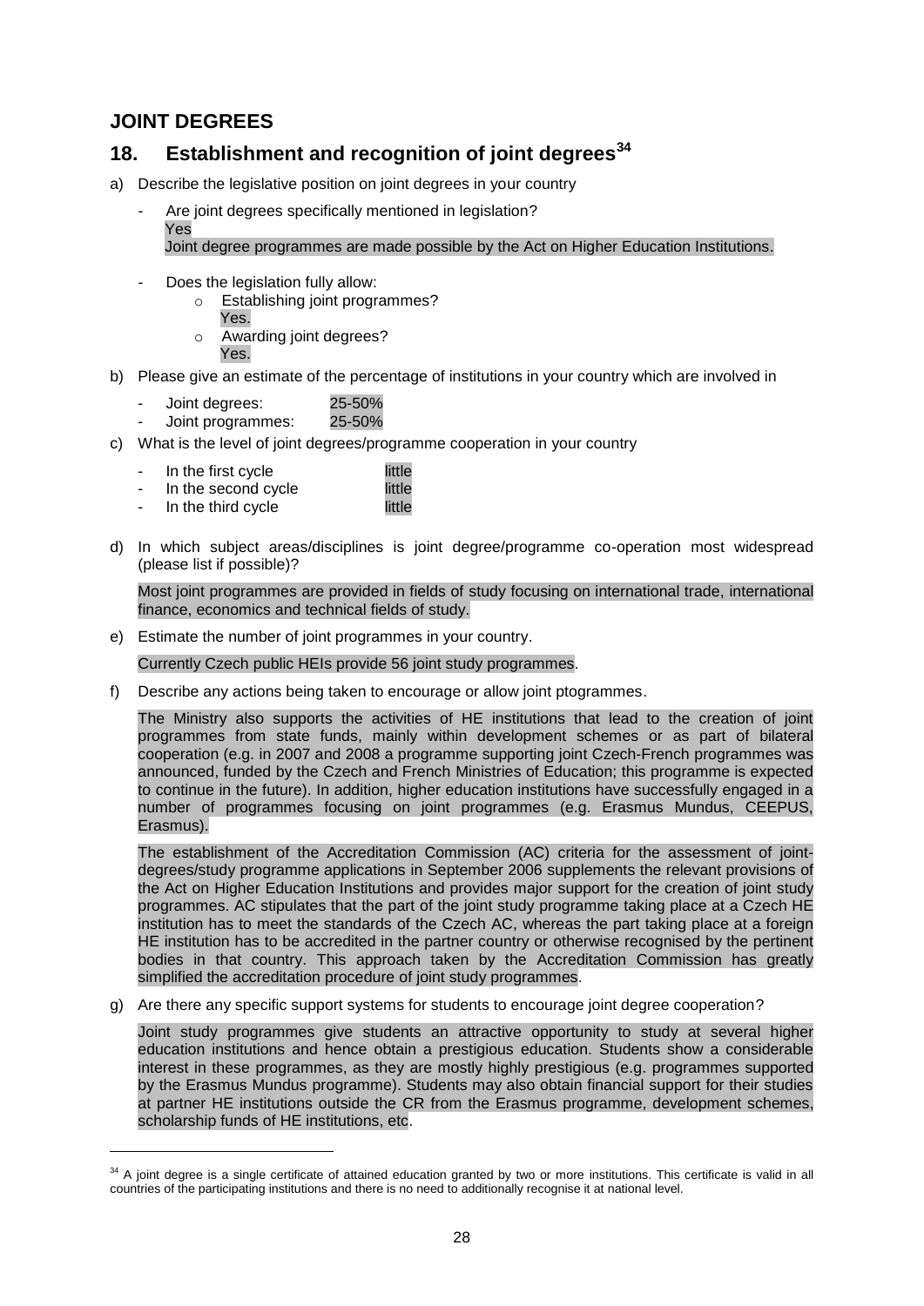## JOINT DEGREES

## 18. Establishment and recognition of joint degrees[34]

a) Describe the legislative position on joint degrees in your country

- Are joint degrees specifically mentioned in legislation?
  Yes
  Joint degree programmes are made possible by the Act on Higher Education Institutions.

- Does the legislation fully allow:
  - Establishing joint programmes?
    Yes.
  - Awarding joint degrees?
    Yes.

b) Please give an estimate of the percentage of institutions in your country which are involved in

- Joint degrees: 25-50%
- Joint programmes: 25-50%

c) What is the level of joint degrees/programme cooperation in your country

- In the first cycle little
- In the second cycle little
- In the third cycle little

d) In which subject areas/disciplines is joint degree/programme co-operation most widespread (please list if possible)?

Most joint programmes are provided in fields of study focusing on international trade, international finance, economics and technical fields of study.

e) Estimate the number of joint programmes in your country.

Currently Czech public HEIs provide 56 joint study programmes.

f) Describe any actions being taken to encourage or allow joint ptogrammes.

The Ministry also supports the activities of HE institutions that lead to the creation of joint programmes from state funds, mainly within development schemes or as part of bilateral cooperation (e.g. in 2007 and 2008 a programme supporting joint Czech-French programmes was announced, funded by the Czech and French Ministries of Education; this programme is expected to continue in the future). In addition, higher education institutions have successfully engaged in a number of programmes focusing on joint programmes (e.g. Erasmus Mundus, CEEPUS, Erasmus).

The establishment of the Accreditation Commission (AC) criteria for the assessment of joint-degrees/study programme applications in September 2006 supplements the relevant provisions of the Act on Higher Education Institutions and provides major support for the creation of joint study programmes. AC stipulates that the part of the joint study programme taking place at a Czech HE institution has to meet the standards of the Czech AC, whereas the part taking place at a foreign HE institution has to be accredited in the partner country or otherwise recognised by the pertinent bodies in that country. This approach taken by the Accreditation Commission has greatly simplified the accreditation procedure of joint study programmes.

g) Are there any specific support systems for students to encourage joint degree cooperation?

Joint study programmes give students an attractive opportunity to study at several higher education institutions and hence obtain a prestigious education. Students show a considerable interest in these programmes, as they are mostly highly prestigious (e.g. programmes supported by the Erasmus Mundus programme). Students may also obtain financial support for their studies at partner HE institutions outside the CR from the Erasmus programme, development schemes, scholarship funds of HE institutions, etc.

---

[34] A joint degree is a single certificate of attained education granted by two or more institutions. This certificate is valid in all countries of the participating institutions and there is no need to additionally recognise it at national level.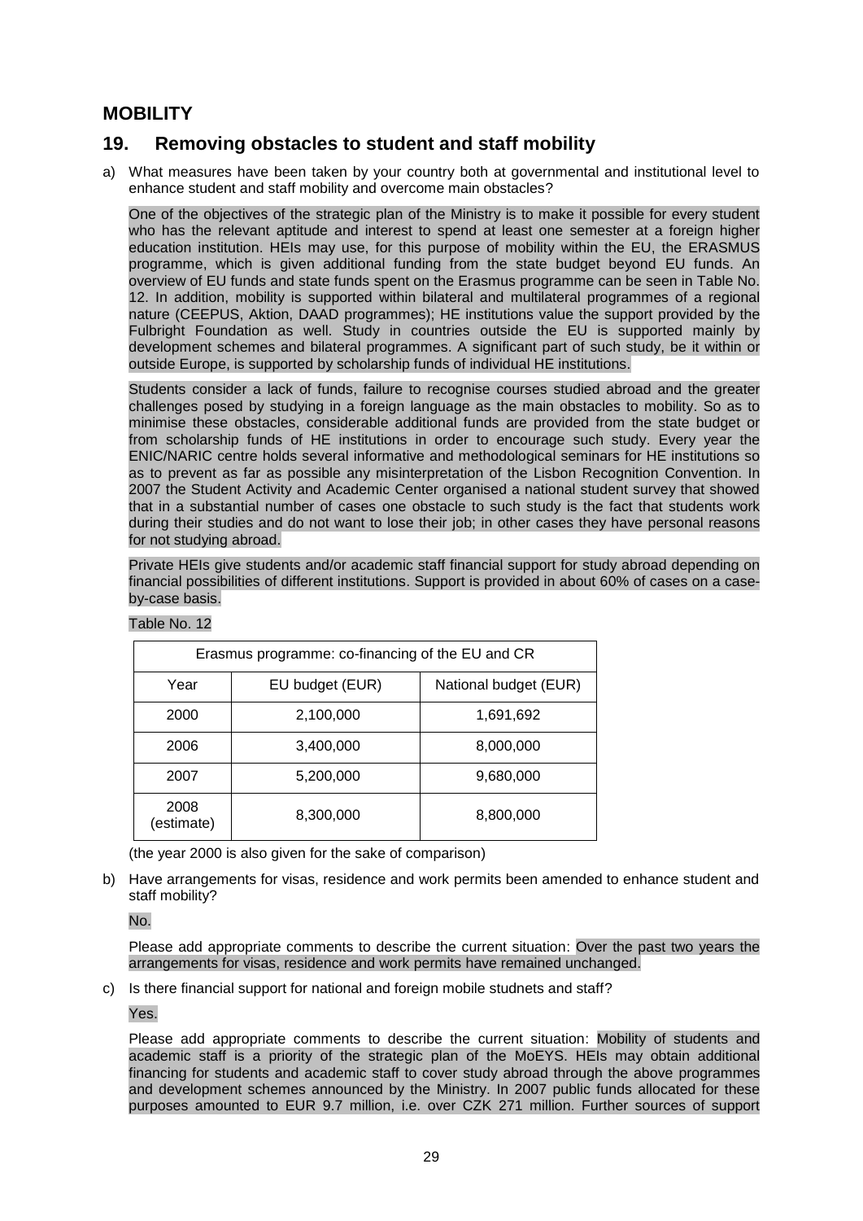## MOBILITY

## 19. Removing obstacles to student and staff mobility

a) What measures have been taken by your country both at governmental and institutional level to enhance student and staff mobility and overcome main obstacles?

One of the objectives of the strategic plan of the Ministry is to make it possible for every student who has the relevant aptitude and interest to spend at least one semester at a foreign higher education institution. HEIs may use, for this purpose of mobility within the EU, the ERASMUS programme, which is given additional funding from the state budget beyond EU funds. An overview of EU funds and state funds spent on the Erasmus programme can be seen in Table No. 12. In addition, mobility is supported within bilateral and multilateral programmes of a regional nature (CEEPUS, Aktion, DAAD programmes); HE institutions value the support provided by the Fulbright Foundation as well. Study in countries outside the EU is supported mainly by development schemes and bilateral programmes. A significant part of such study, be it within or outside Europe, is supported by scholarship funds of individual HE institutions.

Students consider a lack of funds, failure to recognise courses studied abroad and the greater challenges posed by studying in a foreign language as the main obstacles to mobility. So as to minimise these obstacles, considerable additional funds are provided from the state budget or from scholarship funds of HE institutions in order to encourage such study. Every year the ENIC/NARIC centre holds several informative and methodological seminars for HE institutions so as to prevent as far as possible any misinterpretation of the Lisbon Recognition Convention. In 2007 the Student Activity and Academic Center organised a national student survey that showed that in a substantial number of cases one obstacle to such study is the fact that students work during their studies and do not want to lose their job; in other cases they have personal reasons for not studying abroad.

Private HEIs give students and/or academic staff financial support for study abroad depending on financial possibilities of different institutions. Support is provided in about 60% of cases on a case-by-case basis.

Table No. 12

| Erasmus programme: co-financing of the EU and CR | | |
|---|---|---|
| Year | EU budget (EUR) | National budget (EUR) |
| 2000 | 2,100,000 | 1,691,692 |
| 2006 | 3,400,000 | 8,000,000 |
| 2007 | 5,200,000 | 9,680,000 |
| 2008 (estimate) | 8,300,000 | 8,800,000 |

(the year 2000 is also given for the sake of comparison)

b) Have arrangements for visas, residence and work permits been amended to enhance student and staff mobility?

No.

Please add appropriate comments to describe the current situation: Over the past two years the arrangements for visas, residence and work permits have remained unchanged.

c) Is there financial support for national and foreign mobile studnets and staff?

Yes.

Please add appropriate comments to describe the current situation: Mobility of students and academic staff is a priority of the strategic plan of the MoEYS. HEIs may obtain additional financing for students and academic staff to cover study abroad through the above programmes and development schemes announced by the Ministry. In 2007 public funds allocated for these purposes amounted to EUR 9.7 million, i.e. over CZK 271 million. Further sources of support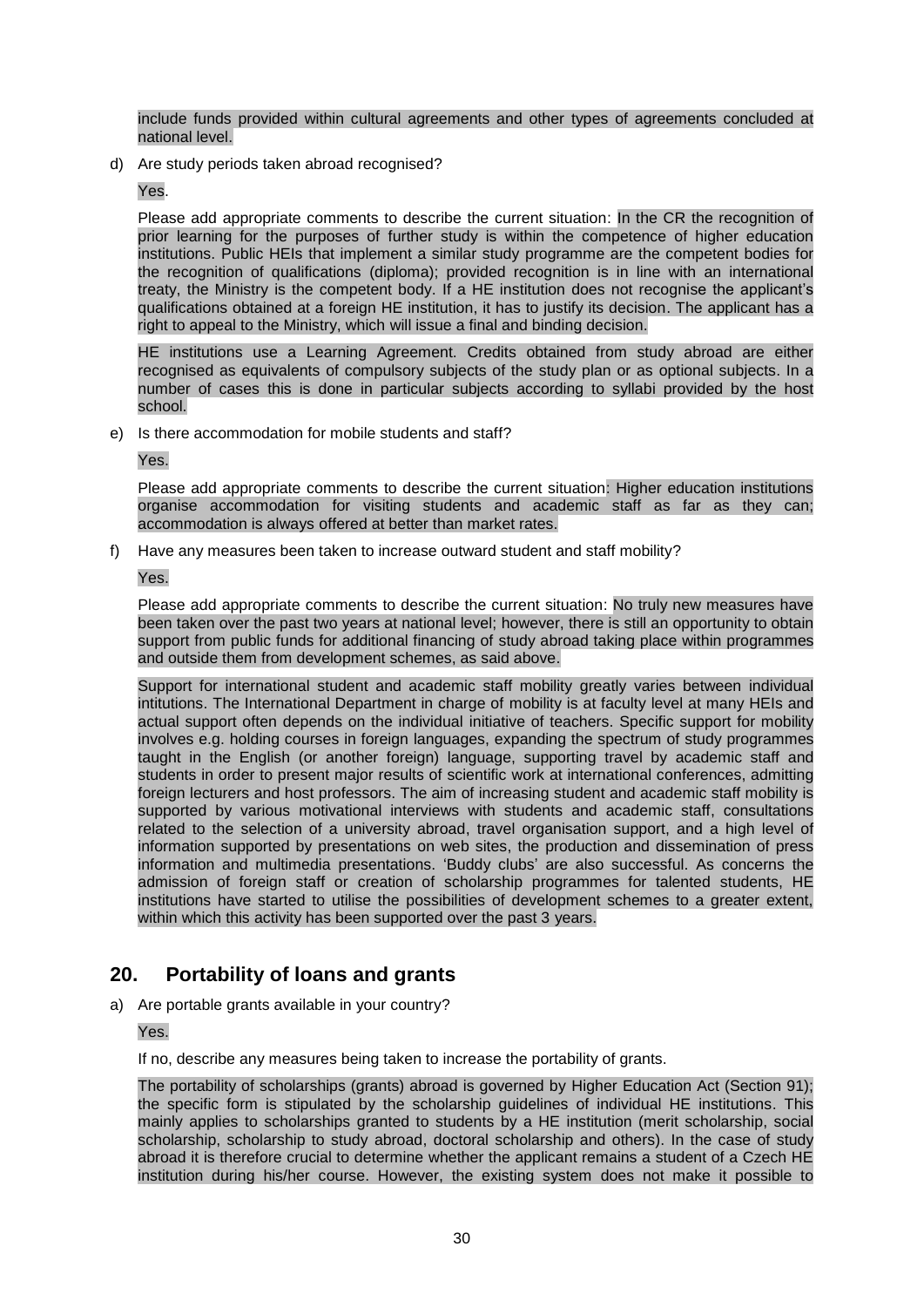include funds provided within cultural agreements and other types of agreements concluded at national level.

d) Are study periods taken abroad recognised?

Yes.

Please add appropriate comments to describe the current situation: In the CR the recognition of prior learning for the purposes of further study is within the competence of higher education institutions. Public HEIs that implement a similar study programme are the competent bodies for the recognition of qualifications (diploma); provided recognition is in line with an international treaty, the Ministry is the competent body. If a HE institution does not recognise the applicant's qualifications obtained at a foreign HE institution, it has to justify its decision. The applicant has a right to appeal to the Ministry, which will issue a final and binding decision.

HE institutions use a Learning Agreement. Credits obtained from study abroad are either recognised as equivalents of compulsory subjects of the study plan or as optional subjects. In a number of cases this is done in particular subjects according to syllabi provided by the host school.

e) Is there accommodation for mobile students and staff?

Yes.

Please add appropriate comments to describe the current situation: Higher education institutions organise accommodation for visiting students and academic staff as far as they can; accommodation is always offered at better than market rates.

f) Have any measures been taken to increase outward student and staff mobility?

Yes.

Please add appropriate comments to describe the current situation: No truly new measures have been taken over the past two years at national level; however, there is still an opportunity to obtain support from public funds for additional financing of study abroad taking place within programmes and outside them from development schemes, as said above.

Support for international student and academic staff mobility greatly varies between individual intitutions. The International Department in charge of mobility is at faculty level at many HEIs and actual support often depends on the individual initiative of teachers. Specific support for mobility involves e.g. holding courses in foreign languages, expanding the spectrum of study programmes taught in the English (or another foreign) language, supporting travel by academic staff and students in order to present major results of scientific work at international conferences, admitting foreign lecturers and host professors. The aim of increasing student and academic staff mobility is supported by various motivational interviews with students and academic staff, consultations related to the selection of a university abroad, travel organisation support, and a high level of information supported by presentations on web sites, the production and dissemination of press information and multimedia presentations. 'Buddy clubs' are also successful. As concerns the admission of foreign staff or creation of scholarship programmes for talented students, HE institutions have started to utilise the possibilities of development schemes to a greater extent, within which this activity has been supported over the past 3 years.

## 20. Portability of loans and grants

a) Are portable grants available in your country?

Yes.

If no, describe any measures being taken to increase the portability of grants.

The portability of scholarships (grants) abroad is governed by Higher Education Act (Section 91); the specific form is stipulated by the scholarship guidelines of individual HE institutions. This mainly applies to scholarships granted to students by a HE institution (merit scholarship, social scholarship, scholarship to study abroad, doctoral scholarship and others). In the case of study abroad it is therefore crucial to determine whether the applicant remains a student of a Czech HE institution during his/her course. However, the existing system does not make it possible to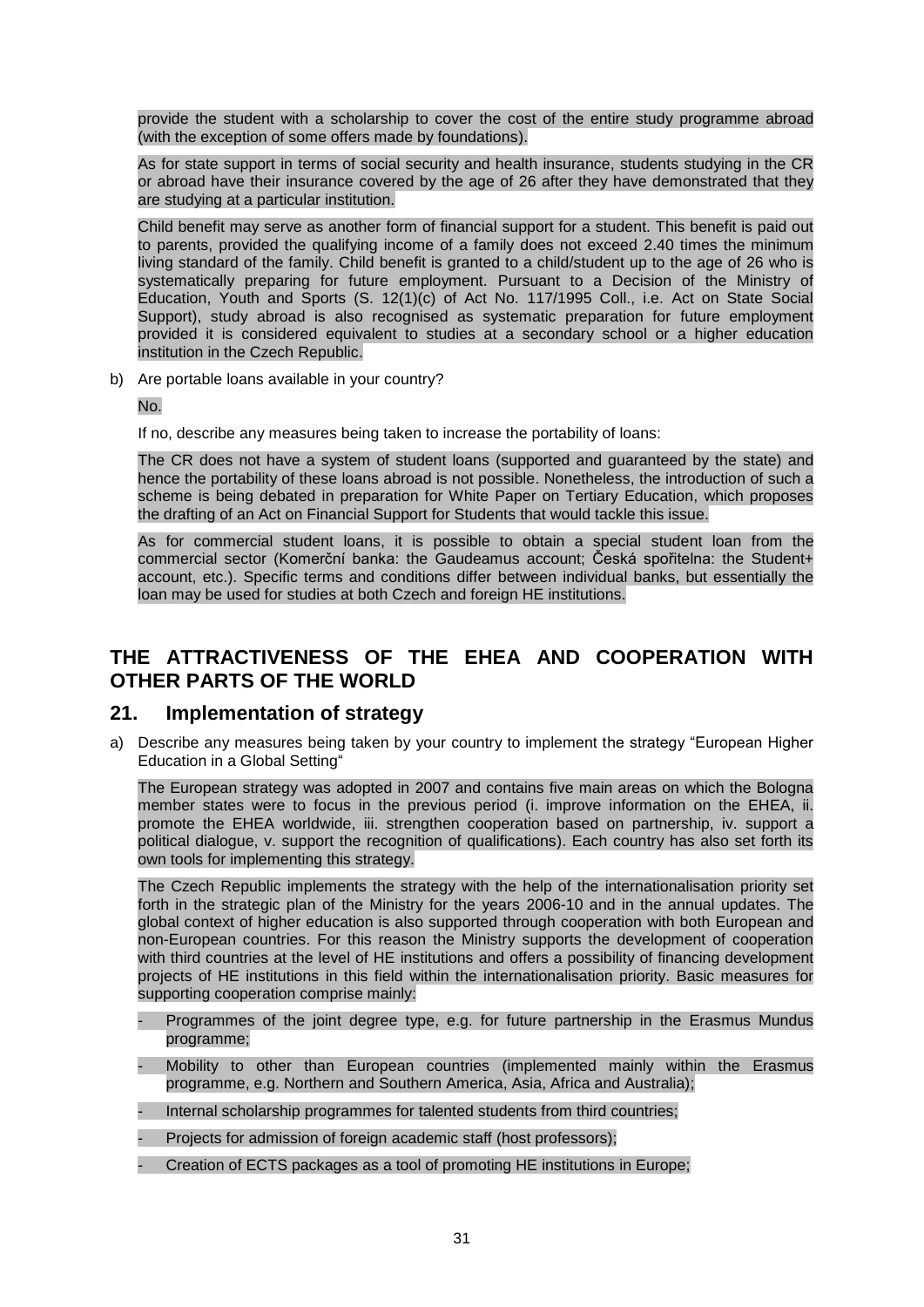provide the student with a scholarship to cover the cost of the entire study programme abroad (with the exception of some offers made by foundations).

As for state support in terms of social security and health insurance, students studying in the CR or abroad have their insurance covered by the age of 26 after they have demonstrated that they are studying at a particular institution.

Child benefit may serve as another form of financial support for a student. This benefit is paid out to parents, provided the qualifying income of a family does not exceed 2.40 times the minimum living standard of the family. Child benefit is granted to a child/student up to the age of 26 who is systematically preparing for future employment. Pursuant to a Decision of the Ministry of Education, Youth and Sports (S. 12(1)(c) of Act No. 117/1995 Coll., i.e. Act on State Social Support), study abroad is also recognised as systematic preparation for future employment provided it is considered equivalent to studies at a secondary school or a higher education institution in the Czech Republic.

b) Are portable loans available in your country?

No.

If no, describe any measures being taken to increase the portability of loans:

The CR does not have a system of student loans (supported and guaranteed by the state) and hence the portability of these loans abroad is not possible. Nonetheless, the introduction of such a scheme is being debated in preparation for White Paper on Tertiary Education, which proposes the drafting of an Act on Financial Support for Students that would tackle this issue.

As for commercial student loans, it is possible to obtain a special student loan from the commercial sector (Komerční banka: the Gaudeamus account; Česká spořitelna: the Student+ account, etc.). Specific terms and conditions differ between individual banks, but essentially the loan may be used for studies at both Czech and foreign HE institutions.

# THE ATTRACTIVENESS OF THE EHEA AND COOPERATION WITH OTHER PARTS OF THE WORLD

## 21. Implementation of strategy

a) Describe any measures being taken by your country to implement the strategy "European Higher Education in a Global Setting"

The European strategy was adopted in 2007 and contains five main areas on which the Bologna member states were to focus in the previous period (i. improve information on the EHEA, ii. promote the EHEA worldwide, iii. strengthen cooperation based on partnership, iv. support a political dialogue, v. support the recognition of qualifications). Each country has also set forth its own tools for implementing this strategy.

The Czech Republic implements the strategy with the help of the internationalisation priority set forth in the strategic plan of the Ministry for the years 2006-10 and in the annual updates. The global context of higher education is also supported through cooperation with both European and non-European countries. For this reason the Ministry supports the development of cooperation with third countries at the level of HE institutions and offers a possibility of financing development projects of HE institutions in this field within the internationalisation priority. Basic measures for supporting cooperation comprise mainly:

- Programmes of the joint degree type, e.g. for future partnership in the Erasmus Mundus programme;
- Mobility to other than European countries (implemented mainly within the Erasmus programme, e.g. Northern and Southern America, Asia, Africa and Australia);
- Internal scholarship programmes for talented students from third countries;
- Projects for admission of foreign academic staff (host professors);
- Creation of ECTS packages as a tool of promoting HE institutions in Europe;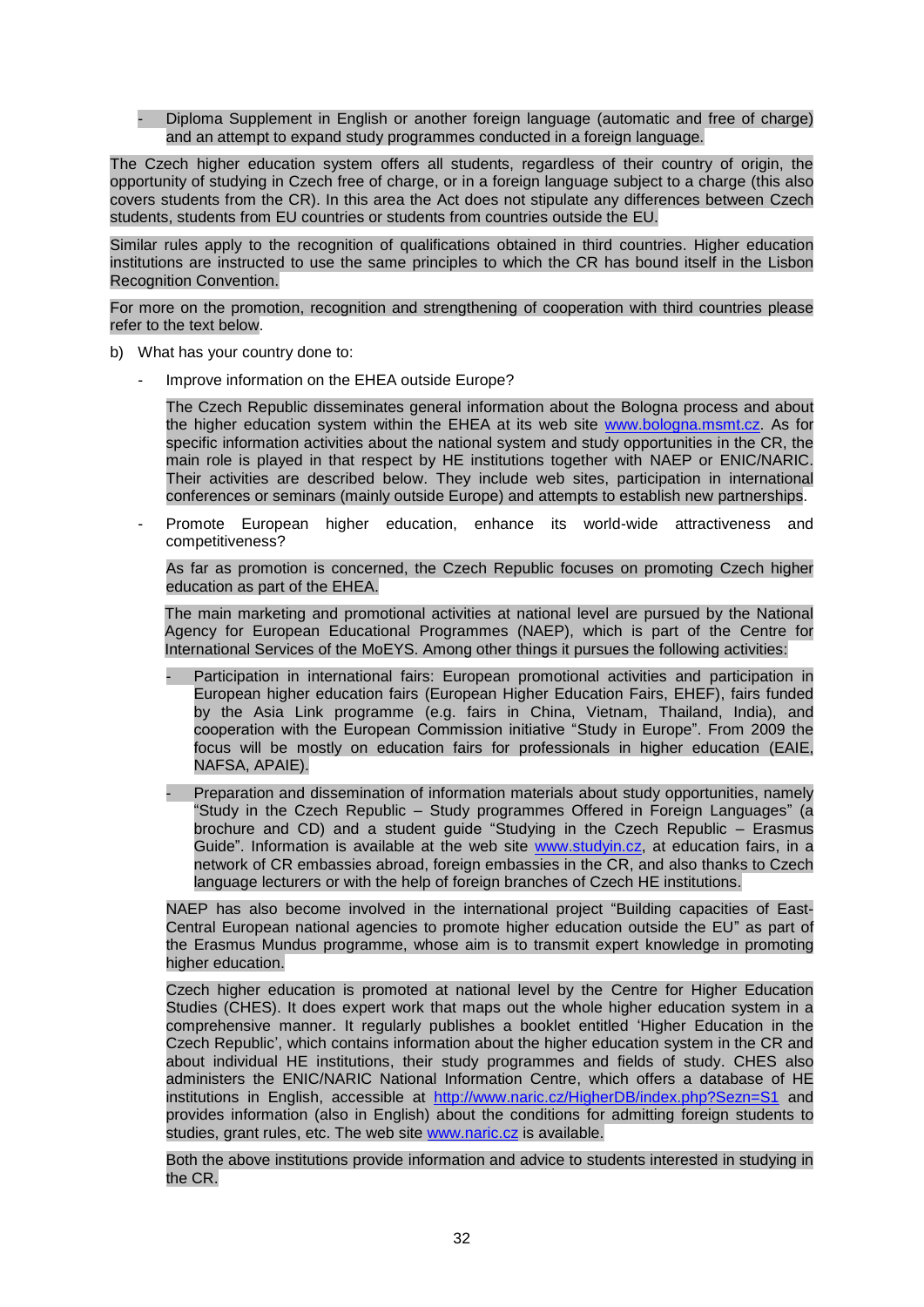- Diploma Supplement in English or another foreign language (automatic and free of charge) and an attempt to expand study programmes conducted in a foreign language.

The Czech higher education system offers all students, regardless of their country of origin, the opportunity of studying in Czech free of charge, or in a foreign language subject to a charge (this also covers students from the CR). In this area the Act does not stipulate any differences between Czech students, students from EU countries or students from countries outside the EU.

Similar rules apply to the recognition of qualifications obtained in third countries. Higher education institutions are instructed to use the same principles to which the CR has bound itself in the Lisbon Recognition Convention.

For more on the promotion, recognition and strengthening of cooperation with third countries please refer to the text below.

b) What has your country done to:

- Improve information on the EHEA outside Europe?

  The Czech Republic disseminates general information about the Bologna process and about the higher education system within the EHEA at its web site www.bologna.msmt.cz. As for specific information activities about the national system and study opportunities in the CR, the main role is played in that respect by HE institutions together with NAEP or ENIC/NARIC. Their activities are described below. They include web sites, participation in international conferences or seminars (mainly outside Europe) and attempts to establish new partnerships.

- Promote European higher education, enhance its world-wide attractiveness and competitiveness?

  As far as promotion is concerned, the Czech Republic focuses on promoting Czech higher education as part of the EHEA.

  The main marketing and promotional activities at national level are pursued by the National Agency for European Educational Programmes (NAEP), which is part of the Centre for International Services of the MoEYS. Among other things it pursues the following activities:

  - Participation in international fairs: European promotional activities and participation in European higher education fairs (European Higher Education Fairs, EHEF), fairs funded by the Asia Link programme (e.g. fairs in China, Vietnam, Thailand, India), and cooperation with the European Commission initiative "Study in Europe". From 2009 the focus will be mostly on education fairs for professionals in higher education (EAIE, NAFSA, APAIE).
  - Preparation and dissemination of information materials about study opportunities, namely "Study in the Czech Republic – Study programmes Offered in Foreign Languages" (a brochure and CD) and a student guide "Studying in the Czech Republic – Erasmus Guide". Information is available at the web site www.studyin.cz, at education fairs, in a network of CR embassies abroad, foreign embassies in the CR, and also thanks to Czech language lecturers or with the help of foreign branches of Czech HE institutions.

  NAEP has also become involved in the international project "Building capacities of East-Central European national agencies to promote higher education outside the EU" as part of the Erasmus Mundus programme, whose aim is to transmit expert knowledge in promoting higher education.

  Czech higher education is promoted at national level by the Centre for Higher Education Studies (CHES). It does expert work that maps out the whole higher education system in a comprehensive manner. It regularly publishes a booklet entitled 'Higher Education in the Czech Republic', which contains information about the higher education system in the CR and about individual HE institutions, their study programmes and fields of study. CHES also administers the ENIC/NARIC National Information Centre, which offers a database of HE institutions in English, accessible at http://www.naric.cz/HigherDB/index.php?Sezn=S1 and provides information (also in English) about the conditions for admitting foreign students to studies, grant rules, etc. The web site www.naric.cz is available.

  Both the above institutions provide information and advice to students interested in studying in the CR.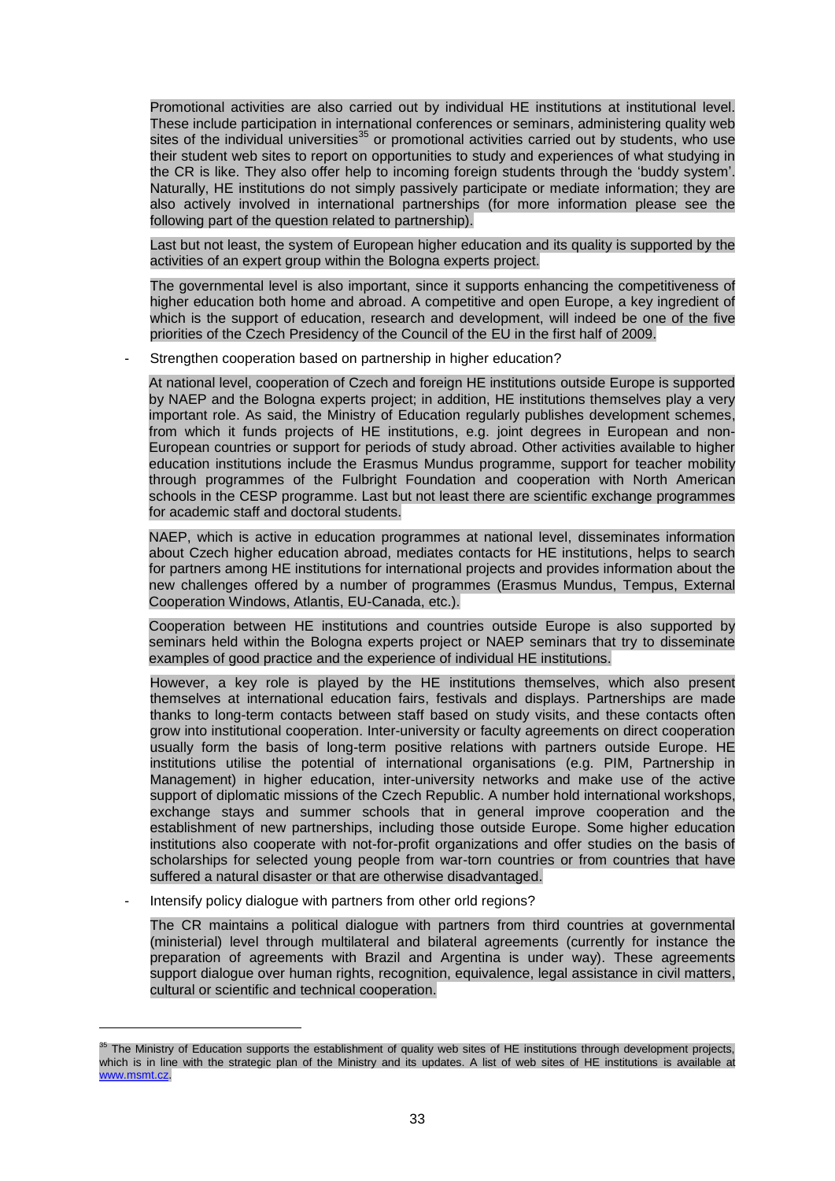Promotional activities are also carried out by individual HE institutions at institutional level. These include participation in international conferences or seminars, administering quality web sites of the individual universities[35] or promotional activities carried out by students, who use their student web sites to report on opportunities to study and experiences of what studying in the CR is like. They also offer help to incoming foreign students through the 'buddy system'. Naturally, HE institutions do not simply passively participate or mediate information; they are also actively involved in international partnerships (for more information please see the following part of the question related to partnership).

Last but not least, the system of European higher education and its quality is supported by the activities of an expert group within the Bologna experts project.

The governmental level is also important, since it supports enhancing the competitiveness of higher education both home and abroad. A competitive and open Europe, a key ingredient of which is the support of education, research and development, will indeed be one of the five priorities of the Czech Presidency of the Council of the EU in the first half of 2009.

- Strengthen cooperation based on partnership in higher education?

  At national level, cooperation of Czech and foreign HE institutions outside Europe is supported by NAEP and the Bologna experts project; in addition, HE institutions themselves play a very important role. As said, the Ministry of Education regularly publishes development schemes, from which it funds projects of HE institutions, e.g. joint degrees in European and non-European countries or support for periods of study abroad. Other activities available to higher education institutions include the Erasmus Mundus programme, support for teacher mobility through programmes of the Fulbright Foundation and cooperation with North American schools in the CESP programme. Last but not least there are scientific exchange programmes for academic staff and doctoral students.

  NAEP, which is active in education programmes at national level, disseminates information about Czech higher education abroad, mediates contacts for HE institutions, helps to search for partners among HE institutions for international projects and provides information about the new challenges offered by a number of programmes (Erasmus Mundus, Tempus, External Cooperation Windows, Atlantis, EU-Canada, etc.).

  Cooperation between HE institutions and countries outside Europe is also supported by seminars held within the Bologna experts project or NAEP seminars that try to disseminate examples of good practice and the experience of individual HE institutions.

  However, a key role is played by the HE institutions themselves, which also present themselves at international education fairs, festivals and displays. Partnerships are made thanks to long-term contacts between staff based on study visits, and these contacts often grow into institutional cooperation. Inter-university or faculty agreements on direct cooperation usually form the basis of long-term positive relations with partners outside Europe. HE institutions utilise the potential of international organisations (e.g. PIM, Partnership in Management) in higher education, inter-university networks and make use of the active support of diplomatic missions of the Czech Republic. A number hold international workshops, exchange stays and summer schools that in general improve cooperation and the establishment of new partnerships, including those outside Europe. Some higher education institutions also cooperate with not-for-profit organizations and offer studies on the basis of scholarships for selected young people from war-torn countries or from countries that have suffered a natural disaster or that are otherwise disadvantaged.

- Intensify policy dialogue with partners from other orld regions?

  The CR maintains a political dialogue with partners from third countries at governmental (ministerial) level through multilateral and bilateral agreements (currently for instance the preparation of agreements with Brazil and Argentina is under way). These agreements support dialogue over human rights, recognition, equivalence, legal assistance in civil matters, cultural or scientific and technical cooperation.

[35] The Ministry of Education supports the establishment of quality web sites of HE institutions through development projects, which is in line with the strategic plan of the Ministry and its updates. A list of web sites of HE institutions is available at www.msmt.cz.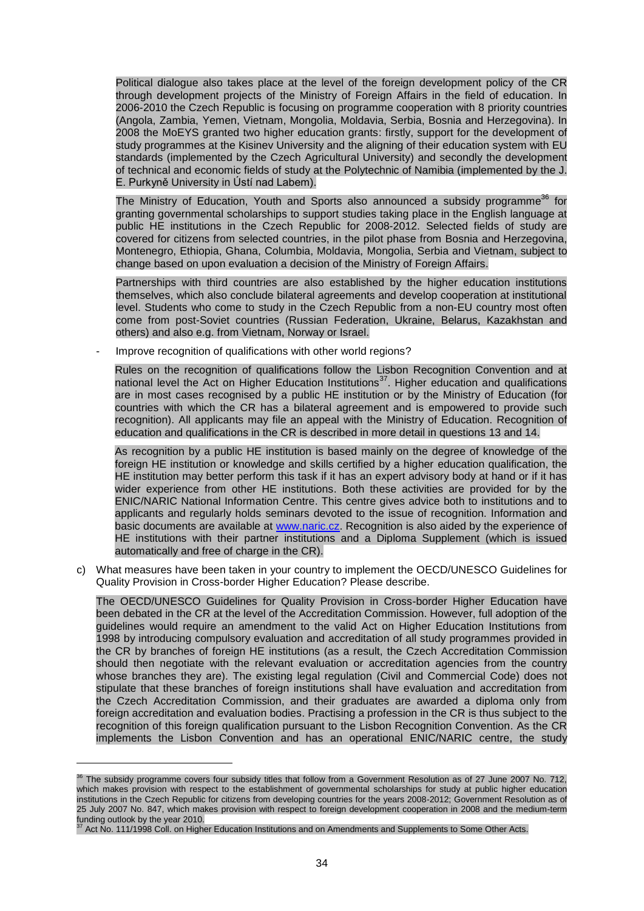Political dialogue also takes place at the level of the foreign development policy of the CR through development projects of the Ministry of Foreign Affairs in the field of education. In 2006-2010 the Czech Republic is focusing on programme cooperation with 8 priority countries (Angola, Zambia, Yemen, Vietnam, Mongolia, Moldavia, Serbia, Bosnia and Herzegovina). In 2008 the MoEYS granted two higher education grants: firstly, support for the development of study programmes at the Kisinev University and the aligning of their education system with EU standards (implemented by the Czech Agricultural University) and secondly the development of technical and economic fields of study at the Polytechnic of Namibia (implemented by the J. E. Purkyně University in Ústí nad Labem).

The Ministry of Education, Youth and Sports also announced a subsidy programme[36] for granting governmental scholarships to support studies taking place in the English language at public HE institutions in the Czech Republic for 2008-2012. Selected fields of study are covered for citizens from selected countries, in the pilot phase from Bosnia and Herzegovina, Montenegro, Ethiopia, Ghana, Columbia, Moldavia, Mongolia, Serbia and Vietnam, subject to change based on upon evaluation a decision of the Ministry of Foreign Affairs.

Partnerships with third countries are also established by the higher education institutions themselves, which also conclude bilateral agreements and develop cooperation at institutional level. Students who come to study in the Czech Republic from a non-EU country most often come from post-Soviet countries (Russian Federation, Ukraine, Belarus, Kazakhstan and others) and also e.g. from Vietnam, Norway or Israel.

- Improve recognition of qualifications with other world regions?

Rules on the recognition of qualifications follow the Lisbon Recognition Convention and at national level the Act on Higher Education Institutions[37]. Higher education and qualifications are in most cases recognised by a public HE institution or by the Ministry of Education (for countries with which the CR has a bilateral agreement and is empowered to provide such recognition). All applicants may file an appeal with the Ministry of Education. Recognition of education and qualifications in the CR is described in more detail in questions 13 and 14.

As recognition by a public HE institution is based mainly on the degree of knowledge of the foreign HE institution or knowledge and skills certified by a higher education qualification, the HE institution may better perform this task if it has an expert advisory body at hand or if it has wider experience from other HE institutions. Both these activities are provided for by the ENIC/NARIC National Information Centre. This centre gives advice both to institutions and to applicants and regularly holds seminars devoted to the issue of recognition. Information and basic documents are available at www.naric.cz. Recognition is also aided by the experience of HE institutions with their partner institutions and a Diploma Supplement (which is issued automatically and free of charge in the CR).

c) What measures have been taken in your country to implement the OECD/UNESCO Guidelines for Quality Provision in Cross-border Higher Education? Please describe.

The OECD/UNESCO Guidelines for Quality Provision in Cross-border Higher Education have been debated in the CR at the level of the Accreditation Commission. However, full adoption of the guidelines would require an amendment to the valid Act on Higher Education Institutions from 1998 by introducing compulsory evaluation and accreditation of all study programmes provided in the CR by branches of foreign HE institutions (as a result, the Czech Accreditation Commission should then negotiate with the relevant evaluation or accreditation agencies from the country whose branches they are). The existing legal regulation (Civil and Commercial Code) does not stipulate that these branches of foreign institutions shall have evaluation and accreditation from the Czech Accreditation Commission, and their graduates are awarded a diploma only from foreign accreditation and evaluation bodies. Practising a profession in the CR is thus subject to the recognition of this foreign qualification pursuant to the Lisbon Recognition Convention. As the CR implements the Lisbon Convention and has an operational ENIC/NARIC centre, the study

---

[36] The subsidy programme covers four subsidy titles that follow from a Government Resolution as of 27 June 2007 No. 712, which makes provision with respect to the establishment of governmental scholarships for study at public higher education institutions in the Czech Republic for citizens from developing countries for the years 2008-2012; Government Resolution as of 25 July 2007 No. 847, which makes provision with respect to foreign development cooperation in 2008 and the medium-term funding outlook by the year 2010.

[37] Act No. 111/1998 Coll. on Higher Education Institutions and on Amendments and Supplements to Some Other Acts.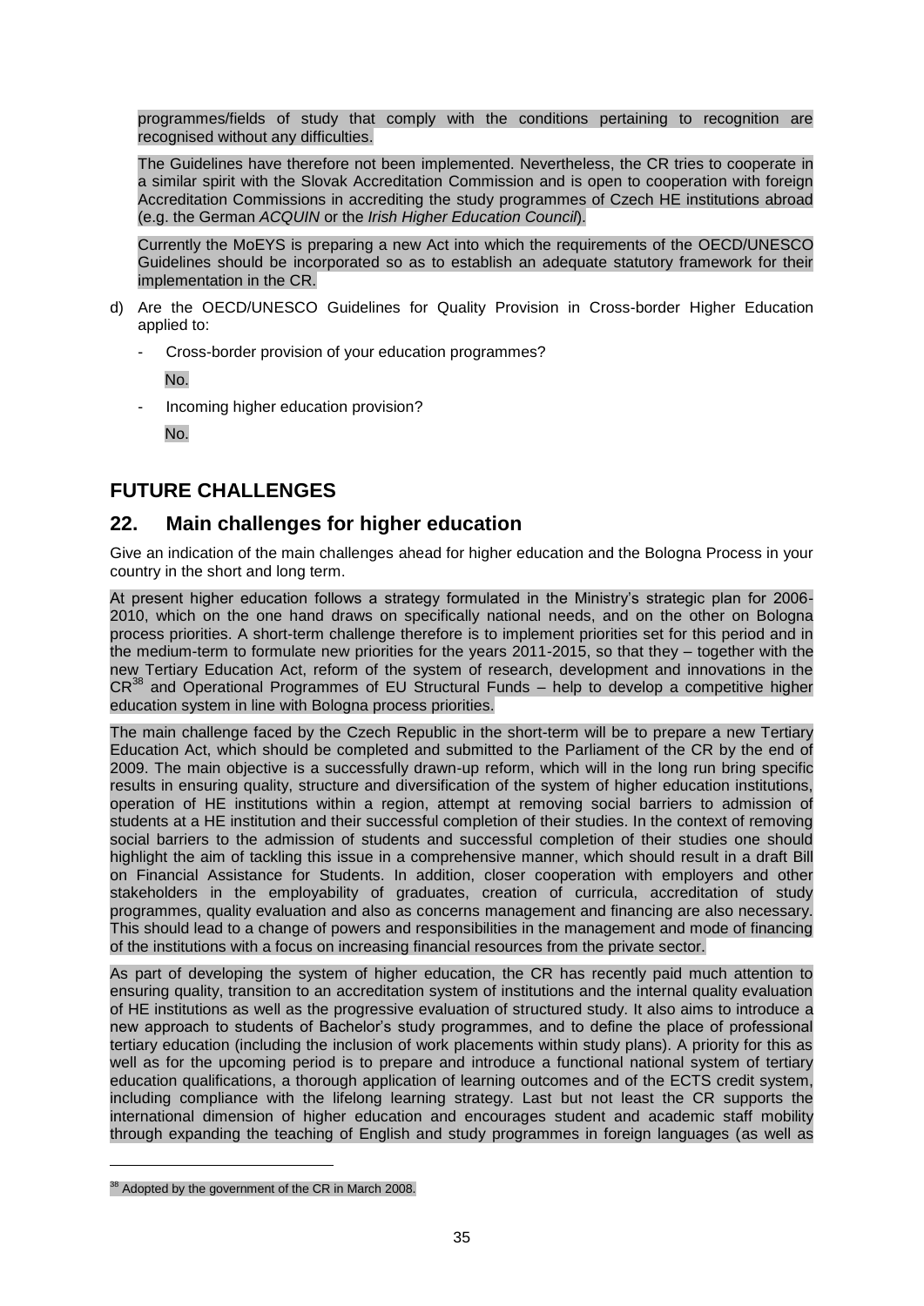programmes/fields of study that comply with the conditions pertaining to recognition are recognised without any difficulties.

The Guidelines have therefore not been implemented. Nevertheless, the CR tries to cooperate in a similar spirit with the Slovak Accreditation Commission and is open to cooperation with foreign Accreditation Commissions in accrediting the study programmes of Czech HE institutions abroad (e.g. the German *ACQUIN* or the *Irish Higher Education Council*).

Currently the MoEYS is preparing a new Act into which the requirements of the OECD/UNESCO Guidelines should be incorporated so as to establish an adequate statutory framework for their implementation in the CR.

d) Are the OECD/UNESCO Guidelines for Quality Provision in Cross-border Higher Education applied to:

- Cross-border provision of your education programmes?

  No.

- Incoming higher education provision?

  No.

# FUTURE CHALLENGES

## 22. Main challenges for higher education

Give an indication of the main challenges ahead for higher education and the Bologna Process in your country in the short and long term.

At present higher education follows a strategy formulated in the Ministry's strategic plan for 2006-2010, which on the one hand draws on specifically national needs, and on the other on Bologna process priorities. A short-term challenge therefore is to implement priorities set for this period and in the medium-term to formulate new priorities for the years 2011-2015, so that they – together with the new Tertiary Education Act, reform of the system of research, development and innovations in the CR[38] and Operational Programmes of EU Structural Funds – help to develop a competitive higher education system in line with Bologna process priorities.

The main challenge faced by the Czech Republic in the short-term will be to prepare a new Tertiary Education Act, which should be completed and submitted to the Parliament of the CR by the end of 2009. The main objective is a successfully drawn-up reform, which will in the long run bring specific results in ensuring quality, structure and diversification of the system of higher education institutions, operation of HE institutions within a region, attempt at removing social barriers to admission of students at a HE institution and their successful completion of their studies. In the context of removing social barriers to the admission of students and successful completion of their studies one should highlight the aim of tackling this issue in a comprehensive manner, which should result in a draft Bill on Financial Assistance for Students. In addition, closer cooperation with employers and other stakeholders in the employability of graduates, creation of curricula, accreditation of study programmes, quality evaluation and also as concerns management and financing are also necessary. This should lead to a change of powers and responsibilities in the management and mode of financing of the institutions with a focus on increasing financial resources from the private sector.

As part of developing the system of higher education, the CR has recently paid much attention to ensuring quality, transition to an accreditation system of institutions and the internal quality evaluation of HE institutions as well as the progressive evaluation of structured study. It also aims to introduce a new approach to students of Bachelor's study programmes, and to define the place of professional tertiary education (including the inclusion of work placements within study plans). A priority for this as well as for the upcoming period is to prepare and introduce a functional national system of tertiary education qualifications, a thorough application of learning outcomes and of the ECTS credit system, including compliance with the lifelong learning strategy. Last but not least the CR supports the international dimension of higher education and encourages student and academic staff mobility through expanding the teaching of English and study programmes in foreign languages (as well as

[38] Adopted by the government of the CR in March 2008.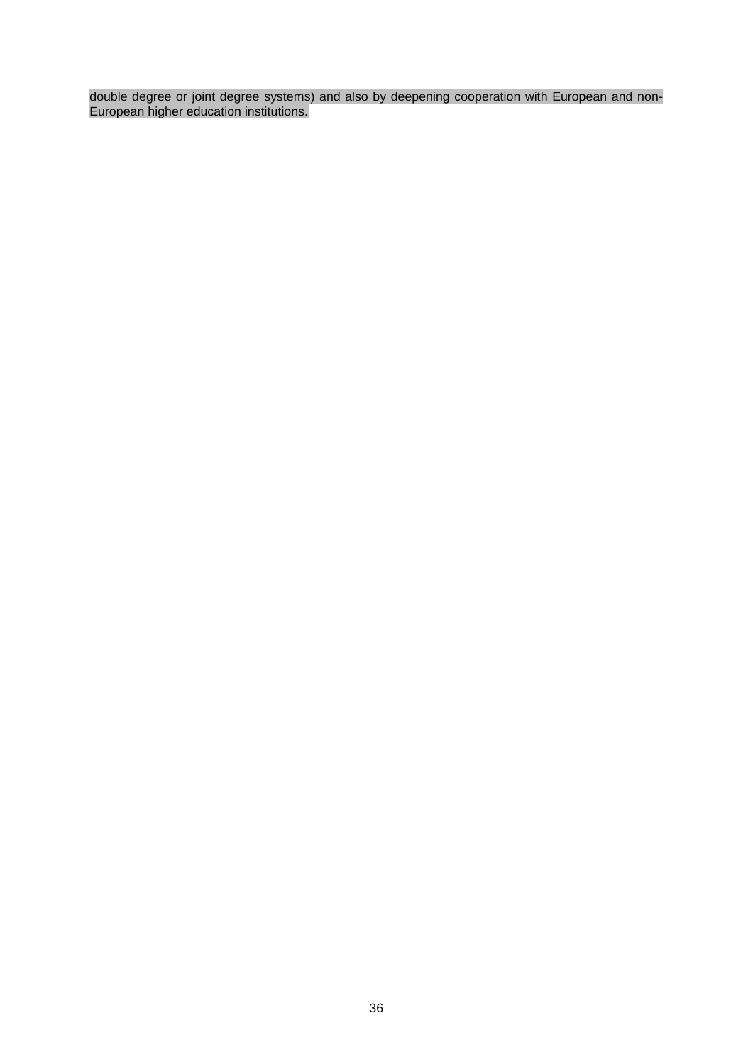double degree or joint degree systems) and also by deepening cooperation with European and non-European higher education institutions.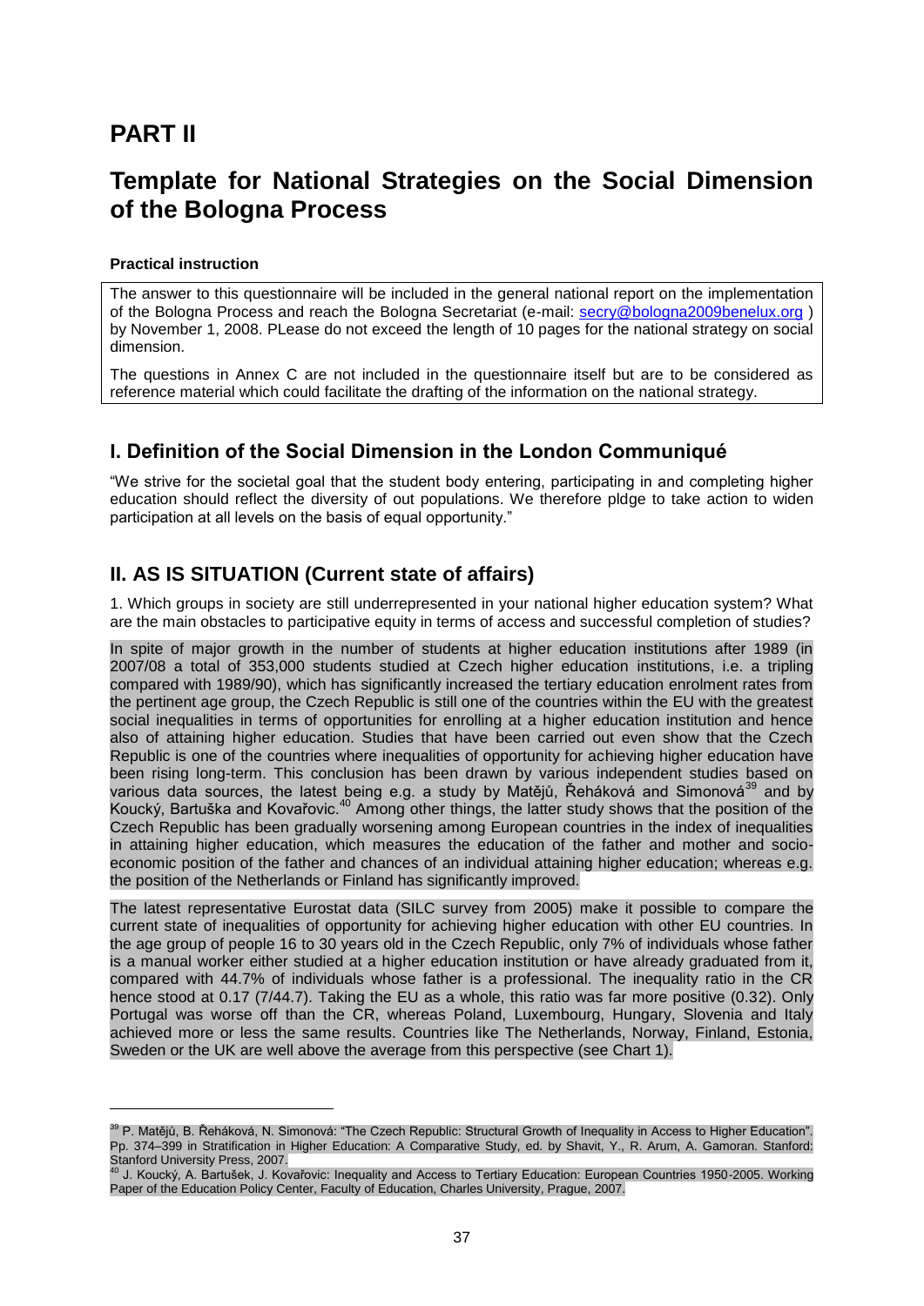# PART II

# Template for National Strategies on the Social Dimension of the Bologna Process

**Practical instruction**

The answer to this questionnaire will be included in the general national report on the implementation of the Bologna Process and reach the Bologna Secretariat (e-mail: secry@bologna2009benelux.org ) by November 1, 2008. PLease do not exceed the length of 10 pages for the national strategy on social dimension.

The questions in Annex C are not included in the questionnaire itself but are to be considered as reference material which could facilitate the drafting of the information on the national strategy.

## I. Definition of the Social Dimension in the London Communiqué

"We strive for the societal goal that the student body entering, participating in and completing higher education should reflect the diversity of out populations. We therefore pldge to take action to widen participation at all levels on the basis of equal opportunity."

## II. AS IS SITUATION (Current state of affairs)

1. Which groups in society are still underrepresented in your national higher education system? What are the main obstacles to participative equity in terms of access and successful completion of studies?

In spite of major growth in the number of students at higher education institutions after 1989 (in 2007/08 a total of 353,000 students studied at Czech higher education institutions, i.e. a tripling compared with 1989/90), which has significantly increased the tertiary education enrolment rates from the pertinent age group, the Czech Republic is still one of the countries within the EU with the greatest social inequalities in terms of opportunities for enrolling at a higher education institution and hence also of attaining higher education. Studies that have been carried out even show that the Czech Republic is one of the countries where inequalities of opportunity for achieving higher education have been rising long-term. This conclusion has been drawn by various independent studies based on various data sources, the latest being e.g. a study by Matějů, Řeháková and Simonová[39] and by Koucký, Bartuška and Kovařovic.[40] Among other things, the latter study shows that the position of the Czech Republic has been gradually worsening among European countries in the index of inequalities in attaining higher education, which measures the education of the father and mother and socio-economic position of the father and chances of an individual attaining higher education; whereas e.g. the position of the Netherlands or Finland has significantly improved.

The latest representative Eurostat data (SILC survey from 2005) make it possible to compare the current state of inequalities of opportunity for achieving higher education with other EU countries. In the age group of people 16 to 30 years old in the Czech Republic, only 7% of individuals whose father is a manual worker either studied at a higher education institution or have already graduated from it, compared with 44.7% of individuals whose father is a professional. The inequality ratio in the CR hence stood at 0.17 (7/44.7). Taking the EU as a whole, this ratio was far more positive (0.32). Only Portugal was worse off than the CR, whereas Poland, Luxembourg, Hungary, Slovenia and Italy achieved more or less the same results. Countries like The Netherlands, Norway, Finland, Estonia, Sweden or the UK are well above the average from this perspective (see Chart 1).

[39] P. Matějů, B. Řeháková, N. Simonová: "The Czech Republic: Structural Growth of Inequality in Access to Higher Education". Pp. 374–399 in Stratification in Higher Education: A Comparative Study, ed. by Shavit, Y., R. Arum, A. Gamoran. Stanford: Stanford University Press, 2007.

[40] J. Koucký, A. Bartušek, J. Kovařovic: Inequality and Access to Tertiary Education: European Countries 1950-2005. Working Paper of the Education Policy Center, Faculty of Education, Charles University, Prague, 2007.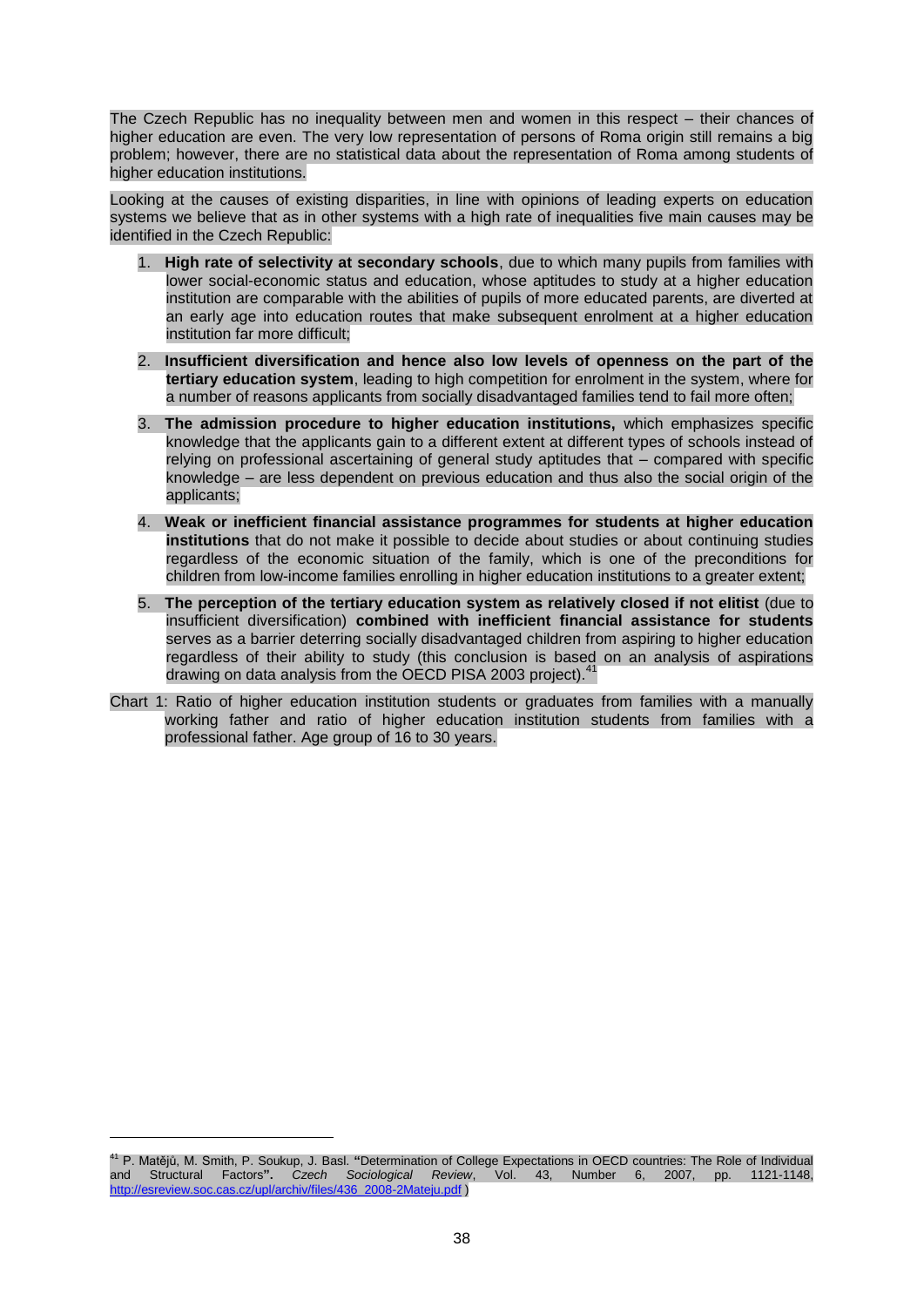The Czech Republic has no inequality between men and women in this respect – their chances of higher education are even. The very low representation of persons of Roma origin still remains a big problem; however, there are no statistical data about the representation of Roma among students of higher education institutions.

Looking at the causes of existing disparities, in line with opinions of leading experts on education systems we believe that as in other systems with a high rate of inequalities five main causes may be identified in the Czech Republic:

1. **High rate of selectivity at secondary schools**, due to which many pupils from families with lower social-economic status and education, whose aptitudes to study at a higher education institution are comparable with the abilities of pupils of more educated parents, are diverted at an early age into education routes that make subsequent enrolment at a higher education institution far more difficult;
2. **Insufficient diversification and hence also low levels of openness on the part of the tertiary education system**, leading to high competition for enrolment in the system, where for a number of reasons applicants from socially disadvantaged families tend to fail more often;
3. **The admission procedure to higher education institutions,** which emphasizes specific knowledge that the applicants gain to a different extent at different types of schools instead of relying on professional ascertaining of general study aptitudes that – compared with specific knowledge – are less dependent on previous education and thus also the social origin of the applicants;
4. **Weak or inefficient financial assistance programmes for students at higher education institutions** that do not make it possible to decide about studies or about continuing studies regardless of the economic situation of the family, which is one of the preconditions for children from low-income families enrolling in higher education institutions to a greater extent;
5. **The perception of the tertiary education system as relatively closed if not elitist** (due to insufficient diversification) **combined with inefficient financial assistance for students** serves as a barrier deterring socially disadvantaged children from aspiring to higher education regardless of their ability to study (this conclusion is based on an analysis of aspirations drawing on data analysis from the OECD PISA 2003 project).[41]

Chart 1: Ratio of higher education institution students or graduates from families with a manually working father and ratio of higher education institution students from families with a professional father. Age group of 16 to 30 years.

[41] P. Matějů, M. Smith, P. Soukup, J. Basl. "Determination of College Expectations in OECD countries: The Role of Individual and Structural Factors". *Czech Sociological Review*, Vol. 43, Number 6, 2007, pp. 1121-1148, http://esreview.soc.cas.cz/upl/archiv/files/436_2008-2Mateju.pdf )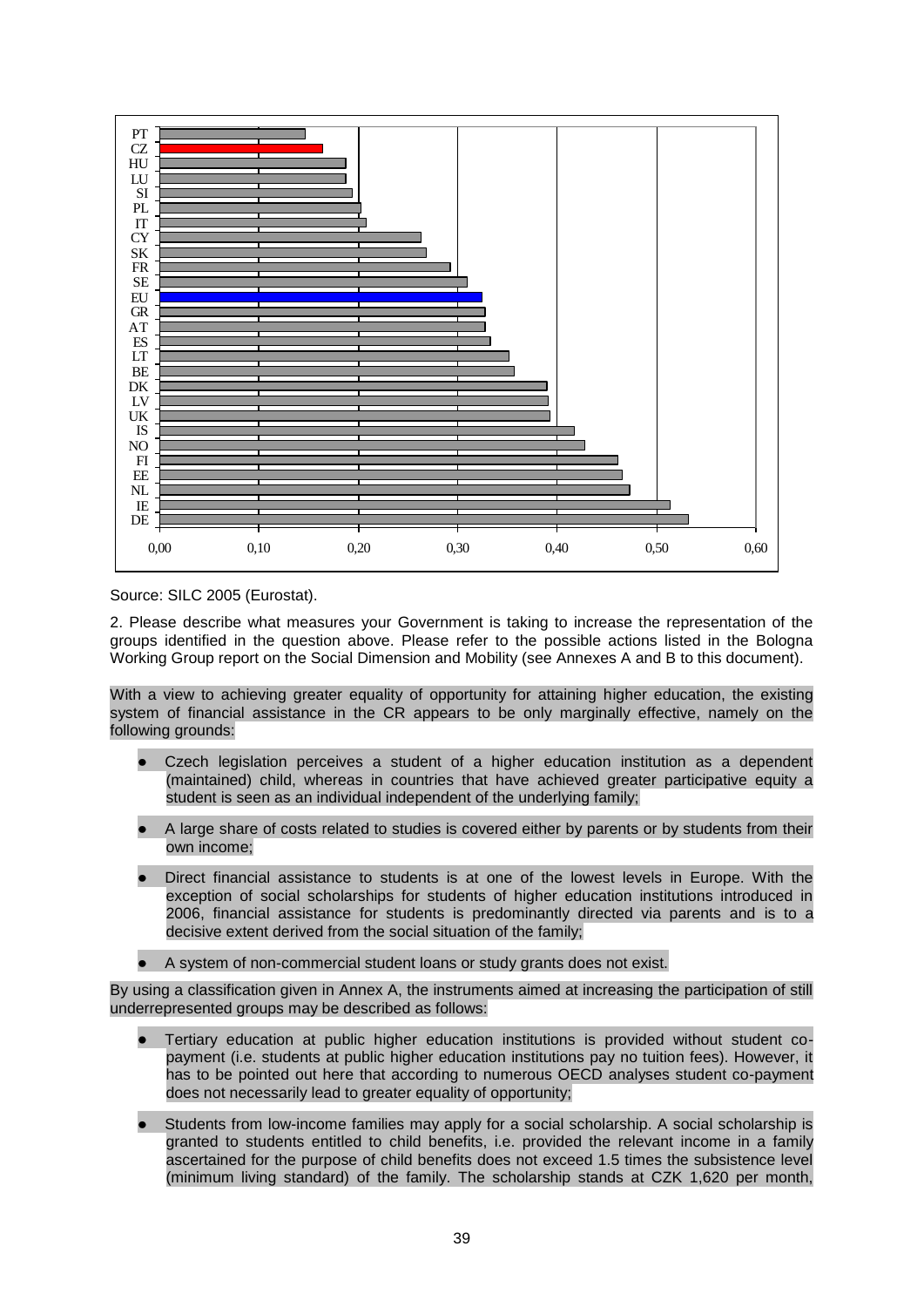PT
CZ
HU
LU
SI
PL
IT
CY
SK
FR
SE
EU
GR
AT
ES
LT
BE
DK
LV
UK
IS
NO
FI
EE
NL
IE
DE

0,00 0,10 0,20 0,30 0,40 0,50 0,60

Source: SILC 2005 (Eurostat).

2. Please describe what measures your Government is taking to increase the representation of the groups identified in the question above. Please refer to the possible actions listed in the Bologna Working Group report on the Social Dimension and Mobility (see Annexes A and B to this document).

With a view to achieving greater equality of opportunity for attaining higher education, the existing system of financial assistance in the CR appears to be only marginally effective, namely on the following grounds:

- Czech legislation perceives a student of a higher education institution as a dependent (maintained) child, whereas in countries that have achieved greater participative equity a student is seen as an individual independent of the underlying family;
- A large share of costs related to studies is covered either by parents or by students from their own income;
- Direct financial assistance to students is at one of the lowest levels in Europe. With the exception of social scholarships for students of higher education institutions introduced in 2006, financial assistance for students is predominantly directed via parents and is to a decisive extent derived from the social situation of the family;
- A system of non-commercial student loans or study grants does not exist.

By using a classification given in Annex A, the instruments aimed at increasing the participation of still underrepresented groups may be described as follows:

- Tertiary education at public higher education institutions is provided without student co-payment (i.e. students at public higher education institutions pay no tuition fees). However, it has to be pointed out here that according to numerous OECD analyses student co-payment does not necessarily lead to greater equality of opportunity;
- Students from low-income families may apply for a social scholarship. A social scholarship is granted to students entitled to child benefits, i.e. provided the relevant income in a family ascertained for the purpose of child benefits does not exceed 1.5 times the subsistence level (minimum living standard) of the family. The scholarship stands at CZK 1,620 per month,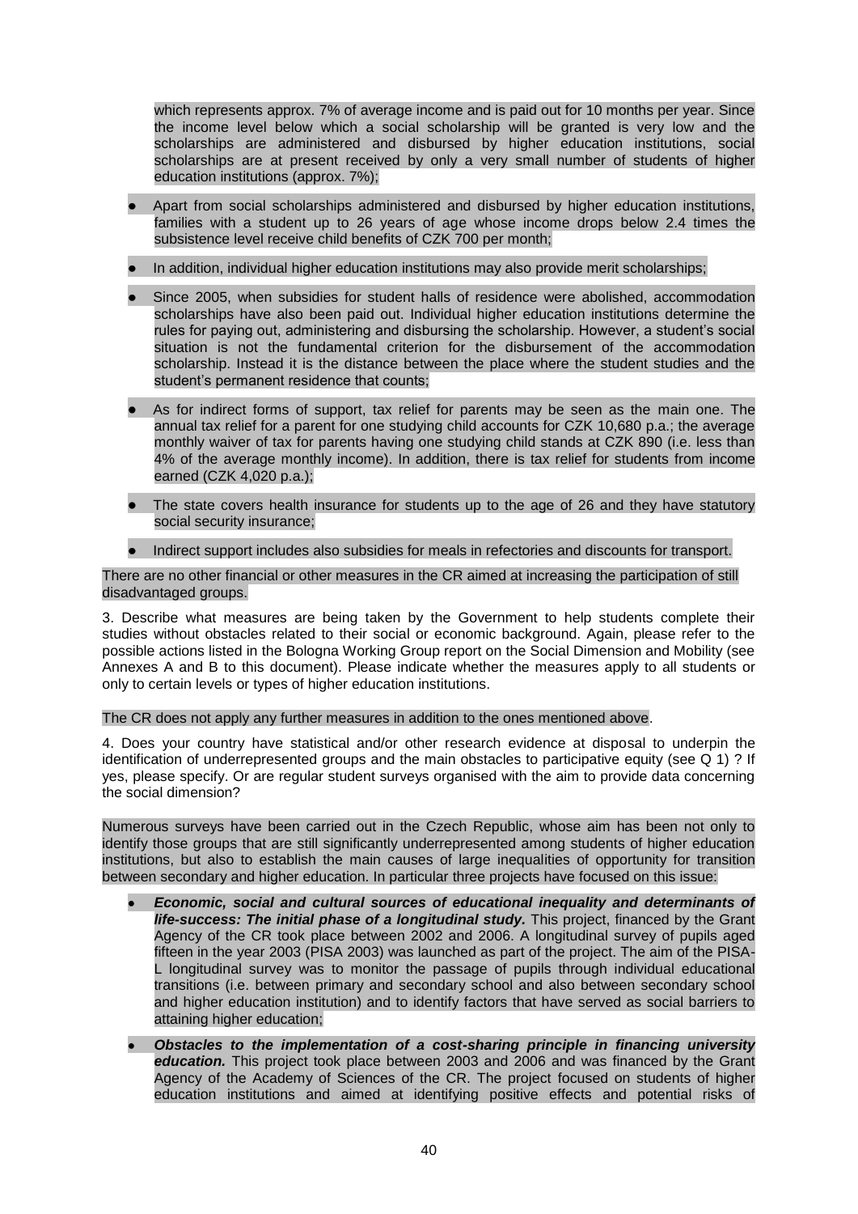which represents approx. 7% of average income and is paid out for 10 months per year. Since the income level below which a social scholarship will be granted is very low and the scholarships are administered and disbursed by higher education institutions, social scholarships are at present received by only a very small number of students of higher education institutions (approx. 7%);

- Apart from social scholarships administered and disbursed by higher education institutions, families with a student up to 26 years of age whose income drops below 2.4 times the subsistence level receive child benefits of CZK 700 per month;
- In addition, individual higher education institutions may also provide merit scholarships;
- Since 2005, when subsidies for student halls of residence were abolished, accommodation scholarships have also been paid out. Individual higher education institutions determine the rules for paying out, administering and disbursing the scholarship. However, a student's social situation is not the fundamental criterion for the disbursement of the accommodation scholarship. Instead it is the distance between the place where the student studies and the student's permanent residence that counts;
- As for indirect forms of support, tax relief for parents may be seen as the main one. The annual tax relief for a parent for one studying child accounts for CZK 10,680 p.a.; the average monthly waiver of tax for parents having one studying child stands at CZK 890 (i.e. less than 4% of the average monthly income). In addition, there is tax relief for students from income earned (CZK 4,020 p.a.);
- The state covers health insurance for students up to the age of 26 and they have statutory social security insurance;
- Indirect support includes also subsidies for meals in refectories and discounts for transport.

There are no other financial or other measures in the CR aimed at increasing the participation of still disadvantaged groups.

3. Describe what measures are being taken by the Government to help students complete their studies without obstacles related to their social or economic background. Again, please refer to the possible actions listed in the Bologna Working Group report on the Social Dimension and Mobility (see Annexes A and B to this document). Please indicate whether the measures apply to all students or only to certain levels or types of higher education institutions.

The CR does not apply any further measures in addition to the ones mentioned above.

4. Does your country have statistical and/or other research evidence at disposal to underpin the identification of underrepresented groups and the main obstacles to participative equity (see Q 1) ? If yes, please specify. Or are regular student surveys organised with the aim to provide data concerning the social dimension?

Numerous surveys have been carried out in the Czech Republic, whose aim has been not only to identify those groups that are still significantly underrepresented among students of higher education institutions, but also to establish the main causes of large inequalities of opportunity for transition between secondary and higher education. In particular three projects have focused on this issue:

- ***Economic, social and cultural sources of educational inequality and determinants of life-success: The initial phase of a longitudinal study.*** This project, financed by the Grant Agency of the CR took place between 2002 and 2006. A longitudinal survey of pupils aged fifteen in the year 2003 (PISA 2003) was launched as part of the project. The aim of the PISA-L longitudinal survey was to monitor the passage of pupils through individual educational transitions (i.e. between primary and secondary school and also between secondary school and higher education institution) and to identify factors that have served as social barriers to attaining higher education;
- ***Obstacles to the implementation of a cost-sharing principle in financing university education.*** This project took place between 2003 and 2006 and was financed by the Grant Agency of the Academy of Sciences of the CR. The project focused on students of higher education institutions and aimed at identifying positive effects and potential risks of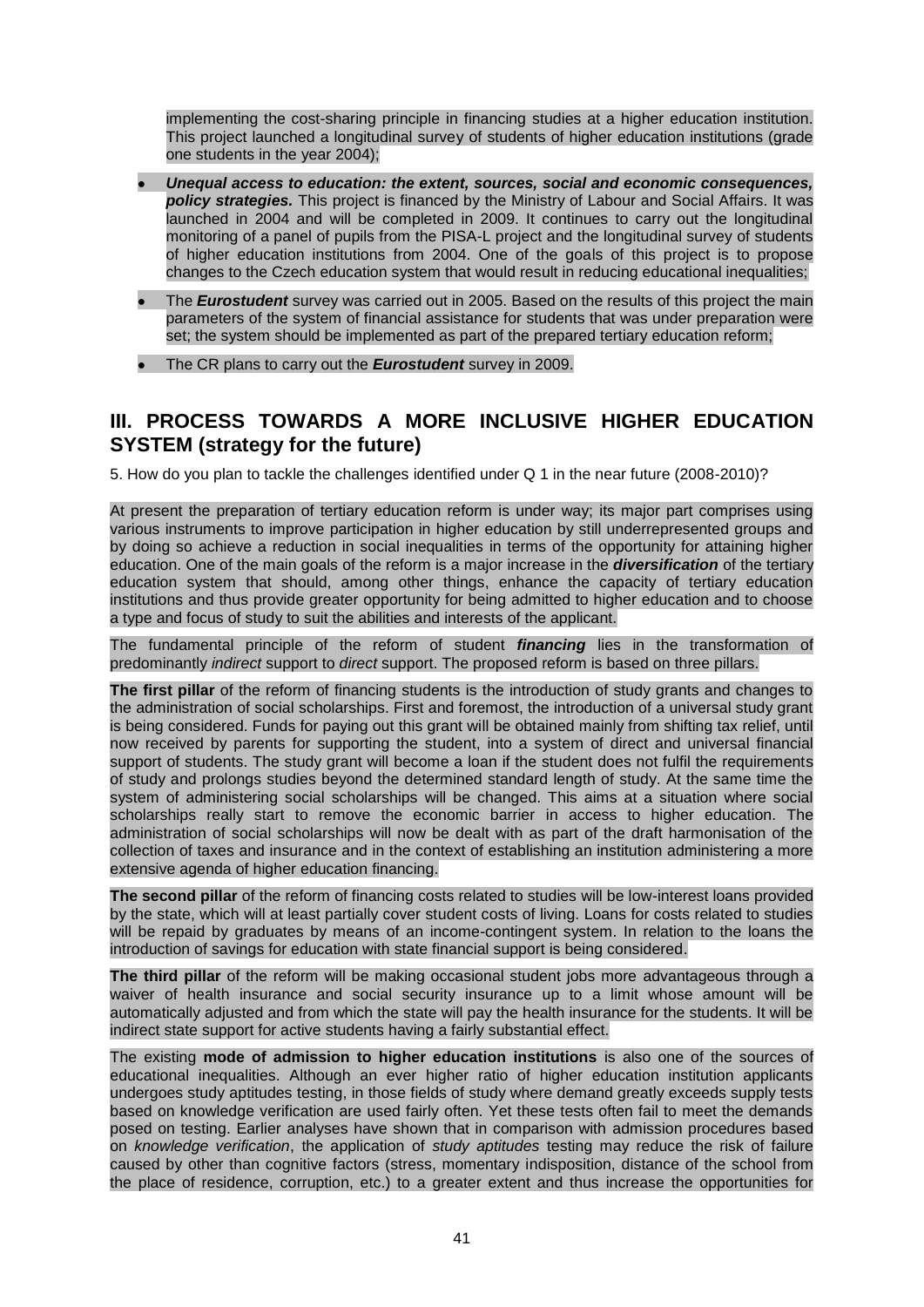implementing the cost-sharing principle in financing studies at a higher education institution. This project launched a longitudinal survey of students of higher education institutions (grade one students in the year 2004);

- ***Unequal access to education: the extent, sources, social and economic consequences, policy strategies.*** This project is financed by the Ministry of Labour and Social Affairs. It was launched in 2004 and will be completed in 2009. It continues to carry out the longitudinal monitoring of a panel of pupils from the PISA-L project and the longitudinal survey of students of higher education institutions from 2004. One of the goals of this project is to propose changes to the Czech education system that would result in reducing educational inequalities;
- The ***Eurostudent*** survey was carried out in 2005. Based on the results of this project the main parameters of the system of financial assistance for students that was under preparation were set; the system should be implemented as part of the prepared tertiary education reform;
- The CR plans to carry out the ***Eurostudent*** survey in 2009.

## III. PROCESS TOWARDS A MORE INCLUSIVE HIGHER EDUCATION SYSTEM (strategy for the future)

5. How do you plan to tackle the challenges identified under Q 1 in the near future (2008-2010)?

At present the preparation of tertiary education reform is under way; its major part comprises using various instruments to improve participation in higher education by still underrepresented groups and by doing so achieve a reduction in social inequalities in terms of the opportunity for attaining higher education. One of the main goals of the reform is a major increase in the ***diversification*** of the tertiary education system that should, among other things, enhance the capacity of tertiary education institutions and thus provide greater opportunity for being admitted to higher education and to choose a type and focus of study to suit the abilities and interests of the applicant.

The fundamental principle of the reform of student ***financing*** lies in the transformation of predominantly *indirect* support to *direct* support. The proposed reform is based on three pillars.

**The first pillar** of the reform of financing students is the introduction of study grants and changes to the administration of social scholarships. First and foremost, the introduction of a universal study grant is being considered. Funds for paying out this grant will be obtained mainly from shifting tax relief, until now received by parents for supporting the student, into a system of direct and universal financial support of students. The study grant will become a loan if the student does not fulfil the requirements of study and prolongs studies beyond the determined standard length of study. At the same time the system of administering social scholarships will be changed. This aims at a situation where social scholarships really start to remove the economic barrier in access to higher education. The administration of social scholarships will now be dealt with as part of the draft harmonisation of the collection of taxes and insurance and in the context of establishing an institution administering a more extensive agenda of higher education financing.

**The second pillar** of the reform of financing costs related to studies will be low-interest loans provided by the state, which will at least partially cover student costs of living. Loans for costs related to studies will be repaid by graduates by means of an income-contingent system. In relation to the loans the introduction of savings for education with state financial support is being considered.

**The third pillar** of the reform will be making occasional student jobs more advantageous through a waiver of health insurance and social security insurance up to a limit whose amount will be automatically adjusted and from which the state will pay the health insurance for the students. It will be indirect state support for active students having a fairly substantial effect.

The existing **mode of admission to higher education institutions** is also one of the sources of educational inequalities. Although an ever higher ratio of higher education institution applicants undergoes study aptitudes testing, in those fields of study where demand greatly exceeds supply tests based on knowledge verification are used fairly often. Yet these tests often fail to meet the demands posed on testing. Earlier analyses have shown that in comparison with admission procedures based on *knowledge verification*, the application of *study aptitudes* testing may reduce the risk of failure caused by other than cognitive factors (stress, momentary indisposition, distance of the school from the place of residence, corruption, etc.) to a greater extent and thus increase the opportunities for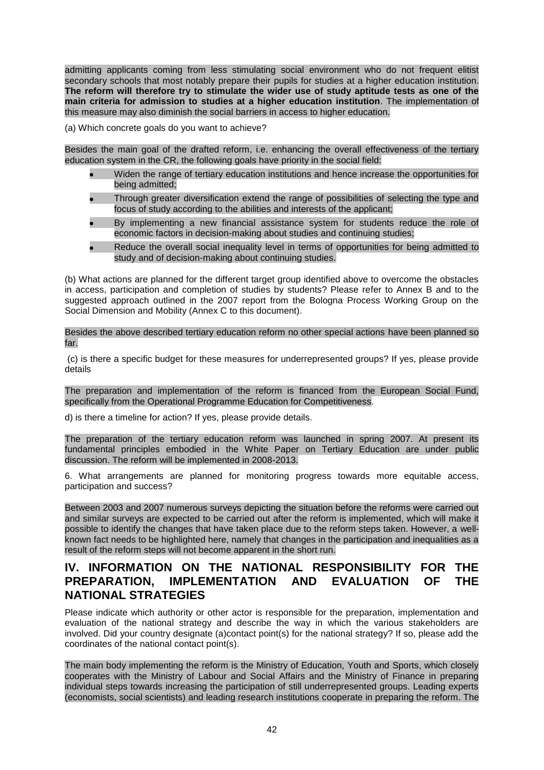admitting applicants coming from less stimulating social environment who do not frequent elitist secondary schools that most notably prepare their pupils for studies at a higher education institution. **The reform will therefore try to stimulate the wider use of study aptitude tests as one of the main criteria for admission to studies at a higher education institution**. The implementation of this measure may also diminish the social barriers in access to higher education.

(a) Which concrete goals do you want to achieve?

Besides the main goal of the drafted reform, i.e. enhancing the overall effectiveness of the tertiary education system in the CR, the following goals have priority in the social field:

- Widen the range of tertiary education institutions and hence increase the opportunities for being admitted;
- Through greater diversification extend the range of possibilities of selecting the type and focus of study according to the abilities and interests of the applicant;
- By implementing a new financial assistance system for students reduce the role of economic factors in decision-making about studies and continuing studies;
- Reduce the overall social inequality level in terms of opportunities for being admitted to study and of decision-making about continuing studies.

(b) What actions are planned for the different target group identified above to overcome the obstacles in access, participation and completion of studies by students? Please refer to Annex B and to the suggested approach outlined in the 2007 report from the Bologna Process Working Group on the Social Dimension and Mobility (Annex C to this document).

Besides the above described tertiary education reform no other special actions have been planned so far.

(c) is there a specific budget for these measures for underrepresented groups? If yes, please provide details

The preparation and implementation of the reform is financed from the European Social Fund, specifically from the Operational Programme Education for Competitiveness.

d) is there a timeline for action? If yes, please provide details.

The preparation of the tertiary education reform was launched in spring 2007. At present its fundamental principles embodied in the White Paper on Tertiary Education are under public discussion. The reform will be implemented in 2008-2013.

6. What arrangements are planned for monitoring progress towards more equitable access, participation and success?

Between 2003 and 2007 numerous surveys depicting the situation before the reforms were carried out and similar surveys are expected to be carried out after the reform is implemented, which will make it possible to identify the changes that have taken place due to the reform steps taken. However, a well-known fact needs to be highlighted here, namely that changes in the participation and inequalities as a result of the reform steps will not become apparent in the short run.

## IV. INFORMATION ON THE NATIONAL RESPONSIBILITY FOR THE PREPARATION, IMPLEMENTATION AND EVALUATION OF THE NATIONAL STRATEGIES

Please indicate which authority or other actor is responsible for the preparation, implementation and evaluation of the national strategy and describe the way in which the various stakeholders are involved. Did your country designate (a)contact point(s) for the national strategy? If so, please add the coordinates of the national contact point(s).

The main body implementing the reform is the Ministry of Education, Youth and Sports, which closely cooperates with the Ministry of Labour and Social Affairs and the Ministry of Finance in preparing individual steps towards increasing the participation of still underrepresented groups. Leading experts (economists, social scientists) and leading research institutions cooperate in preparing the reform. The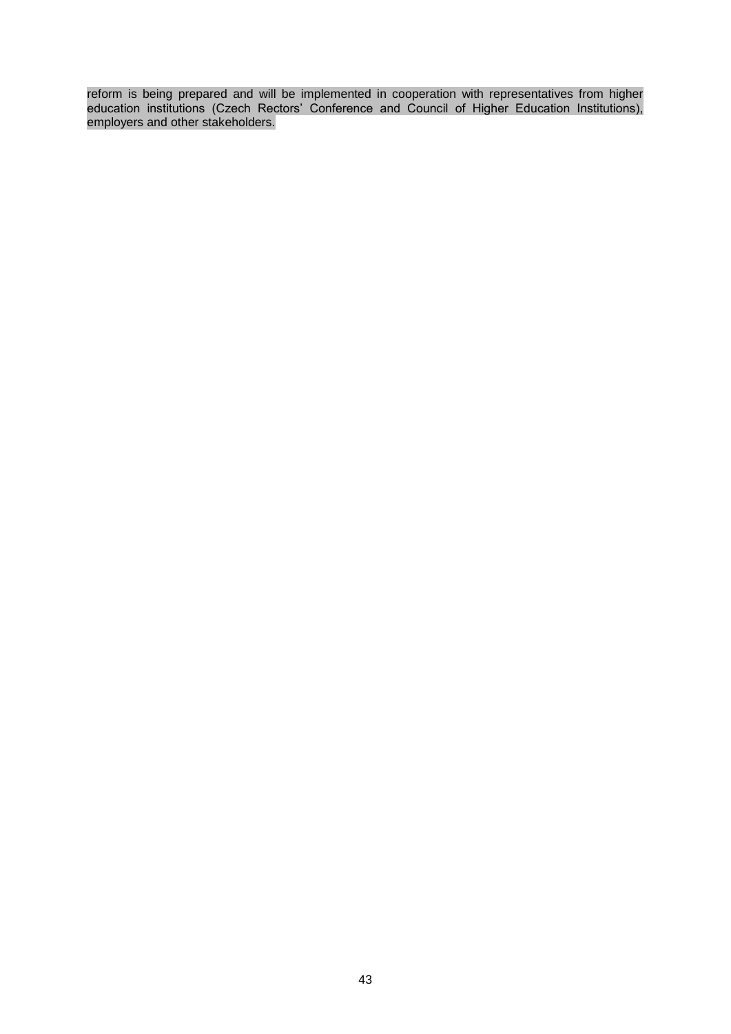reform is being prepared and will be implemented in cooperation with representatives from higher education institutions (Czech Rectors' Conference and Council of Higher Education Institutions), employers and other stakeholders.